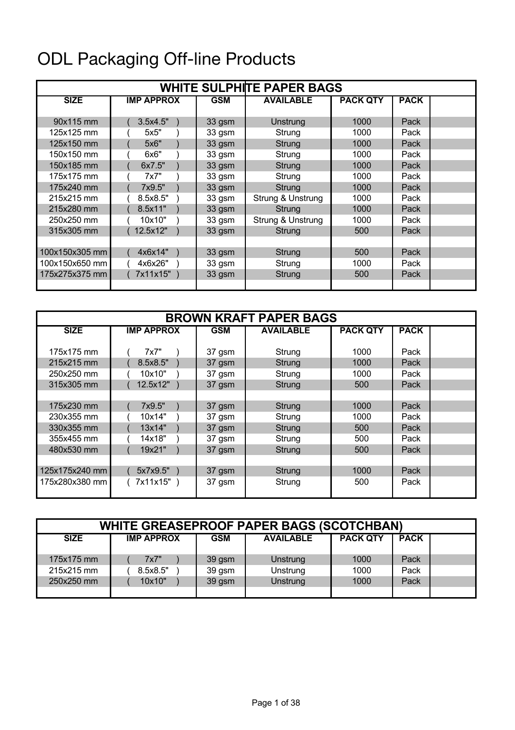# ODL Packaging Off-line Products

| WHITE SULPHITE PAPER BAGS | | | | | | |
|---|---|---|---|---|---|---|
| **SIZE** | **IMP APPROX** | **GSM** | **AVAILABLE** | **PACK QTY** | **PACK** | |
| 90x115 mm | ( 3.5x4.5" ) | 33 gsm | Unstrung | 1000 | Pack | |
| 125x125 mm | ( 5x5" ) | 33 gsm | Strung | 1000 | Pack | |
| 125x150 mm | ( 5x6" ) | 33 gsm | Strung | 1000 | Pack | |
| 150x150 mm | ( 6x6" ) | 33 gsm | Strung | 1000 | Pack | |
| 150x185 mm | ( 6x7.5" ) | 33 gsm | Strung | 1000 | Pack | |
| 175x175 mm | ( 7x7" ) | 33 gsm | Strung | 1000 | Pack | |
| 175x240 mm | ( 7x9.5" ) | 33 gsm | Strung | 1000 | Pack | |
| 215x215 mm | ( 8.5x8.5" ) | 33 gsm | Strung & Unstrung | 1000 | Pack | |
| 215x280 mm | ( 8.5x11" ) | 33 gsm | Strung | 1000 | Pack | |
| 250x250 mm | ( 10x10" ) | 33 gsm | Strung & Unstrung | 1000 | Pack | |
| 315x305 mm | ( 12.5x12" ) | 33 gsm | Strung | 500 | Pack | |
| | | | | | | |
| 100x150x305 mm | ( 4x6x14" ) | 33 gsm | Strung | 500 | Pack | |
| 100x150x650 mm | ( 4x6x26" ) | 33 gsm | Strung | 1000 | Pack | |
| 175x275x375 mm | ( 7x11x15" ) | 33 gsm | Strung | 500 | Pack | |

| BROWN KRAFT PAPER BAGS | | | | | | |
|---|---|---|---|---|---|---|
| **SIZE** | **IMP APPROX** | **GSM** | **AVAILABLE** | **PACK QTY** | **PACK** | |
| 175x175 mm | ( 7x7" ) | 37 gsm | Strung | 1000 | Pack | |
| 215x215 mm | ( 8.5x8.5" ) | 37 gsm | Strung | 1000 | Pack | |
| 250x250 mm | ( 10x10" ) | 37 gsm | Strung | 1000 | Pack | |
| 315x305 mm | ( 12.5x12" ) | 37 gsm | Strung | 500 | Pack | |
| | | | | | | |
| 175x230 mm | ( 7x9.5" ) | 37 gsm | Strung | 1000 | Pack | |
| 230x355 mm | ( 10x14" ) | 37 gsm | Strung | 1000 | Pack | |
| 330x355 mm | ( 13x14" ) | 37 gsm | Strung | 500 | Pack | |
| 355x455 mm | ( 14x18" ) | 37 gsm | Strung | 500 | Pack | |
| 480x530 mm | ( 19x21" ) | 37 gsm | Strung | 500 | Pack | |
| | | | | | | |
| 125x175x240 mm | ( 5x7x9.5" ) | 37 gsm | Strung | 1000 | Pack | |
| 175x280x380 mm | ( 7x11x15" ) | 37 gsm | Strung | 500 | Pack | |

| WHITE GREASEPROOF PAPER BAGS (SCOTCHBAN) | | | | | | |
|---|---|---|---|---|---|---|
| **SIZE** | **IMP APPROX** | **GSM** | **AVAILABLE** | **PACK QTY** | **PACK** | |
| 175x175 mm | ( 7x7" ) | 39 gsm | Unstrung | 1000 | Pack | |
| 215x215 mm | ( 8.5x8.5" ) | 39 gsm | Unstrung | 1000 | Pack | |
| 250x250 mm | ( 10x10" ) | 39 gsm | Unstrung | 1000 | Pack | |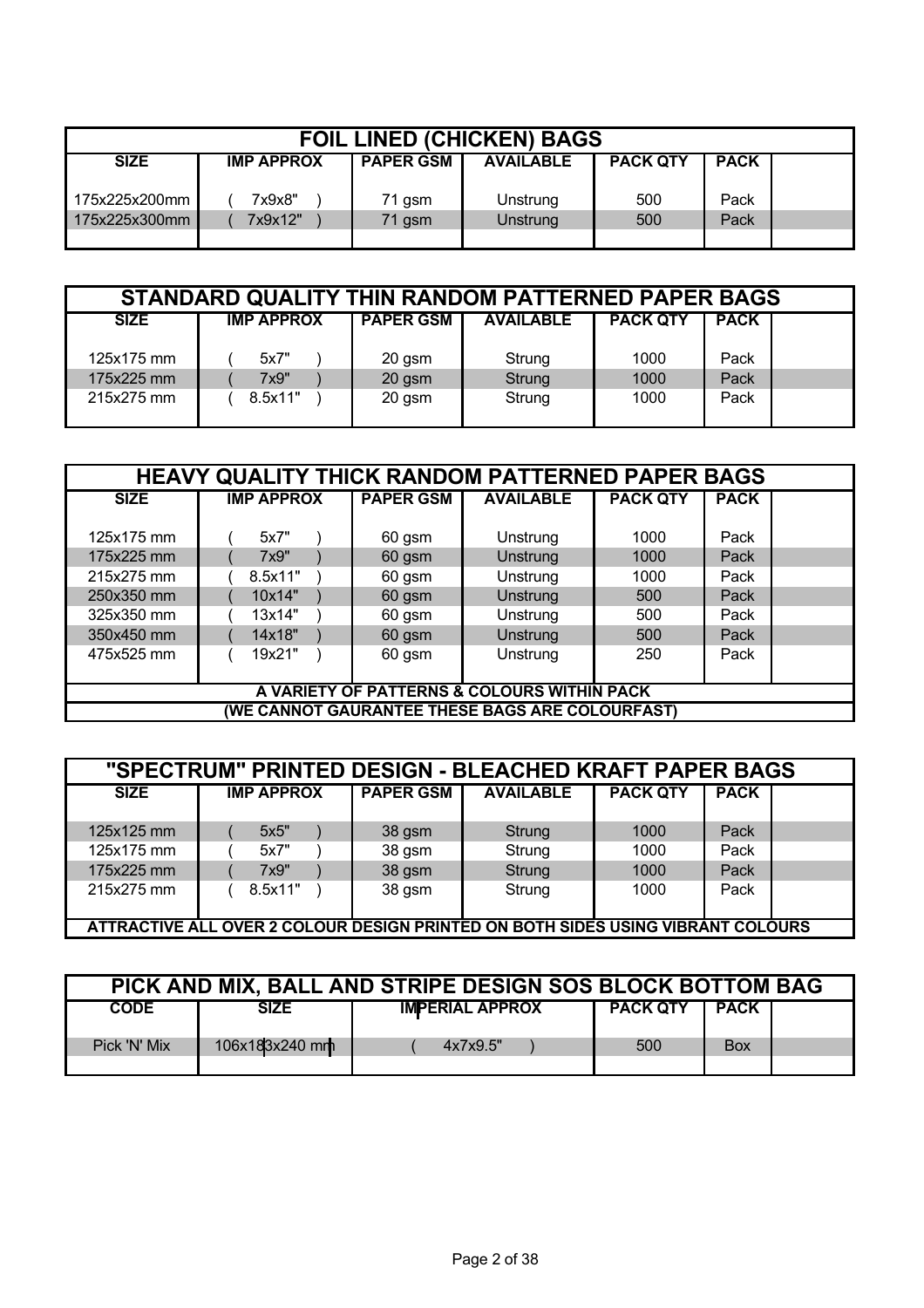| FOIL LINED (CHICKEN) BAGS | | | | | | |
|---|---|---|---|---|---|---|
| **SIZE** | **IMP APPROX** | **PAPER GSM** | **AVAILABLE** | **PACK QTY** | **PACK** | |
| 175x225x200mm | ( 7x9x8" ) | 71 gsm | Unstrung | 500 | Pack | |
| 175x225x300mm | ( 7x9x12" ) | 71 gsm | Unstrung | 500 | Pack | |

| STANDARD QUALITY THIN RANDOM PATTERNED PAPER BAGS | | | | | | |
|---|---|---|---|---|---|---|
| **SIZE** | **IMP APPROX** | **PAPER GSM** | **AVAILABLE** | **PACK QTY** | **PACK** | |
| 125x175 mm | ( 5x7" ) | 20 gsm | Strung | 1000 | Pack | |
| 175x225 mm | ( 7x9" ) | 20 gsm | Strung | 1000 | Pack | |
| 215x275 mm | ( 8.5x11" ) | 20 gsm | Strung | 1000 | Pack | |

| HEAVY QUALITY THICK RANDOM PATTERNED PAPER BAGS | | | | | | |
|---|---|---|---|---|---|---|
| **SIZE** | **IMP APPROX** | **PAPER GSM** | **AVAILABLE** | **PACK QTY** | **PACK** | |
| 125x175 mm | ( 5x7" ) | 60 gsm | Unstrung | 1000 | Pack | |
| 175x225 mm | ( 7x9" ) | 60 gsm | Unstrung | 1000 | Pack | |
| 215x275 mm | ( 8.5x11" ) | 60 gsm | Unstrung | 1000 | Pack | |
| 250x350 mm | ( 10x14" ) | 60 gsm | Unstrung | 500 | Pack | |
| 325x350 mm | ( 13x14" ) | 60 gsm | Unstrung | 500 | Pack | |
| 350x450 mm | ( 14x18" ) | 60 gsm | Unstrung | 500 | Pack | |
| 475x525 mm | ( 19x21" ) | 60 gsm | Unstrung | 250 | Pack | |
| A VARIETY OF PATTERNS & COLOURS WITHIN PACK | | | | | | |
| (WE CANNOT GAURANTEE THESE BAGS ARE COLOURFAST) | | | | | | |

| "SPECTRUM" PRINTED DESIGN - BLEACHED KRAFT PAPER BAGS | | | | | | |
|---|---|---|---|---|---|---|
| **SIZE** | **IMP APPROX** | **PAPER GSM** | **AVAILABLE** | **PACK QTY** | **PACK** | |
| 125x125 mm | ( 5x5" ) | 38 gsm | Strung | 1000 | Pack | |
| 125x175 mm | ( 5x7" ) | 38 gsm | Strung | 1000 | Pack | |
| 175x225 mm | ( 7x9" ) | 38 gsm | Strung | 1000 | Pack | |
| 215x275 mm | ( 8.5x11" ) | 38 gsm | Strung | 1000 | Pack | |
| ATTRACTIVE ALL OVER 2 COLOUR DESIGN PRINTED ON BOTH SIDES USING VIBRANT COLOURS | | | | | | |

| PICK AND MIX, BALL AND STRIPE DESIGN SOS BLOCK BOTTOM BAG | | | | | |
|---|---|---|---|---|---|
| **CODE** | **SIZE** | **IMPERIAL APPROX** | **PACK QTY** | **PACK** | |
| Pick 'N' Mix | 106x183x240 mm | ( 4x7x9.5" ) | 500 | Box | |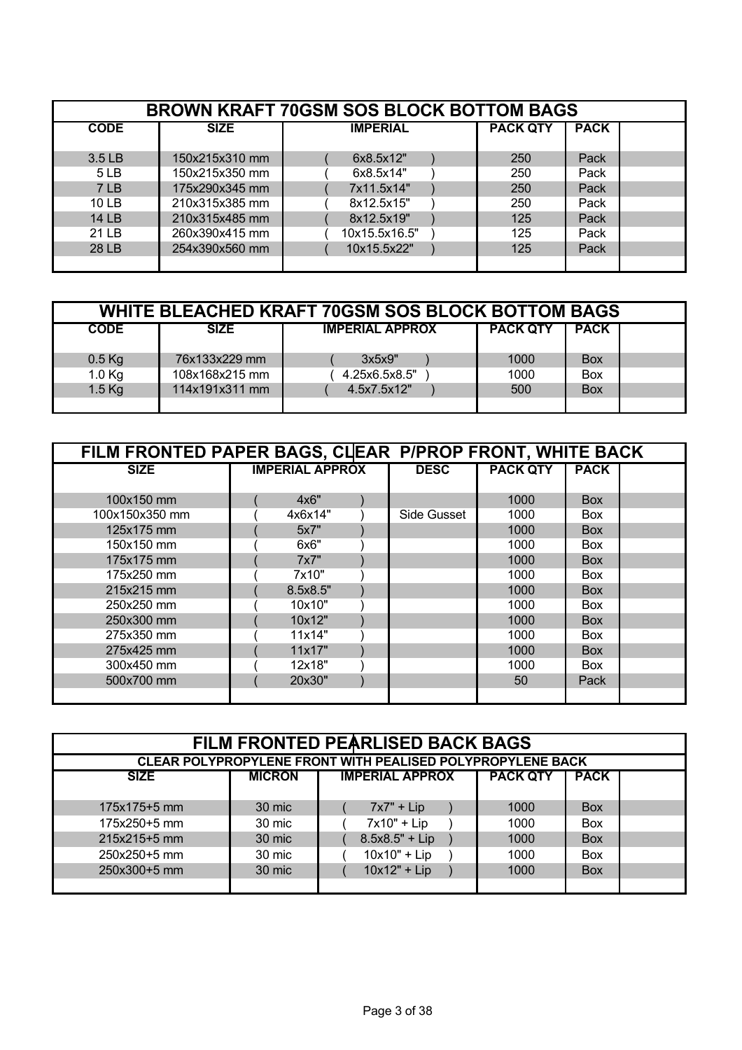## BROWN KRAFT 70GSM SOS BLOCK BOTTOM BAGS

| CODE | SIZE | IMPERIAL | PACK QTY | PACK | |
|---|---|---|---|---|---|
| 3.5 LB | 150x215x310 mm | ( 6x8.5x12" ) | 250 | Pack | |
| 5 LB | 150x215x350 mm | ( 6x8.5x14" ) | 250 | Pack | |
| 7 LB | 175x290x345 mm | ( 7x11.5x14" ) | 250 | Pack | |
| 10 LB | 210x315x385 mm | ( 8x12.5x15" ) | 250 | Pack | |
| 14 LB | 210x315x485 mm | ( 8x12.5x19" ) | 125 | Pack | |
| 21 LB | 260x390x415 mm | ( 10x15.5x16.5" ) | 125 | Pack | |
| 28 LB | 254x390x560 mm | ( 10x15.5x22" ) | 125 | Pack | |

## WHITE BLEACHED KRAFT 70GSM SOS BLOCK BOTTOM BAGS

| CODE | SIZE | IMPERIAL APPROX | PACK QTY | PACK | |
|---|---|---|---|---|---|
| 0.5 Kg | 76x133x229 mm | ( 3x5x9" ) | 1000 | Box | |
| 1.0 Kg | 108x168x215 mm | ( 4.25x6.5x8.5" ) | 1000 | Box | |
| 1.5 Kg | 114x191x311 mm | ( 4.5x7.5x12" ) | 500 | Box | |

## FILM FRONTED PAPER BAGS, CLEAR P/PROP FRONT, WHITE BACK

| SIZE | IMPERIAL APPROX | DESC | PACK QTY | PACK | |
|---|---|---|---|---|---|
| 100x150 mm | ( 4x6" ) | | 1000 | Box | |
| 100x150x350 mm | ( 4x6x14" ) | Side Gusset | 1000 | Box | |
| 125x175 mm | ( 5x7" ) | | 1000 | Box | |
| 150x150 mm | ( 6x6" ) | | 1000 | Box | |
| 175x175 mm | ( 7x7" ) | | 1000 | Box | |
| 175x250 mm | ( 7x10" ) | | 1000 | Box | |
| 215x215 mm | ( 8.5x8.5" ) | | 1000 | Box | |
| 250x250 mm | ( 10x10" ) | | 1000 | Box | |
| 250x300 mm | ( 10x12" ) | | 1000 | Box | |
| 275x350 mm | ( 11x14" ) | | 1000 | Box | |
| 275x425 mm | ( 11x17" ) | | 1000 | Box | |
| 300x450 mm | ( 12x18" ) | | 1000 | Box | |
| 500x700 mm | ( 20x30" ) | | 50 | Pack | |

## FILM FRONTED PEARLISED BACK BAGS

**CLEAR POLYPROPYLENE FRONT WITH PEALISED POLYPROPYLENE BACK**

| SIZE | MICRON | IMPERIAL APPROX | PACK QTY | PACK | |
|---|---|---|---|---|---|
| 175x175+5 mm | 30 mic | ( 7x7" + Lip ) | 1000 | Box | |
| 175x250+5 mm | 30 mic | ( 7x10" + Lip ) | 1000 | Box | |
| 215x215+5 mm | 30 mic | ( 8.5x8.5" + Lip ) | 1000 | Box | |
| 250x250+5 mm | 30 mic | ( 10x10" + Lip ) | 1000 | Box | |
| 250x300+5 mm | 30 mic | ( 10x12" + Lip ) | 1000 | Box | |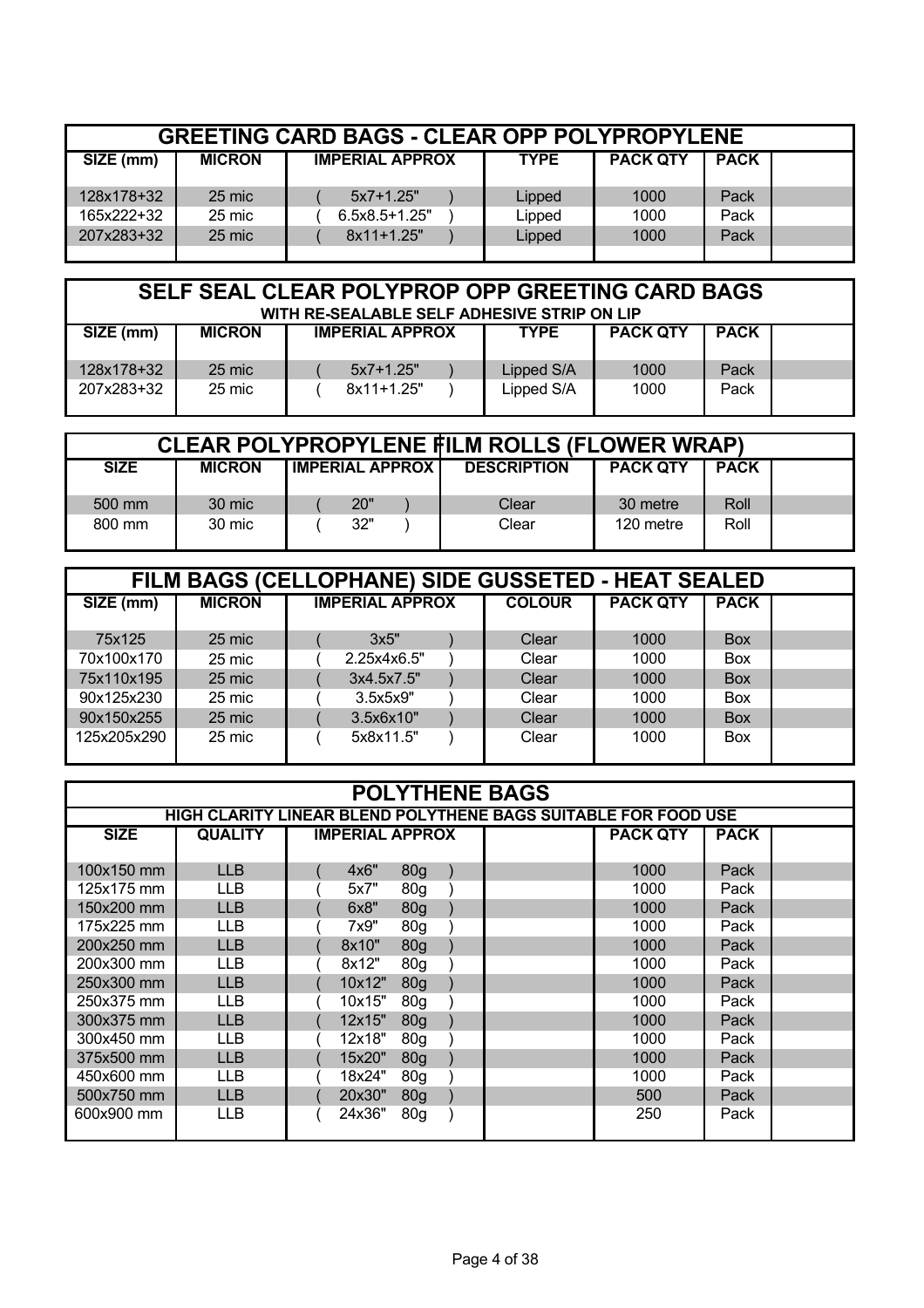## GREETING CARD BAGS - CLEAR OPP POLYPROPYLENE

| SIZE (mm) | MICRON | IMPERIAL APPROX | TYPE | PACK QTY | PACK | |
|---|---|---|---|---|---|---|
| 128x178+32 | 25 mic | ( 5x7+1.25" ) | Lipped | 1000 | Pack | |
| 165x222+32 | 25 mic | ( 6.5x8.5+1.25" ) | Lipped | 1000 | Pack | |
| 207x283+32 | 25 mic | ( 8x11+1.25" ) | Lipped | 1000 | Pack | |

## SELF SEAL CLEAR POLYPROP OPP GREETING CARD BAGS

**WITH RE-SEALABLE SELF ADHESIVE STRIP ON LIP**

| SIZE (mm) | MICRON | IMPERIAL APPROX | TYPE | PACK QTY | PACK | |
|---|---|---|---|---|---|---|
| 128x178+32 | 25 mic | ( 5x7+1.25" ) | Lipped S/A | 1000 | Pack | |
| 207x283+32 | 25 mic | ( 8x11+1.25" ) | Lipped S/A | 1000 | Pack | |

## CLEAR POLYPROPYLENE FILM ROLLS (FLOWER WRAP)

| SIZE | MICRON | IMPERIAL APPROX | DESCRIPTION | PACK QTY | PACK | |
|---|---|---|---|---|---|---|
| 500 mm | 30 mic | ( 20" ) | Clear | 30 metre | Roll | |
| 800 mm | 30 mic | ( 32" ) | Clear | 120 metre | Roll | |

## FILM BAGS (CELLOPHANE) SIDE GUSSETED - HEAT SEALED

| SIZE (mm) | MICRON | IMPERIAL APPROX | COLOUR | PACK QTY | PACK | |
|---|---|---|---|---|---|---|
| 75x125 | 25 mic | ( 3x5" ) | Clear | 1000 | Box | |
| 70x100x170 | 25 mic | ( 2.25x4x6.5" ) | Clear | 1000 | Box | |
| 75x110x195 | 25 mic | ( 3x4.5x7.5" ) | Clear | 1000 | Box | |
| 90x125x230 | 25 mic | ( 3.5x5x9" ) | Clear | 1000 | Box | |
| 90x150x255 | 25 mic | ( 3.5x6x10" ) | Clear | 1000 | Box | |
| 125x205x290 | 25 mic | ( 5x8x11.5" ) | Clear | 1000 | Box | |

## POLYTHENE BAGS

**HIGH CLARITY LINEAR BLEND POLYTHENE BAGS SUITABLE FOR FOOD USE**

| SIZE | QUALITY | IMPERIAL APPROX | | PACK QTY | PACK | |
|---|---|---|---|---|---|---|
| 100x150 mm | LLB | ( 4x6" 80g ) | | 1000 | Pack | |
| 125x175 mm | LLB | ( 5x7" 80g ) | | 1000 | Pack | |
| 150x200 mm | LLB | ( 6x8" 80g ) | | 1000 | Pack | |
| 175x225 mm | LLB | ( 7x9" 80g ) | | 1000 | Pack | |
| 200x250 mm | LLB | ( 8x10" 80g ) | | 1000 | Pack | |
| 200x300 mm | LLB | ( 8x12" 80g ) | | 1000 | Pack | |
| 250x300 mm | LLB | ( 10x12" 80g ) | | 1000 | Pack | |
| 250x375 mm | LLB | ( 10x15" 80g ) | | 1000 | Pack | |
| 300x375 mm | LLB | ( 12x15" 80g ) | | 1000 | Pack | |
| 300x450 mm | LLB | ( 12x18" 80g ) | | 1000 | Pack | |
| 375x500 mm | LLB | ( 15x20" 80g ) | | 1000 | Pack | |
| 450x600 mm | LLB | ( 18x24" 80g ) | | 1000 | Pack | |
| 500x750 mm | LLB | ( 20x30" 80g ) | | 500 | Pack | |
| 600x900 mm | LLB | ( 24x36" 80g ) | | 250 | Pack | |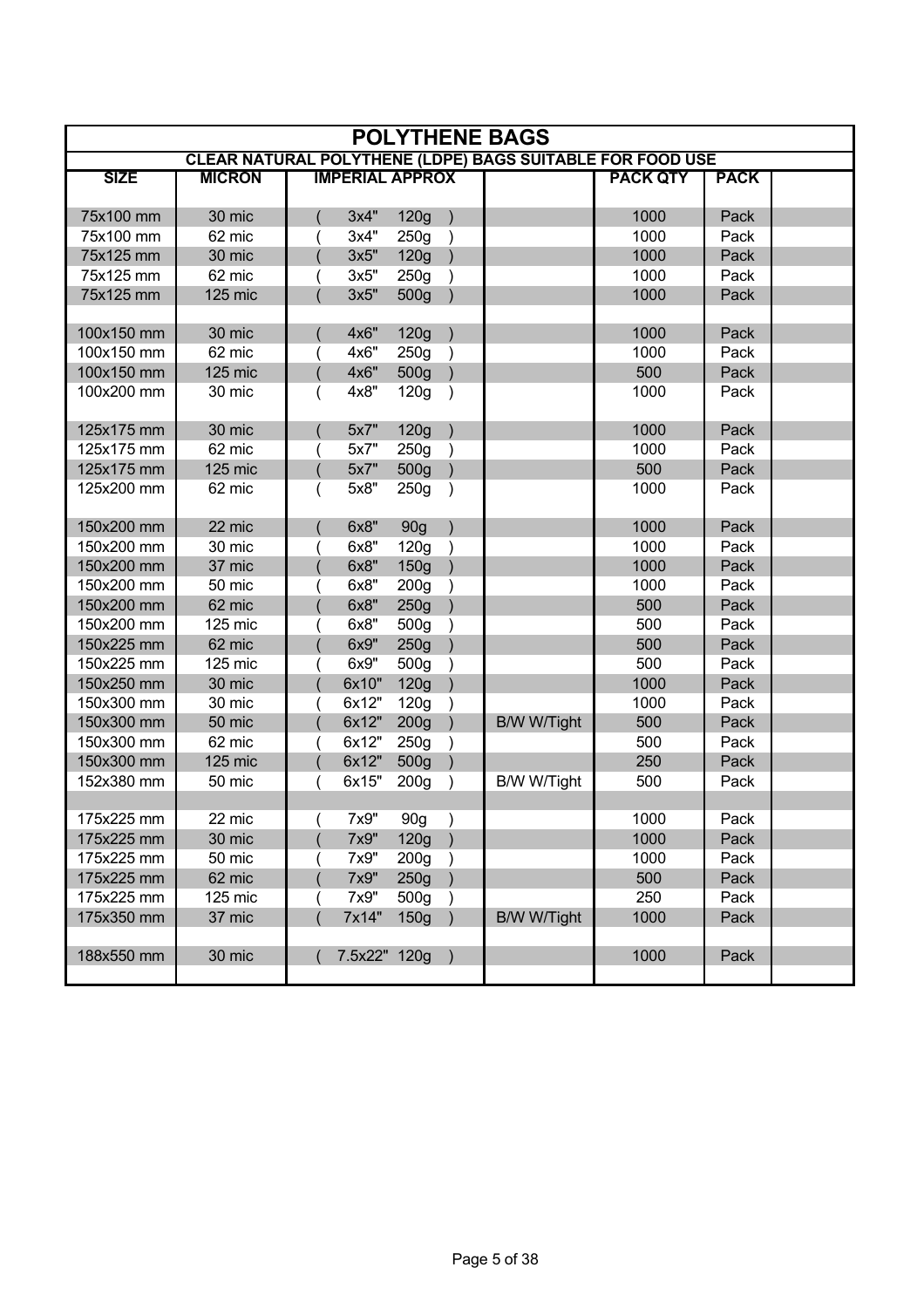# POLYTHENE BAGS

## CLEAR NATURAL POLYTHENE (LDPE) BAGS SUITABLE FOR FOOD USE

| SIZE | MICRON | IMPERIAL APPROX | | PACK QTY | PACK | |
|---|---|---|---|---|---|---|
| 75x100 mm | 30 mic | ( 3x4" 120g ) | | 1000 | Pack | |
| 75x100 mm | 62 mic | ( 3x4" 250g ) | | 1000 | Pack | |
| 75x125 mm | 30 mic | ( 3x5" 120g ) | | 1000 | Pack | |
| 75x125 mm | 62 mic | ( 3x5" 250g ) | | 1000 | Pack | |
| 75x125 mm | 125 mic | ( 3x5" 500g ) | | 1000 | Pack | |
| | | | | | | |
| 100x150 mm | 30 mic | ( 4x6" 120g ) | | 1000 | Pack | |
| 100x150 mm | 62 mic | ( 4x6" 250g ) | | 1000 | Pack | |
| 100x150 mm | 125 mic | ( 4x6" 500g ) | | 500 | Pack | |
| 100x200 mm | 30 mic | ( 4x8" 120g ) | | 1000 | Pack | |
| | | | | | | |
| 125x175 mm | 30 mic | ( 5x7" 120g ) | | 1000 | Pack | |
| 125x175 mm | 62 mic | ( 5x7" 250g ) | | 1000 | Pack | |
| 125x175 mm | 125 mic | ( 5x7" 500g ) | | 500 | Pack | |
| 125x200 mm | 62 mic | ( 5x8" 250g ) | | 1000 | Pack | |
| | | | | | | |
| 150x200 mm | 22 mic | ( 6x8" 90g ) | | 1000 | Pack | |
| 150x200 mm | 30 mic | ( 6x8" 120g ) | | 1000 | Pack | |
| 150x200 mm | 37 mic | ( 6x8" 150g ) | | 1000 | Pack | |
| 150x200 mm | 50 mic | ( 6x8" 200g ) | | 1000 | Pack | |
| 150x200 mm | 62 mic | ( 6x8" 250g ) | | 500 | Pack | |
| 150x200 mm | 125 mic | ( 6x8" 500g ) | | 500 | Pack | |
| 150x225 mm | 62 mic | ( 6x9" 250g ) | | 500 | Pack | |
| 150x225 mm | 125 mic | ( 6x9" 500g ) | | 500 | Pack | |
| 150x250 mm | 30 mic | ( 6x10" 120g ) | | 1000 | Pack | |
| 150x300 mm | 30 mic | ( 6x12" 120g ) | | 1000 | Pack | |
| 150x300 mm | 50 mic | ( 6x12" 200g ) | B/W W/Tight | 500 | Pack | |
| 150x300 mm | 62 mic | ( 6x12" 250g ) | | 500 | Pack | |
| 150x300 mm | 125 mic | ( 6x12" 500g ) | | 250 | Pack | |
| 152x380 mm | 50 mic | ( 6x15" 200g ) | B/W W/Tight | 500 | Pack | |
| | | | | | | |
| 175x225 mm | 22 mic | ( 7x9" 90g ) | | 1000 | Pack | |
| 175x225 mm | 30 mic | ( 7x9" 120g ) | | 1000 | Pack | |
| 175x225 mm | 50 mic | ( 7x9" 200g ) | | 1000 | Pack | |
| 175x225 mm | 62 mic | ( 7x9" 250g ) | | 500 | Pack | |
| 175x225 mm | 125 mic | ( 7x9" 500g ) | | 250 | Pack | |
| 175x350 mm | 37 mic | ( 7x14" 150g ) | B/W W/Tight | 1000 | Pack | |
| | | | | | | |
| 188x550 mm | 30 mic | ( 7.5x22" 120g ) | | 1000 | Pack | |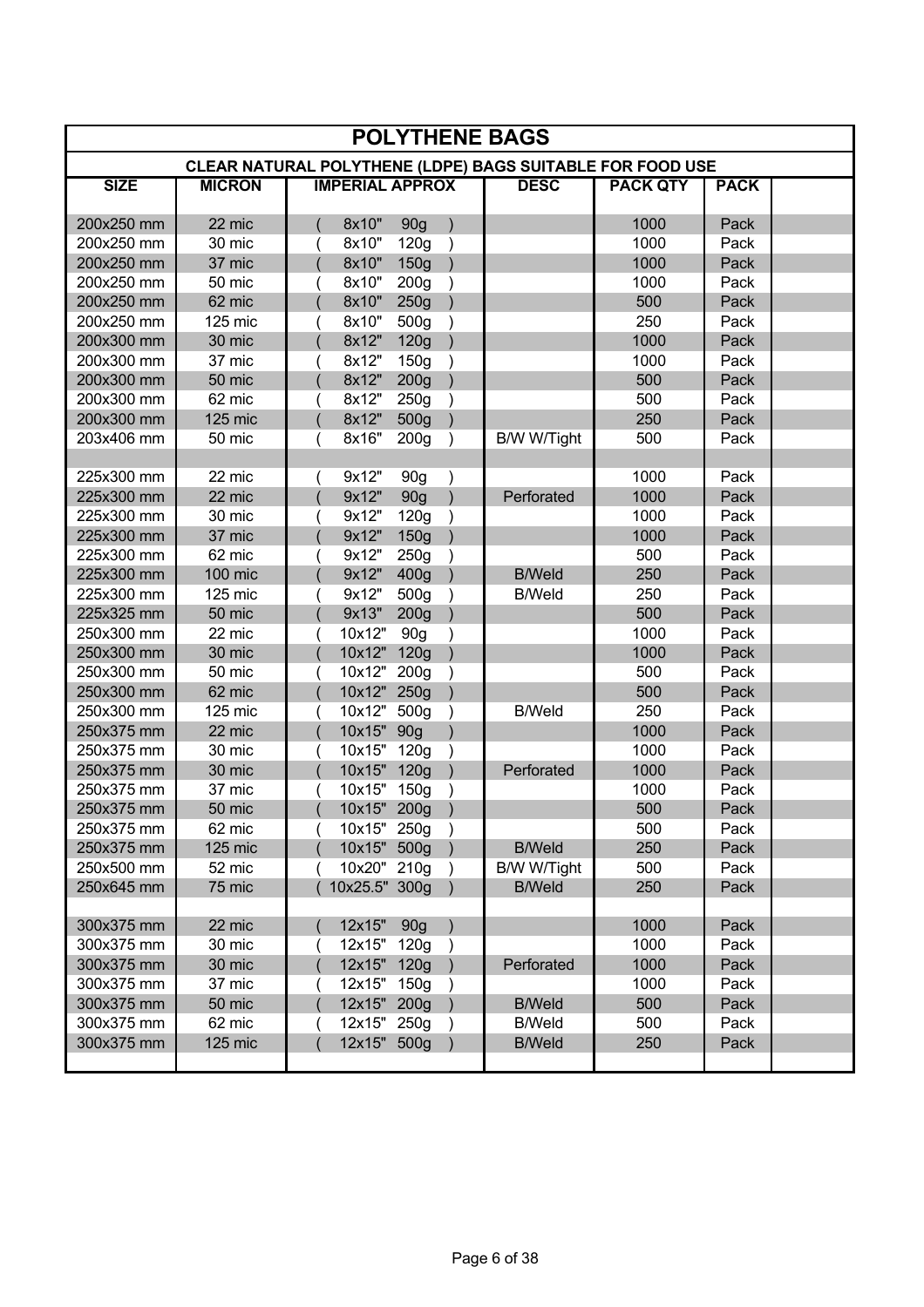# POLYTHENE BAGS

## CLEAR NATURAL POLYTHENE (LDPE) BAGS SUITABLE FOR FOOD USE

| SIZE | MICRON | IMPERIAL APPROX | DESC | PACK QTY | PACK | |
|---|---|---|---|---|---|---|
| 200x250 mm | 22 mic | ( 8x10" 90g ) | | 1000 | Pack | |
| 200x250 mm | 30 mic | ( 8x10" 120g ) | | 1000 | Pack | |
| 200x250 mm | 37 mic | ( 8x10" 150g ) | | 1000 | Pack | |
| 200x250 mm | 50 mic | ( 8x10" 200g ) | | 1000 | Pack | |
| 200x250 mm | 62 mic | ( 8x10" 250g ) | | 500 | Pack | |
| 200x250 mm | 125 mic | ( 8x10" 500g ) | | 250 | Pack | |
| 200x300 mm | 30 mic | ( 8x12" 120g ) | | 1000 | Pack | |
| 200x300 mm | 37 mic | ( 8x12" 150g ) | | 1000 | Pack | |
| 200x300 mm | 50 mic | ( 8x12" 200g ) | | 500 | Pack | |
| 200x300 mm | 62 mic | ( 8x12" 250g ) | | 500 | Pack | |
| 200x300 mm | 125 mic | ( 8x12" 500g ) | | 250 | Pack | |
| 203x406 mm | 50 mic | ( 8x16" 200g ) | B/W W/Tight | 500 | Pack | |
| | | | | | | |
| 225x300 mm | 22 mic | ( 9x12" 90g ) | | 1000 | Pack | |
| 225x300 mm | 22 mic | ( 9x12" 90g ) | Perforated | 1000 | Pack | |
| 225x300 mm | 30 mic | ( 9x12" 120g ) | | 1000 | Pack | |
| 225x300 mm | 37 mic | ( 9x12" 150g ) | | 1000 | Pack | |
| 225x300 mm | 62 mic | ( 9x12" 250g ) | | 500 | Pack | |
| 225x300 mm | 100 mic | ( 9x12" 400g ) | B/Weld | 250 | Pack | |
| 225x300 mm | 125 mic | ( 9x12" 500g ) | B/Weld | 250 | Pack | |
| 225x325 mm | 50 mic | ( 9x13" 200g ) | | 500 | Pack | |
| 250x300 mm | 22 mic | ( 10x12" 90g ) | | 1000 | Pack | |
| 250x300 mm | 30 mic | ( 10x12" 120g ) | | 1000 | Pack | |
| 250x300 mm | 50 mic | ( 10x12" 200g ) | | 500 | Pack | |
| 250x300 mm | 62 mic | ( 10x12" 250g ) | | 500 | Pack | |
| 250x300 mm | 125 mic | ( 10x12" 500g ) | B/Weld | 250 | Pack | |
| 250x375 mm | 22 mic | ( 10x15" 90g ) | | 1000 | Pack | |
| 250x375 mm | 30 mic | ( 10x15" 120g ) | | 1000 | Pack | |
| 250x375 mm | 30 mic | ( 10x15" 120g ) | Perforated | 1000 | Pack | |
| 250x375 mm | 37 mic | ( 10x15" 150g ) | | 1000 | Pack | |
| 250x375 mm | 50 mic | ( 10x15" 200g ) | | 500 | Pack | |
| 250x375 mm | 62 mic | ( 10x15" 250g ) | | 500 | Pack | |
| 250x375 mm | 125 mic | ( 10x15" 500g ) | B/Weld | 250 | Pack | |
| 250x500 mm | 52 mic | ( 10x20" 210g ) | B/W W/Tight | 500 | Pack | |
| 250x645 mm | 75 mic | ( 10x25.5" 300g ) | B/Weld | 250 | Pack | |
| | | | | | | |
| 300x375 mm | 22 mic | ( 12x15" 90g ) | | 1000 | Pack | |
| 300x375 mm | 30 mic | ( 12x15" 120g ) | | 1000 | Pack | |
| 300x375 mm | 30 mic | ( 12x15" 120g ) | Perforated | 1000 | Pack | |
| 300x375 mm | 37 mic | ( 12x15" 150g ) | | 1000 | Pack | |
| 300x375 mm | 50 mic | ( 12x15" 200g ) | B/Weld | 500 | Pack | |
| 300x375 mm | 62 mic | ( 12x15" 250g ) | B/Weld | 500 | Pack | |
| 300x375 mm | 125 mic | ( 12x15" 500g ) | B/Weld | 250 | Pack | |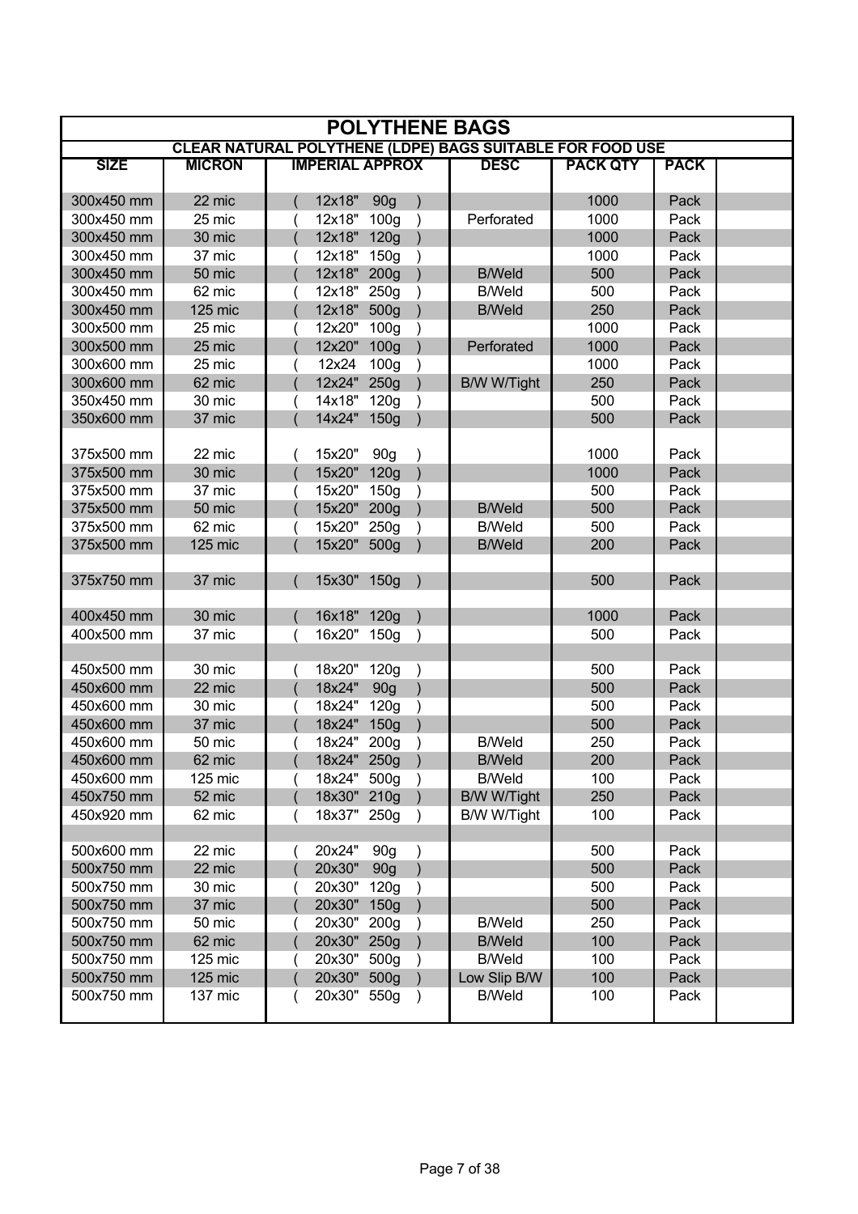# POLYTHENE BAGS

## CLEAR NATURAL POLYTHENE (LDPE) BAGS SUITABLE FOR FOOD USE

| SIZE | MICRON | IMPERIAL APPROX | DESC | PACK QTY | PACK | |
|---|---|---|---|---|---|---|
| 300x450 mm | 22 mic | ( 12x18" 90g ) | | 1000 | Pack | |
| 300x450 mm | 25 mic | ( 12x18" 100g ) | Perforated | 1000 | Pack | |
| 300x450 mm | 30 mic | ( 12x18" 120g ) | | 1000 | Pack | |
| 300x450 mm | 37 mic | ( 12x18" 150g ) | | 1000 | Pack | |
| 300x450 mm | 50 mic | ( 12x18" 200g ) | B/Weld | 500 | Pack | |
| 300x450 mm | 62 mic | ( 12x18" 250g ) | B/Weld | 500 | Pack | |
| 300x450 mm | 125 mic | ( 12x18" 500g ) | B/Weld | 250 | Pack | |
| 300x500 mm | 25 mic | ( 12x20" 100g ) | | 1000 | Pack | |
| 300x500 mm | 25 mic | ( 12x20" 100g ) | Perforated | 1000 | Pack | |
| 300x600 mm | 25 mic | ( 12x24 100g ) | | 1000 | Pack | |
| 300x600 mm | 62 mic | ( 12x24" 250g ) | B/W W/Tight | 250 | Pack | |
| 350x450 mm | 30 mic | ( 14x18" 120g ) | | 500 | Pack | |
| 350x600 mm | 37 mic | ( 14x24" 150g ) | | 500 | Pack | |
| | | | | | | |
| 375x500 mm | 22 mic | ( 15x20" 90g ) | | 1000 | Pack | |
| 375x500 mm | 30 mic | ( 15x20" 120g ) | | 1000 | Pack | |
| 375x500 mm | 37 mic | ( 15x20" 150g ) | | 500 | Pack | |
| 375x500 mm | 50 mic | ( 15x20" 200g ) | B/Weld | 500 | Pack | |
| 375x500 mm | 62 mic | ( 15x20" 250g ) | B/Weld | 500 | Pack | |
| 375x500 mm | 125 mic | ( 15x20" 500g ) | B/Weld | 200 | Pack | |
| | | | | | | |
| 375x750 mm | 37 mic | ( 15x30" 150g ) | | 500 | Pack | |
| | | | | | | |
| 400x450 mm | 30 mic | ( 16x18" 120g ) | | 1000 | Pack | |
| 400x500 mm | 37 mic | ( 16x20" 150g ) | | 500 | Pack | |
| | | | | | | |
| 450x500 mm | 30 mic | ( 18x20" 120g ) | | 500 | Pack | |
| 450x600 mm | 22 mic | ( 18x24" 90g ) | | 500 | Pack | |
| 450x600 mm | 30 mic | ( 18x24" 120g ) | | 500 | Pack | |
| 450x600 mm | 37 mic | ( 18x24" 150g ) | | 500 | Pack | |
| 450x600 mm | 50 mic | ( 18x24" 200g ) | B/Weld | 250 | Pack | |
| 450x600 mm | 62 mic | ( 18x24" 250g ) | B/Weld | 200 | Pack | |
| 450x600 mm | 125 mic | ( 18x24" 500g ) | B/Weld | 100 | Pack | |
| 450x750 mm | 52 mic | ( 18x30" 210g ) | B/W W/Tight | 250 | Pack | |
| 450x920 mm | 62 mic | ( 18x37" 250g ) | B/W W/Tight | 100 | Pack | |
| | | | | | | |
| 500x600 mm | 22 mic | ( 20x24" 90g ) | | 500 | Pack | |
| 500x750 mm | 22 mic | ( 20x30" 90g ) | | 500 | Pack | |
| 500x750 mm | 30 mic | ( 20x30" 120g ) | | 500 | Pack | |
| 500x750 mm | 37 mic | ( 20x30" 150g ) | | 500 | Pack | |
| 500x750 mm | 50 mic | ( 20x30" 200g ) | B/Weld | 250 | Pack | |
| 500x750 mm | 62 mic | ( 20x30" 250g ) | B/Weld | 100 | Pack | |
| 500x750 mm | 125 mic | ( 20x30" 500g ) | B/Weld | 100 | Pack | |
| 500x750 mm | 125 mic | ( 20x30" 500g ) | Low Slip B/W | 100 | Pack | |
| 500x750 mm | 137 mic | ( 20x30" 550g ) | B/Weld | 100 | Pack | |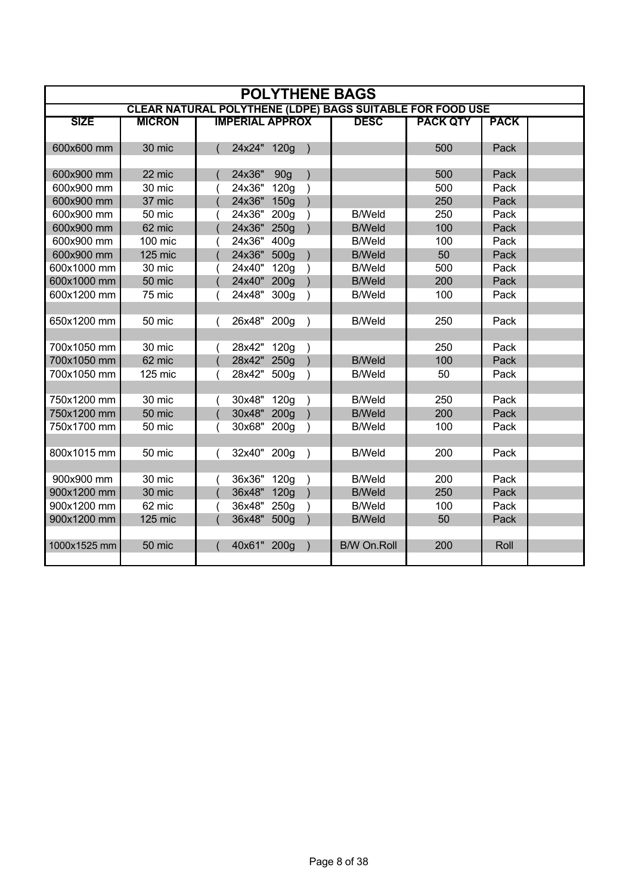# POLYTHENE BAGS

## CLEAR NATURAL POLYTHENE (LDPE) BAGS SUITABLE FOR FOOD USE

| SIZE | MICRON | IMPERIAL APPROX | DESC | PACK QTY | PACK | |
|---|---|---|---|---|---|---|
| 600x600 mm | 30 mic | ( 24x24" 120g ) | | 500 | Pack | |
| | | | | | | |
| 600x900 mm | 22 mic | ( 24x36" 90g ) | | 500 | Pack | |
| 600x900 mm | 30 mic | ( 24x36" 120g ) | | 500 | Pack | |
| 600x900 mm | 37 mic | ( 24x36" 150g ) | | 250 | Pack | |
| 600x900 mm | 50 mic | ( 24x36" 200g ) | B/Weld | 250 | Pack | |
| 600x900 mm | 62 mic | ( 24x36" 250g ) | B/Weld | 100 | Pack | |
| 600x900 mm | 100 mic | ( 24x36" 400g | B/Weld | 100 | Pack | |
| 600x900 mm | 125 mic | ( 24x36" 500g ) | B/Weld | 50 | Pack | |
| 600x1000 mm | 30 mic | ( 24x40" 120g ) | B/Weld | 500 | Pack | |
| 600x1000 mm | 50 mic | ( 24x40" 200g ) | B/Weld | 200 | Pack | |
| 600x1200 mm | 75 mic | ( 24x48" 300g ) | B/Weld | 100 | Pack | |
| | | | | | | |
| 650x1200 mm | 50 mic | ( 26x48" 200g ) | B/Weld | 250 | Pack | |
| | | | | | | |
| 700x1050 mm | 30 mic | ( 28x42" 120g ) | | 250 | Pack | |
| 700x1050 mm | 62 mic | ( 28x42" 250g ) | B/Weld | 100 | Pack | |
| 700x1050 mm | 125 mic | ( 28x42" 500g ) | B/Weld | 50 | Pack | |
| | | | | | | |
| 750x1200 mm | 30 mic | ( 30x48" 120g ) | B/Weld | 250 | Pack | |
| 750x1200 mm | 50 mic | ( 30x48" 200g ) | B/Weld | 200 | Pack | |
| 750x1700 mm | 50 mic | ( 30x68" 200g ) | B/Weld | 100 | Pack | |
| | | | | | | |
| 800x1015 mm | 50 mic | ( 32x40" 200g ) | B/Weld | 200 | Pack | |
| | | | | | | |
| 900x900 mm | 30 mic | ( 36x36" 120g ) | B/Weld | 200 | Pack | |
| 900x1200 mm | 30 mic | ( 36x48" 120g ) | B/Weld | 250 | Pack | |
| 900x1200 mm | 62 mic | ( 36x48" 250g ) | B/Weld | 100 | Pack | |
| 900x1200 mm | 125 mic | ( 36x48" 500g ) | B/Weld | 50 | Pack | |
| | | | | | | |
| 1000x1525 mm | 50 mic | ( 40x61" 200g ) | B/W On.Roll | 200 | Roll | |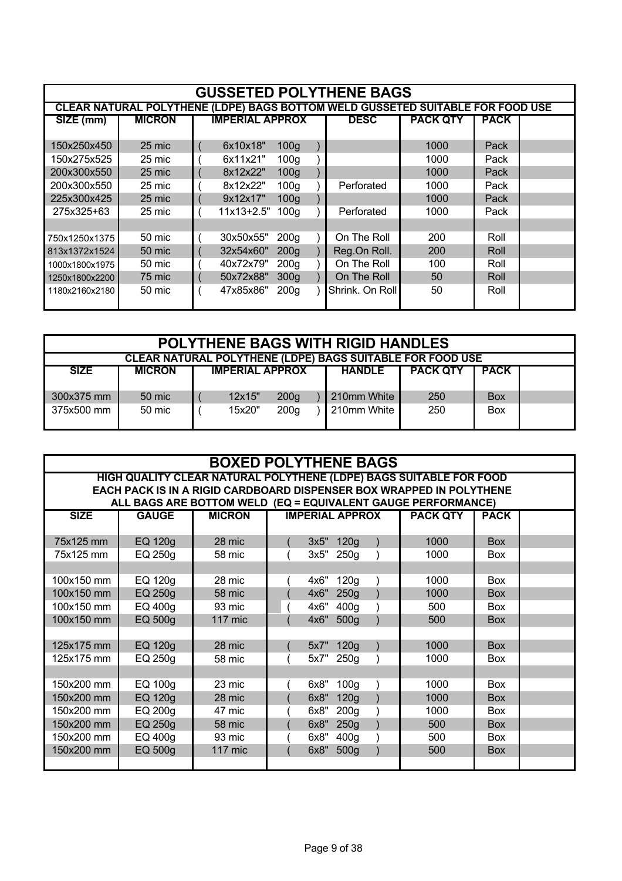## GUSSETED POLYTHENE BAGS

**CLEAR NATURAL POLYTHENE (LDPE) BAGS BOTTOM WELD GUSSETED SUITABLE FOR FOOD USE**

| SIZE (mm) | MICRON | IMPERIAL APPROX | DESC | PACK QTY | PACK |
|---|---|---|---|---|---|
| 150x250x450 | 25 mic | ( 6x10x18" 100g ) | | 1000 | Pack |
| 150x275x525 | 25 mic | ( 6x11x21" 100g ) | | 1000 | Pack |
| 200x300x550 | 25 mic | ( 8x12x22" 100g ) | | 1000 | Pack |
| 200x300x550 | 25 mic | ( 8x12x22" 100g ) | Perforated | 1000 | Pack |
| 225x300x425 | 25 mic | ( 9x12x17" 100g ) | | 1000 | Pack |
| 275x325+63 | 25 mic | ( 11x13+2.5" 100g ) | Perforated | 1000 | Pack |
| | | | | | |
| 750x1250x1375 | 50 mic | ( 30x50x55" 200g ) | On The Roll | 200 | Roll |
| 813x1372x1524 | 50 mic | ( 32x54x60" 200g ) | Reg.On Roll. | 200 | Roll |
| 1000x1800x1975 | 50 mic | ( 40x72x79" 200g ) | On The Roll | 100 | Roll |
| 1250x1800x2200 | 75 mic | ( 50x72x88" 300g ) | On The Roll | 50 | Roll |
| 1180x2160x2180 | 50 mic | ( 47x85x86" 200g ) | Shrink. On Roll | 50 | Roll |

## POLYTHENE BAGS WITH RIGID HANDLES

**CLEAR NATURAL POLYTHENE (LDPE) BAGS SUITABLE FOR FOOD USE**

| SIZE | MICRON | IMPERIAL APPROX | HANDLE | PACK QTY | PACK |
|---|---|---|---|---|---|
| 300x375 mm | 50 mic | ( 12x15" 200g ) | 210mm White | 250 | Box |
| 375x500 mm | 50 mic | ( 15x20" 200g ) | 210mm White | 250 | Box |

## BOXED POLYTHENE BAGS

**HIGH QUALITY CLEAR NATURAL POLYTHENE (LDPE) BAGS SUITABLE FOR FOOD**
**EACH PACK IS IN A RIGID CARDBOARD DISPENSER BOX WRAPPED IN POLYTHENE**
**ALL BAGS ARE BOTTOM WELD (EQ = EQUIVALENT GAUGE PERFORMANCE)**

| SIZE | GAUGE | MICRON | IMPERIAL APPROX | PACK QTY | PACK |
|---|---|---|---|---|---|
| 75x125 mm | EQ 120g | 28 mic | ( 3x5" 120g ) | 1000 | Box |
| 75x125 mm | EQ 250g | 58 mic | ( 3x5" 250g ) | 1000 | Box |
| | | | | | |
| 100x150 mm | EQ 120g | 28 mic | ( 4x6" 120g ) | 1000 | Box |
| 100x150 mm | EQ 250g | 58 mic | ( 4x6" 250g ) | 1000 | Box |
| 100x150 mm | EQ 400g | 93 mic | ( 4x6" 400g ) | 500 | Box |
| 100x150 mm | EQ 500g | 117 mic | ( 4x6" 500g ) | 500 | Box |
| | | | | | |
| 125x175 mm | EQ 120g | 28 mic | ( 5x7" 120g ) | 1000 | Box |
| 125x175 mm | EQ 250g | 58 mic | ( 5x7" 250g ) | 1000 | Box |
| | | | | | |
| 150x200 mm | EQ 100g | 23 mic | ( 6x8" 100g ) | 1000 | Box |
| 150x200 mm | EQ 120g | 28 mic | ( 6x8" 120g ) | 1000 | Box |
| 150x200 mm | EQ 200g | 47 mic | ( 6x8" 200g ) | 1000 | Box |
| 150x200 mm | EQ 250g | 58 mic | ( 6x8" 250g ) | 500 | Box |
| 150x200 mm | EQ 400g | 93 mic | ( 6x8" 400g ) | 500 | Box |
| 150x200 mm | EQ 500g | 117 mic | ( 6x8" 500g ) | 500 | Box |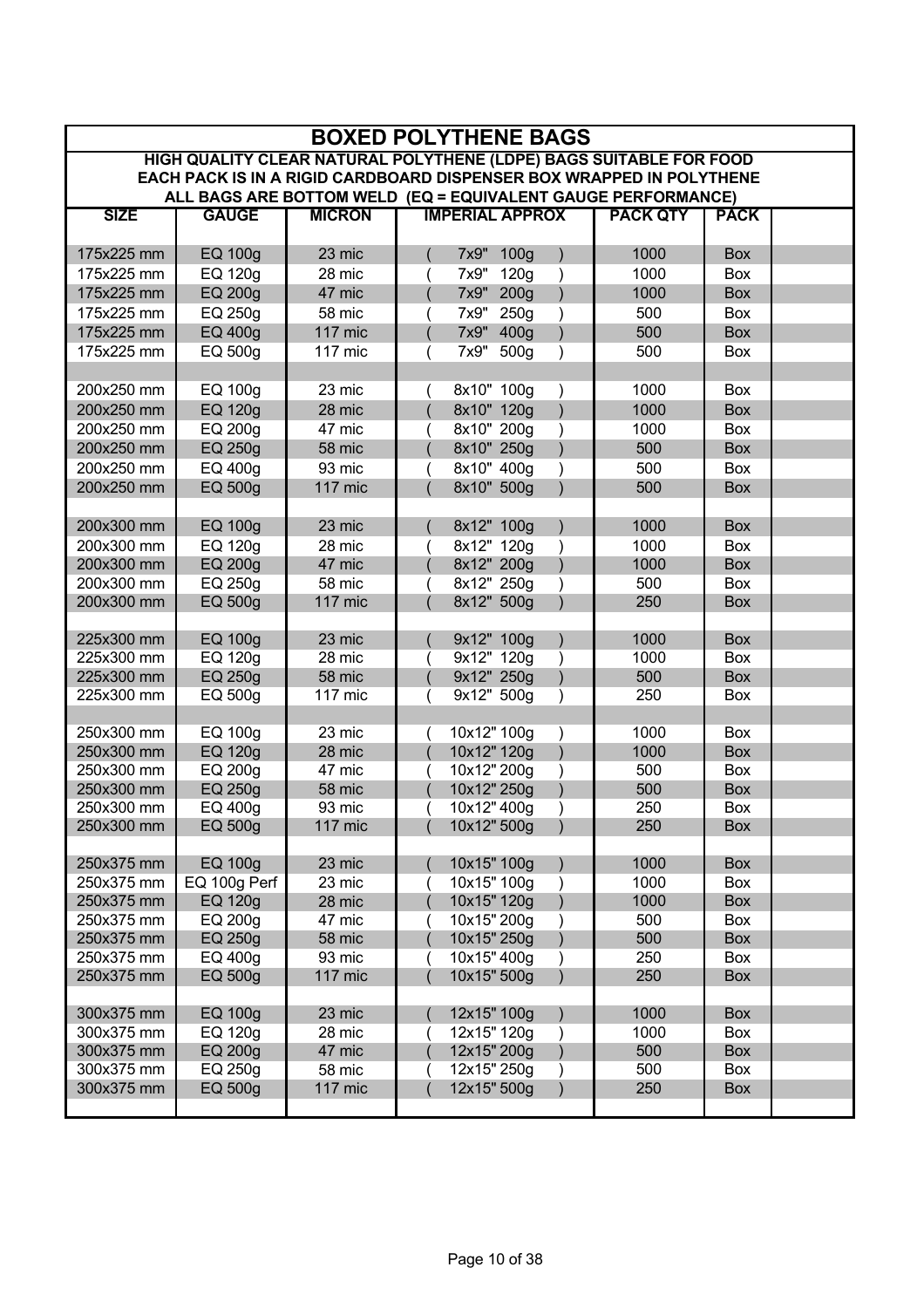# BOXED POLYTHENE BAGS

**HIGH QUALITY CLEAR NATURAL POLYTHENE (LDPE) BAGS SUITABLE FOR FOOD**
**EACH PACK IS IN A RIGID CARDBOARD DISPENSER BOX WRAPPED IN POLYTHENE**
**ALL BAGS ARE BOTTOM WELD (EQ = EQUIVALENT GAUGE PERFORMANCE)**

| SIZE | GAUGE | MICRON | IMPERIAL APPROX | PACK QTY | PACK |
|---|---|---|---|---|---|
| 175x225 mm | EQ 100g | 23 mic | ( 7x9" 100g ) | 1000 | Box |
| 175x225 mm | EQ 120g | 28 mic | ( 7x9" 120g ) | 1000 | Box |
| 175x225 mm | EQ 200g | 47 mic | ( 7x9" 200g ) | 1000 | Box |
| 175x225 mm | EQ 250g | 58 mic | ( 7x9" 250g ) | 500 | Box |
| 175x225 mm | EQ 400g | 117 mic | ( 7x9" 400g ) | 500 | Box |
| 175x225 mm | EQ 500g | 117 mic | ( 7x9" 500g ) | 500 | Box |
| | | | | | |
| 200x250 mm | EQ 100g | 23 mic | ( 8x10" 100g ) | 1000 | Box |
| 200x250 mm | EQ 120g | 28 mic | ( 8x10" 120g ) | 1000 | Box |
| 200x250 mm | EQ 200g | 47 mic | ( 8x10" 200g ) | 1000 | Box |
| 200x250 mm | EQ 250g | 58 mic | ( 8x10" 250g ) | 500 | Box |
| 200x250 mm | EQ 400g | 93 mic | ( 8x10" 400g ) | 500 | Box |
| 200x250 mm | EQ 500g | 117 mic | ( 8x10" 500g ) | 500 | Box |
| | | | | | |
| 200x300 mm | EQ 100g | 23 mic | ( 8x12" 100g ) | 1000 | Box |
| 200x300 mm | EQ 120g | 28 mic | ( 8x12" 120g ) | 1000 | Box |
| 200x300 mm | EQ 200g | 47 mic | ( 8x12" 200g ) | 1000 | Box |
| 200x300 mm | EQ 250g | 58 mic | ( 8x12" 250g ) | 500 | Box |
| 200x300 mm | EQ 500g | 117 mic | ( 8x12" 500g ) | 250 | Box |
| | | | | | |
| 225x300 mm | EQ 100g | 23 mic | ( 9x12" 100g ) | 1000 | Box |
| 225x300 mm | EQ 120g | 28 mic | ( 9x12" 120g ) | 1000 | Box |
| 225x300 mm | EQ 250g | 58 mic | ( 9x12" 250g ) | 500 | Box |
| 225x300 mm | EQ 500g | 117 mic | ( 9x12" 500g ) | 250 | Box |
| | | | | | |
| 250x300 mm | EQ 100g | 23 mic | ( 10x12" 100g ) | 1000 | Box |
| 250x300 mm | EQ 120g | 28 mic | ( 10x12" 120g ) | 1000 | Box |
| 250x300 mm | EQ 200g | 47 mic | ( 10x12" 200g ) | 500 | Box |
| 250x300 mm | EQ 250g | 58 mic | ( 10x12" 250g ) | 500 | Box |
| 250x300 mm | EQ 400g | 93 mic | ( 10x12" 400g ) | 250 | Box |
| 250x300 mm | EQ 500g | 117 mic | ( 10x12" 500g ) | 250 | Box |
| | | | | | |
| 250x375 mm | EQ 100g | 23 mic | ( 10x15" 100g ) | 1000 | Box |
| 250x375 mm | EQ 100g Perf | 23 mic | ( 10x15" 100g ) | 1000 | Box |
| 250x375 mm | EQ 120g | 28 mic | ( 10x15" 120g ) | 1000 | Box |
| 250x375 mm | EQ 200g | 47 mic | ( 10x15" 200g ) | 500 | Box |
| 250x375 mm | EQ 250g | 58 mic | ( 10x15" 250g ) | 500 | Box |
| 250x375 mm | EQ 400g | 93 mic | ( 10x15" 400g ) | 250 | Box |
| 250x375 mm | EQ 500g | 117 mic | ( 10x15" 500g ) | 250 | Box |
| | | | | | |
| 300x375 mm | EQ 100g | 23 mic | ( 12x15" 100g ) | 1000 | Box |
| 300x375 mm | EQ 120g | 28 mic | ( 12x15" 120g ) | 1000 | Box |
| 300x375 mm | EQ 200g | 47 mic | ( 12x15" 200g ) | 500 | Box |
| 300x375 mm | EQ 250g | 58 mic | ( 12x15" 250g ) | 500 | Box |
| 300x375 mm | EQ 500g | 117 mic | ( 12x15" 500g ) | 250 | Box |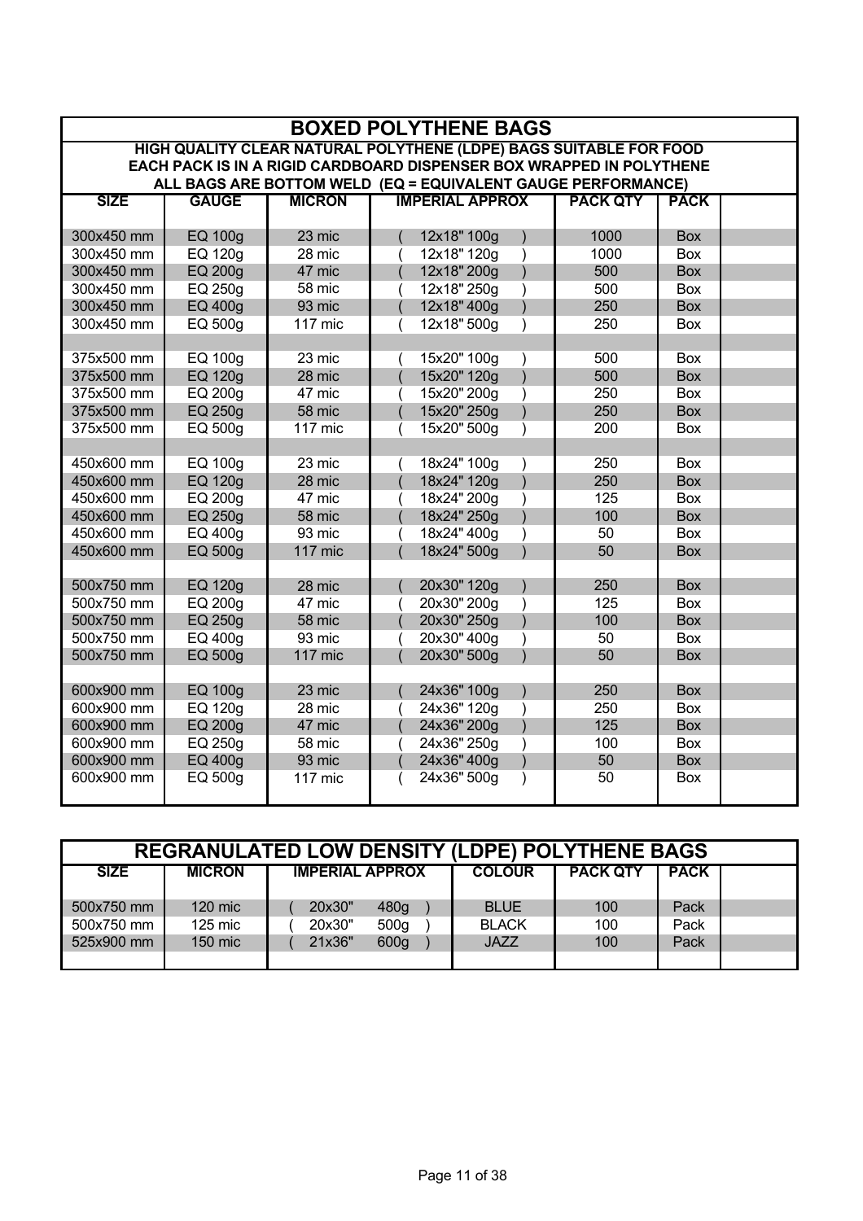## BOXED POLYTHENE BAGS

**HIGH QUALITY CLEAR NATURAL POLYTHENE (LDPE) BAGS SUITABLE FOR FOOD**
**EACH PACK IS IN A RIGID CARDBOARD DISPENSER BOX WRAPPED IN POLYTHENE**
**ALL BAGS ARE BOTTOM WELD (EQ = EQUIVALENT GAUGE PERFORMANCE)**

| SIZE | GAUGE | MICRON | IMPERIAL APPROX | PACK QTY | PACK | |
|---|---|---|---|---|---|---|
| 300x450 mm | EQ 100g | 23 mic | ( 12x18" 100g ) | 1000 | Box | |
| 300x450 mm | EQ 120g | 28 mic | ( 12x18" 120g ) | 1000 | Box | |
| 300x450 mm | EQ 200g | 47 mic | ( 12x18" 200g ) | 500 | Box | |
| 300x450 mm | EQ 250g | 58 mic | ( 12x18" 250g ) | 500 | Box | |
| 300x450 mm | EQ 400g | 93 mic | ( 12x18" 400g ) | 250 | Box | |
| 300x450 mm | EQ 500g | 117 mic | ( 12x18" 500g ) | 250 | Box | |
| | | | | | | |
| 375x500 mm | EQ 100g | 23 mic | ( 15x20" 100g ) | 500 | Box | |
| 375x500 mm | EQ 120g | 28 mic | ( 15x20" 120g ) | 500 | Box | |
| 375x500 mm | EQ 200g | 47 mic | ( 15x20" 200g ) | 250 | Box | |
| 375x500 mm | EQ 250g | 58 mic | ( 15x20" 250g ) | 250 | Box | |
| 375x500 mm | EQ 500g | 117 mic | ( 15x20" 500g ) | 200 | Box | |
| | | | | | | |
| 450x600 mm | EQ 100g | 23 mic | ( 18x24" 100g ) | 250 | Box | |
| 450x600 mm | EQ 120g | 28 mic | ( 18x24" 120g ) | 250 | Box | |
| 450x600 mm | EQ 200g | 47 mic | ( 18x24" 200g ) | 125 | Box | |
| 450x600 mm | EQ 250g | 58 mic | ( 18x24" 250g ) | 100 | Box | |
| 450x600 mm | EQ 400g | 93 mic | ( 18x24" 400g ) | 50 | Box | |
| 450x600 mm | EQ 500g | 117 mic | ( 18x24" 500g ) | 50 | Box | |
| | | | | | | |
| 500x750 mm | EQ 120g | 28 mic | ( 20x30" 120g ) | 250 | Box | |
| 500x750 mm | EQ 200g | 47 mic | ( 20x30" 200g ) | 125 | Box | |
| 500x750 mm | EQ 250g | 58 mic | ( 20x30" 250g ) | 100 | Box | |
| 500x750 mm | EQ 400g | 93 mic | ( 20x30" 400g ) | 50 | Box | |
| 500x750 mm | EQ 500g | 117 mic | ( 20x30" 500g ) | 50 | Box | |
| | | | | | | |
| 600x900 mm | EQ 100g | 23 mic | ( 24x36" 100g ) | 250 | Box | |
| 600x900 mm | EQ 120g | 28 mic | ( 24x36" 120g ) | 250 | Box | |
| 600x900 mm | EQ 200g | 47 mic | ( 24x36" 200g ) | 125 | Box | |
| 600x900 mm | EQ 250g | 58 mic | ( 24x36" 250g ) | 100 | Box | |
| 600x900 mm | EQ 400g | 93 mic | ( 24x36" 400g ) | 50 | Box | |
| 600x900 mm | EQ 500g | 117 mic | ( 24x36" 500g ) | 50 | Box | |

## REGRANULATED LOW DENSITY (LDPE) POLYTHENE BAGS

| SIZE | MICRON | IMPERIAL APPROX | COLOUR | PACK QTY | PACK | |
|---|---|---|---|---|---|---|
| 500x750 mm | 120 mic | ( 20x30" 480g ) | BLUE | 100 | Pack | |
| 500x750 mm | 125 mic | ( 20x30" 500g ) | BLACK | 100 | Pack | |
| 525x900 mm | 150 mic | ( 21x36" 600g ) | JAZZ | 100 | Pack | |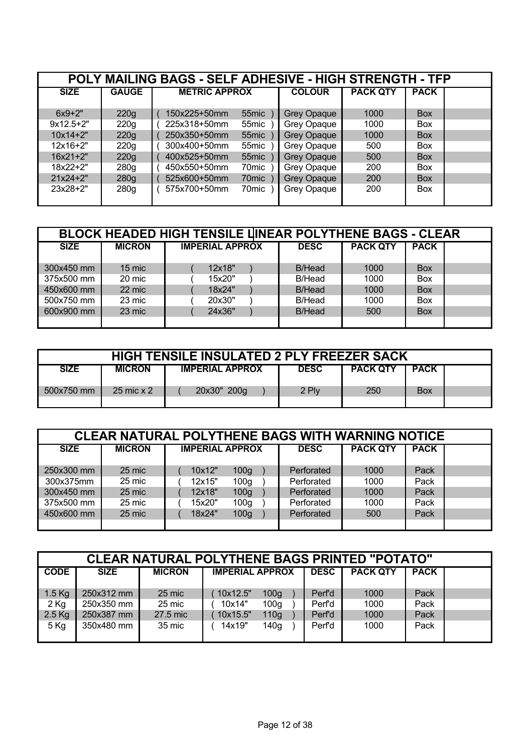## POLY MAILING BAGS - SELF ADHESIVE - HIGH STRENGTH - TFP

| SIZE | GAUGE | METRIC APPROX | | COLOUR | PACK QTY | PACK | |
|---|---|---|---|---|---|---|---|
| 6x9+2" | 220g | ( 150x225+50mm | 55mic ) | Grey Opaque | 1000 | Box | |
| 9x12.5+2" | 220g | ( 225x318+50mm | 55mic ) | Grey Opaque | 1000 | Box | |
| 10x14+2" | 220g | ( 250x350+50mm | 55mic ) | Grey Opaque | 1000 | Box | |
| 12x16+2" | 220g | ( 300x400+50mm | 55mic ) | Grey Opaque | 500 | Box | |
| 16x21+2" | 220g | ( 400x525+50mm | 55mic ) | Grey Opaque | 500 | Box | |
| 18x22+2" | 280g | ( 450x550+50mm | 70mic ) | Grey Opaque | 200 | Box | |
| 21x24+2" | 280g | ( 525x600+50mm | 70mic ) | Grey Opaque | 200 | Box | |
| 23x28+2" | 280g | ( 575x700+50mm | 70mic ) | Grey Opaque | 200 | Box | |

## BLOCK HEADED HIGH TENSILE LINEAR POLYTHENE BAGS - CLEAR

| SIZE | MICRON | IMPERIAL APPROX | DESC | PACK QTY | PACK | |
|---|---|---|---|---|---|---|
| 300x450 mm | 15 mic | ( 12x18" ) | B/Head | 1000 | Box | |
| 375x500 mm | 20 mic | ( 15x20" ) | B/Head | 1000 | Box | |
| 450x600 mm | 22 mic | ( 18x24" ) | B/Head | 1000 | Box | |
| 500x750 mm | 23 mic | ( 20x30" ) | B/Head | 1000 | Box | |
| 600x900 mm | 23 mic | ( 24x36" ) | B/Head | 500 | Box | |

## HIGH TENSILE INSULATED 2 PLY FREEZER SACK

| SIZE | MICRON | IMPERIAL APPROX | DESC | PACK QTY | PACK | |
|---|---|---|---|---|---|---|
| 500x750 mm | 25 mic x 2 | ( 20x30" 200g ) | 2 Ply | 250 | Box | |

## CLEAR NATURAL POLYTHENE BAGS WITH WARNING NOTICE

| SIZE | MICRON | IMPERIAL APPROX | | DESC | PACK QTY | PACK | |
|---|---|---|---|---|---|---|---|
| 250x300 mm | 25 mic | ( 10x12" | 100g ) | Perforated | 1000 | Pack | |
| 300x375mm | 25 mic | ( 12x15" | 100g ) | Perforated | 1000 | Pack | |
| 300x450 mm | 25 mic | ( 12x18" | 100g ) | Perforated | 1000 | Pack | |
| 375x500 mm | 25 mic | ( 15x20" | 100g ) | Perforated | 1000 | Pack | |
| 450x600 mm | 25 mic | ( 18x24" | 100g ) | Perforated | 500 | Pack | |

## CLEAR NATURAL POLYTHENE BAGS PRINTED "POTATO"

| CODE | SIZE | MICRON | IMPERIAL APPROX | | DESC | PACK QTY | PACK | |
|---|---|---|---|---|---|---|---|---|
| 1.5 Kg | 250x312 mm | 25 mic | ( 10x12.5" | 100g ) | Perf'd | 1000 | Pack | |
| 2 Kg | 250x350 mm | 25 mic | ( 10x14" | 100g ) | Perf'd | 1000 | Pack | |
| 2.5 Kg | 250x387 mm | 27.5 mic | ( 10x15.5" | 110g ) | Perf'd | 1000 | Pack | |
| 5 Kg | 350x480 mm | 35 mic | ( 14x19" | 140g ) | Perf'd | 1000 | Pack | |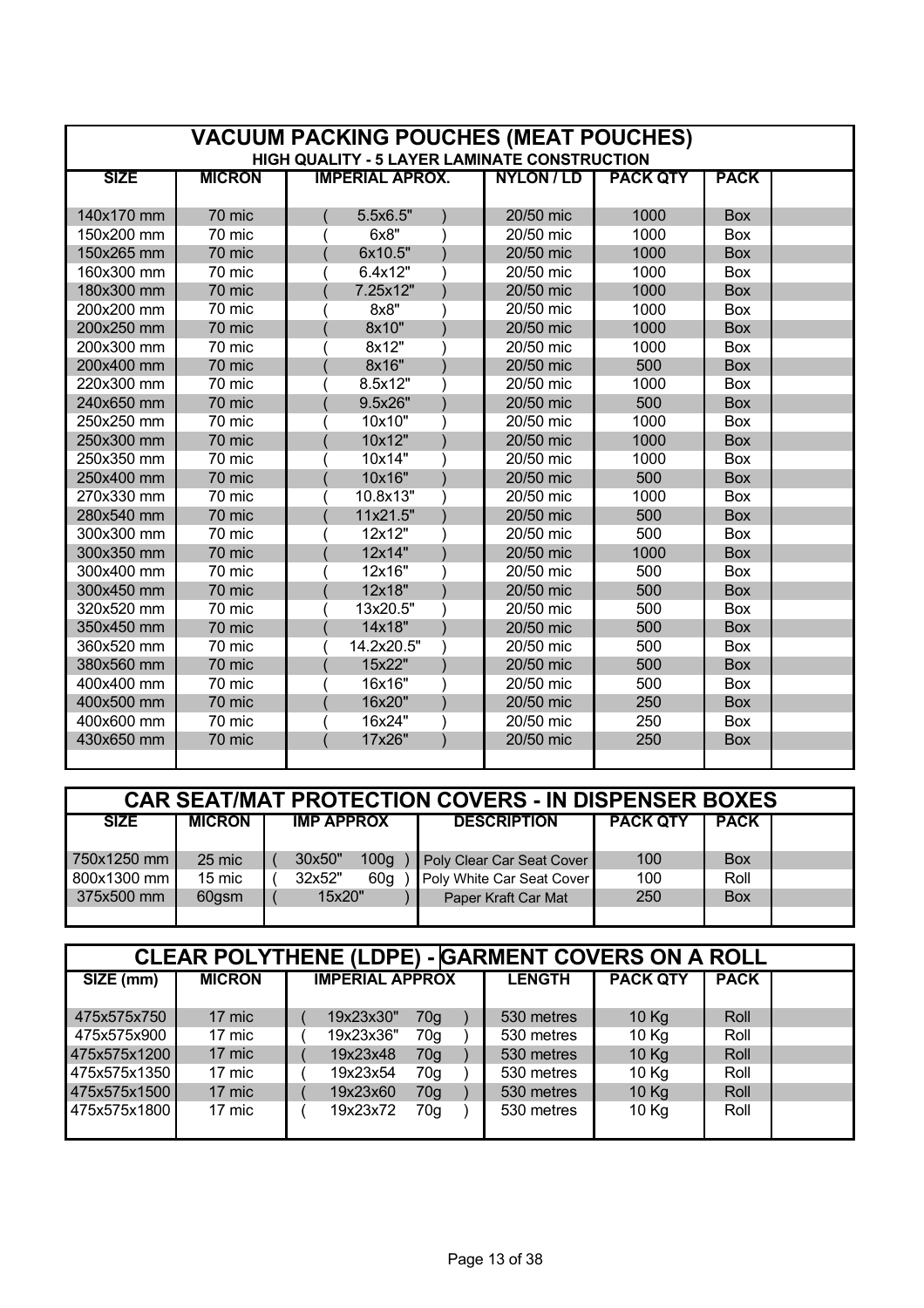## VACUUM PACKING POUCHES (MEAT POUCHES)

**HIGH QUALITY - 5 LAYER LAMINATE CONSTRUCTION**

| SIZE | MICRON | IMPERIAL APROX. | NYLON / LD | PACK QTY | PACK | |
|---|---|---|---|---|---|---|
| 140x170 mm | 70 mic | ( 5.5x6.5" ) | 20/50 mic | 1000 | Box | |
| 150x200 mm | 70 mic | ( 6x8" ) | 20/50 mic | 1000 | Box | |
| 150x265 mm | 70 mic | ( 6x10.5" ) | 20/50 mic | 1000 | Box | |
| 160x300 mm | 70 mic | ( 6.4x12" ) | 20/50 mic | 1000 | Box | |
| 180x300 mm | 70 mic | ( 7.25x12" ) | 20/50 mic | 1000 | Box | |
| 200x200 mm | 70 mic | ( 8x8" ) | 20/50 mic | 1000 | Box | |
| 200x250 mm | 70 mic | ( 8x10" ) | 20/50 mic | 1000 | Box | |
| 200x300 mm | 70 mic | ( 8x12" ) | 20/50 mic | 1000 | Box | |
| 200x400 mm | 70 mic | ( 8x16" ) | 20/50 mic | 500 | Box | |
| 220x300 mm | 70 mic | ( 8.5x12" ) | 20/50 mic | 1000 | Box | |
| 240x650 mm | 70 mic | ( 9.5x26" ) | 20/50 mic | 500 | Box | |
| 250x250 mm | 70 mic | ( 10x10" ) | 20/50 mic | 1000 | Box | |
| 250x300 mm | 70 mic | ( 10x12" ) | 20/50 mic | 1000 | Box | |
| 250x350 mm | 70 mic | ( 10x14" ) | 20/50 mic | 1000 | Box | |
| 250x400 mm | 70 mic | ( 10x16" ) | 20/50 mic | 500 | Box | |
| 270x330 mm | 70 mic | ( 10.8x13" ) | 20/50 mic | 1000 | Box | |
| 280x540 mm | 70 mic | ( 11x21.5" ) | 20/50 mic | 500 | Box | |
| 300x300 mm | 70 mic | ( 12x12" ) | 20/50 mic | 500 | Box | |
| 300x350 mm | 70 mic | ( 12x14" ) | 20/50 mic | 1000 | Box | |
| 300x400 mm | 70 mic | ( 12x16" ) | 20/50 mic | 500 | Box | |
| 300x450 mm | 70 mic | ( 12x18" ) | 20/50 mic | 500 | Box | |
| 320x520 mm | 70 mic | ( 13x20.5" ) | 20/50 mic | 500 | Box | |
| 350x450 mm | 70 mic | ( 14x18" ) | 20/50 mic | 500 | Box | |
| 360x520 mm | 70 mic | ( 14.2x20.5" ) | 20/50 mic | 500 | Box | |
| 380x560 mm | 70 mic | ( 15x22" ) | 20/50 mic | 500 | Box | |
| 400x400 mm | 70 mic | ( 16x16" ) | 20/50 mic | 500 | Box | |
| 400x500 mm | 70 mic | ( 16x20" ) | 20/50 mic | 250 | Box | |
| 400x600 mm | 70 mic | ( 16x24" ) | 20/50 mic | 250 | Box | |
| 430x650 mm | 70 mic | ( 17x26" ) | 20/50 mic | 250 | Box | |

## CAR SEAT/MAT PROTECTION COVERS - IN DISPENSER BOXES

| SIZE | MICRON | IMP APPROX | DESCRIPTION | PACK QTY | PACK | |
|---|---|---|---|---|---|---|
| 750x1250 mm | 25 mic | ( 30x50" 100g ) | Poly Clear Car Seat Cover | 100 | Box | |
| 800x1300 mm | 15 mic | ( 32x52" 60g ) | Poly White Car Seat Cover | 100 | Roll | |
| 375x500 mm | 60gsm | ( 15x20" ) | Paper Kraft Car Mat | 250 | Box | |

## CLEAR POLYTHENE (LDPE) - GARMENT COVERS ON A ROLL

| SIZE (mm) | MICRON | IMPERIAL APPROX | LENGTH | PACK QTY | PACK | |
|---|---|---|---|---|---|---|
| 475x575x750 | 17 mic | ( 19x23x30" 70g ) | 530 metres | 10 Kg | Roll | |
| 475x575x900 | 17 mic | ( 19x23x36" 70g ) | 530 metres | 10 Kg | Roll | |
| 475x575x1200 | 17 mic | ( 19x23x48 70g ) | 530 metres | 10 Kg | Roll | |
| 475x575x1350 | 17 mic | ( 19x23x54 70g ) | 530 metres | 10 Kg | Roll | |
| 475x575x1500 | 17 mic | ( 19x23x60 70g ) | 530 metres | 10 Kg | Roll | |
| 475x575x1800 | 17 mic | ( 19x23x72 70g ) | 530 metres | 10 Kg | Roll | |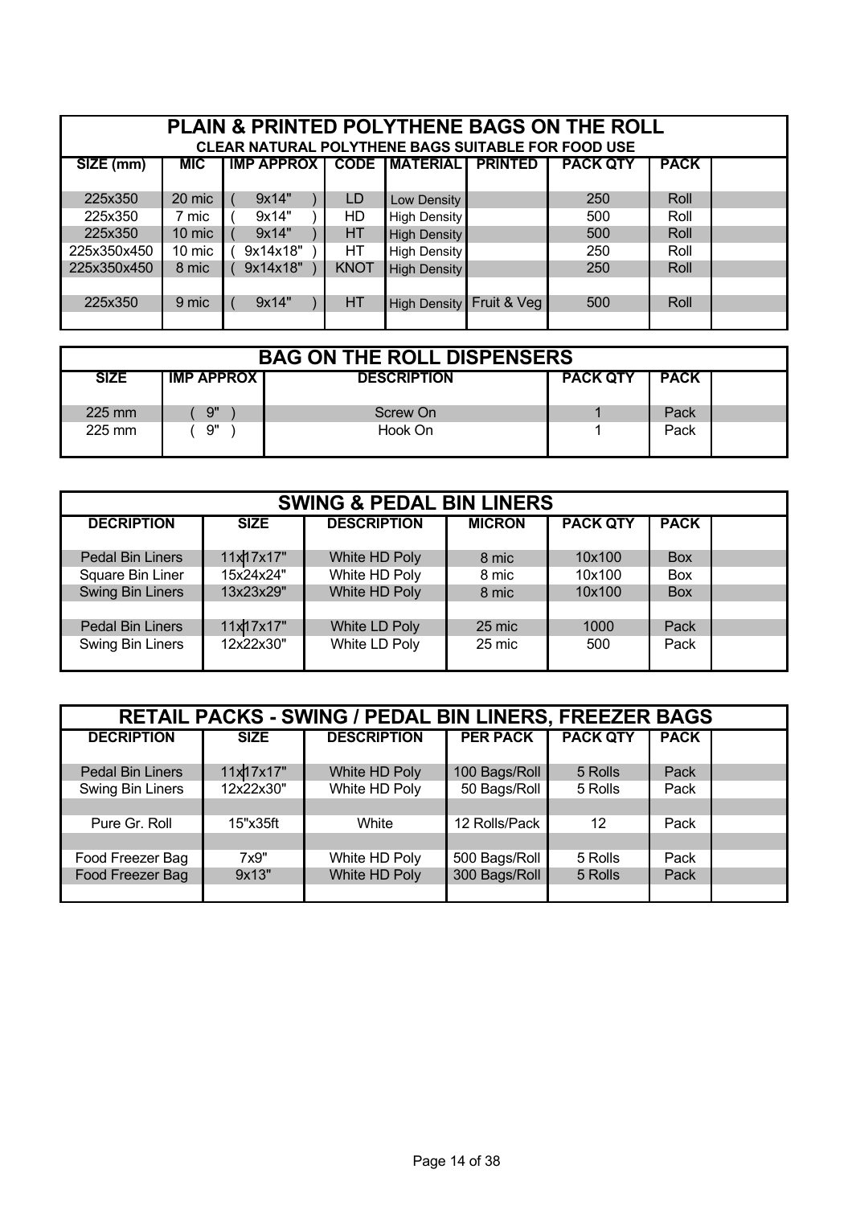## PLAIN & PRINTED POLYTHENE BAGS ON THE ROLL

### CLEAR NATURAL POLYTHENE BAGS SUITABLE FOR FOOD USE

| SIZE (mm) | MIC | IMP APPROX | CODE | MATERIAL | PRINTED | PACK QTY | PACK | |
|---|---|---|---|---|---|---|---|---|
| 225x350 | 20 mic | ( 9x14" ) | LD | Low Density | | 250 | Roll | |
| 225x350 | 7 mic | ( 9x14" ) | HD | High Density | | 500 | Roll | |
| 225x350 | 10 mic | ( 9x14" ) | HT | High Density | | 500 | Roll | |
| 225x350x450 | 10 mic | ( 9x14x18" ) | HT | High Density | | 250 | Roll | |
| 225x350x450 | 8 mic | ( 9x14x18" ) | KNOT | High Density | | 250 | Roll | |
| | | | | | | | | |
| 225x350 | 9 mic | ( 9x14" ) | HT | High Density | Fruit & Veg | 500 | Roll | |

## BAG ON THE ROLL DISPENSERS

| SIZE | IMP APPROX | DESCRIPTION | PACK QTY | PACK | |
|---|---|---|---|---|---|
| 225 mm | ( 9" ) | Screw On | 1 | Pack | |
| 225 mm | ( 9" ) | Hook On | 1 | Pack | |

## SWING & PEDAL BIN LINERS

| DECRIPTION | SIZE | DESCRIPTION | MICRON | PACK QTY | PACK | |
|---|---|---|---|---|---|---|
| Pedal Bin Liners | 11x17x17" | White HD Poly | 8 mic | 10x100 | Box | |
| Square Bin Liner | 15x24x24" | White HD Poly | 8 mic | 10x100 | Box | |
| Swing Bin Liners | 13x23x29" | White HD Poly | 8 mic | 10x100 | Box | |
| | | | | | | |
| Pedal Bin Liners | 11x17x17" | White LD Poly | 25 mic | 1000 | Pack | |
| Swing Bin Liners | 12x22x30" | White LD Poly | 25 mic | 500 | Pack | |

## RETAIL PACKS - SWING / PEDAL BIN LINERS, FREEZER BAGS

| DECRIPTION | SIZE | DESCRIPTION | PER PACK | PACK QTY | PACK | |
|---|---|---|---|---|---|---|
| Pedal Bin Liners | 11x17x17" | White HD Poly | 100 Bags/Roll | 5 Rolls | Pack | |
| Swing Bin Liners | 12x22x30" | White HD Poly | 50 Bags/Roll | 5 Rolls | Pack | |
| | | | | | | |
| Pure Gr. Roll | 15"x35ft | White | 12 Rolls/Pack | 12 | Pack | |
| | | | | | | |
| Food Freezer Bag | 7x9" | White HD Poly | 500 Bags/Roll | 5 Rolls | Pack | |
| Food Freezer Bag | 9x13" | White HD Poly | 300 Bags/Roll | 5 Rolls | Pack | |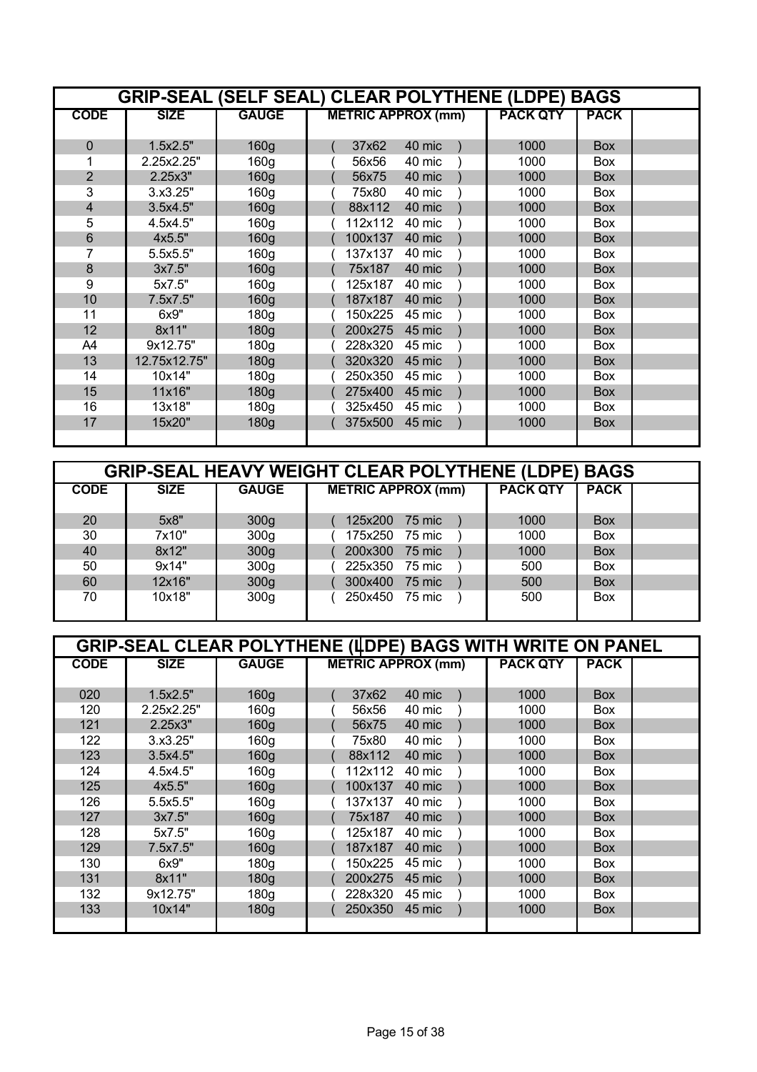## GRIP-SEAL (SELF SEAL) CLEAR POLYTHENE (LDPE) BAGS

| CODE | SIZE | GAUGE | METRIC APPROX (mm) | PACK QTY | PACK | |
|---|---|---|---|---|---|---|
| 0 | 1.5x2.5" | 160g | ( 37x62 40 mic ) | 1000 | Box | |
| 1 | 2.25x2.25" | 160g | ( 56x56 40 mic ) | 1000 | Box | |
| 2 | 2.25x3" | 160g | ( 56x75 40 mic ) | 1000 | Box | |
| 3 | 3.x3.25" | 160g | ( 75x80 40 mic ) | 1000 | Box | |
| 4 | 3.5x4.5" | 160g | ( 88x112 40 mic ) | 1000 | Box | |
| 5 | 4.5x4.5" | 160g | ( 112x112 40 mic ) | 1000 | Box | |
| 6 | 4x5.5" | 160g | ( 100x137 40 mic ) | 1000 | Box | |
| 7 | 5.5x5.5" | 160g | ( 137x137 40 mic ) | 1000 | Box | |
| 8 | 3x7.5" | 160g | ( 75x187 40 mic ) | 1000 | Box | |
| 9 | 5x7.5" | 160g | ( 125x187 40 mic ) | 1000 | Box | |
| 10 | 7.5x7.5" | 160g | ( 187x187 40 mic ) | 1000 | Box | |
| 11 | 6x9" | 180g | ( 150x225 45 mic ) | 1000 | Box | |
| 12 | 8x11" | 180g | ( 200x275 45 mic ) | 1000 | Box | |
| A4 | 9x12.75" | 180g | ( 228x320 45 mic ) | 1000 | Box | |
| 13 | 12.75x12.75" | 180g | ( 320x320 45 mic ) | 1000 | Box | |
| 14 | 10x14" | 180g | ( 250x350 45 mic ) | 1000 | Box | |
| 15 | 11x16" | 180g | ( 275x400 45 mic ) | 1000 | Box | |
| 16 | 13x18" | 180g | ( 325x450 45 mic ) | 1000 | Box | |
| 17 | 15x20" | 180g | ( 375x500 45 mic ) | 1000 | Box | |

## GRIP-SEAL HEAVY WEIGHT CLEAR POLYTHENE (LDPE) BAGS

| CODE | SIZE | GAUGE | METRIC APPROX (mm) | PACK QTY | PACK | |
|---|---|---|---|---|---|---|
| 20 | 5x8" | 300g | ( 125x200 75 mic ) | 1000 | Box | |
| 30 | 7x10" | 300g | ( 175x250 75 mic ) | 1000 | Box | |
| 40 | 8x12" | 300g | ( 200x300 75 mic ) | 1000 | Box | |
| 50 | 9x14" | 300g | ( 225x350 75 mic ) | 500 | Box | |
| 60 | 12x16" | 300g | ( 300x400 75 mic ) | 500 | Box | |
| 70 | 10x18" | 300g | ( 250x450 75 mic ) | 500 | Box | |

## GRIP-SEAL CLEAR POLYTHENE (LDPE) BAGS WITH WRITE ON PANEL

| CODE | SIZE | GAUGE | METRIC APPROX (mm) | PACK QTY | PACK | |
|---|---|---|---|---|---|---|
| 020 | 1.5x2.5" | 160g | ( 37x62 40 mic ) | 1000 | Box | |
| 120 | 2.25x2.25" | 160g | ( 56x56 40 mic ) | 1000 | Box | |
| 121 | 2.25x3" | 160g | ( 56x75 40 mic ) | 1000 | Box | |
| 122 | 3.x3.25" | 160g | ( 75x80 40 mic ) | 1000 | Box | |
| 123 | 3.5x4.5" | 160g | ( 88x112 40 mic ) | 1000 | Box | |
| 124 | 4.5x4.5" | 160g | ( 112x112 40 mic ) | 1000 | Box | |
| 125 | 4x5.5" | 160g | ( 100x137 40 mic ) | 1000 | Box | |
| 126 | 5.5x5.5" | 160g | ( 137x137 40 mic ) | 1000 | Box | |
| 127 | 3x7.5" | 160g | ( 75x187 40 mic ) | 1000 | Box | |
| 128 | 5x7.5" | 160g | ( 125x187 40 mic ) | 1000 | Box | |
| 129 | 7.5x7.5" | 160g | ( 187x187 40 mic ) | 1000 | Box | |
| 130 | 6x9" | 180g | ( 150x225 45 mic ) | 1000 | Box | |
| 131 | 8x11" | 180g | ( 200x275 45 mic ) | 1000 | Box | |
| 132 | 9x12.75" | 180g | ( 228x320 45 mic ) | 1000 | Box | |
| 133 | 10x14" | 180g | ( 250x350 45 mic ) | 1000 | Box | |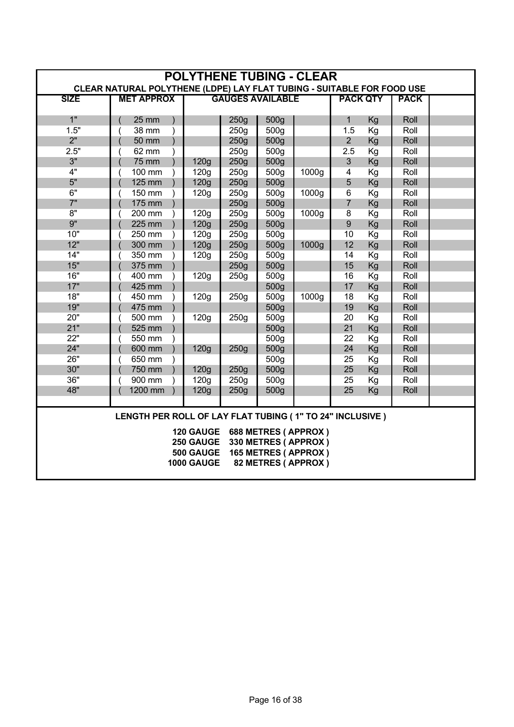# POLYTHENE TUBING - CLEAR

**CLEAR NATURAL POLYTHENE (LDPE) LAY FLAT TUBING - SUITABLE FOR FOOD USE**

| SIZE | MET APPROX | GAUGES AVAILABLE | | | | PACK QTY | PACK |
|---|---|---|---|---|---|---|---|
| 1" | ( 25 mm ) | | 250g | 500g | | 1 Kg | Roll |
| 1.5" | ( 38 mm ) | | 250g | 500g | | 1.5 Kg | Roll |
| 2" | ( 50 mm ) | | 250g | 500g | | 2 Kg | Roll |
| 2.5" | ( 62 mm ) | | 250g | 500g | | 2.5 Kg | Roll |
| 3" | ( 75 mm ) | 120g | 250g | 500g | | 3 Kg | Roll |
| 4" | ( 100 mm ) | 120g | 250g | 500g | 1000g | 4 Kg | Roll |
| 5" | ( 125 mm ) | 120g | 250g | 500g | | 5 Kg | Roll |
| 6" | ( 150 mm ) | 120g | 250g | 500g | 1000g | 6 Kg | Roll |
| 7" | ( 175 mm ) | | 250g | 500g | | 7 Kg | Roll |
| 8" | ( 200 mm ) | 120g | 250g | 500g | 1000g | 8 Kg | Roll |
| 9" | ( 225 mm ) | 120g | 250g | 500g | | 9 Kg | Roll |
| 10" | ( 250 mm ) | 120g | 250g | 500g | | 10 Kg | Roll |
| 12" | ( 300 mm ) | 120g | 250g | 500g | 1000g | 12 Kg | Roll |
| 14" | ( 350 mm ) | 120g | 250g | 500g | | 14 Kg | Roll |
| 15" | ( 375 mm ) | | 250g | 500g | | 15 Kg | Roll |
| 16" | ( 400 mm ) | 120g | 250g | 500g | | 16 Kg | Roll |
| 17" | ( 425 mm ) | | | 500g | | 17 Kg | Roll |
| 18" | ( 450 mm ) | 120g | 250g | 500g | 1000g | 18 Kg | Roll |
| 19" | ( 475 mm ) | | | 500g | | 19 Kg | Roll |
| 20" | ( 500 mm ) | 120g | 250g | 500g | | 20 Kg | Roll |
| 21" | ( 525 mm ) | | | 500g | | 21 Kg | Roll |
| 22" | ( 550 mm ) | | | 500g | | 22 Kg | Roll |
| 24" | ( 600 mm ) | 120g | 250g | 500g | | 24 Kg | Roll |
| 26" | ( 650 mm ) | | | 500g | | 25 Kg | Roll |
| 30" | ( 750 mm ) | 120g | 250g | 500g | | 25 Kg | Roll |
| 36" | ( 900 mm ) | 120g | 250g | 500g | | 25 Kg | Roll |
| 48" | ( 1200 mm ) | 120g | 250g | 500g | | 25 Kg | Roll |

**LENGTH PER ROLL OF LAY FLAT TUBING ( 1" TO 24" INCLUSIVE )**

**120 GAUGE 688 METRES ( APPROX )**
**250 GAUGE 330 METRES ( APPROX )**
**500 GAUGE 165 METRES ( APPROX )**
**1000 GAUGE 82 METRES ( APPROX )**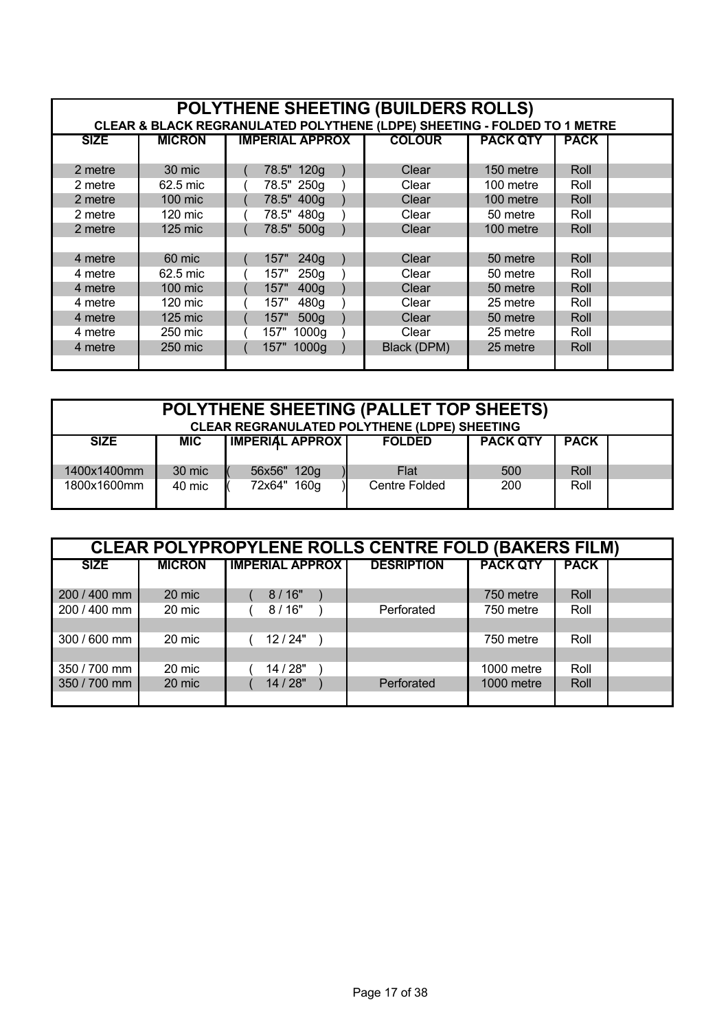## POLYTHENE SHEETING (BUILDERS ROLLS)

**CLEAR & BLACK REGRANULATED POLYTHENE (LDPE) SHEETING - FOLDED TO 1 METRE**

| SIZE | MICRON | IMPERIAL APPROX | COLOUR | PACK QTY | PACK | |
|---|---|---|---|---|---|---|
| 2 metre | 30 mic | ( 78.5" 120g ) | Clear | 150 metre | Roll | |
| 2 metre | 62.5 mic | ( 78.5" 250g ) | Clear | 100 metre | Roll | |
| 2 metre | 100 mic | ( 78.5" 400g ) | Clear | 100 metre | Roll | |
| 2 metre | 120 mic | ( 78.5" 480g ) | Clear | 50 metre | Roll | |
| 2 metre | 125 mic | ( 78.5" 500g ) | Clear | 100 metre | Roll | |
| | | | | | | |
| 4 metre | 60 mic | ( 157" 240g ) | Clear | 50 metre | Roll | |
| 4 metre | 62.5 mic | ( 157" 250g ) | Clear | 50 metre | Roll | |
| 4 metre | 100 mic | ( 157" 400g ) | Clear | 50 metre | Roll | |
| 4 metre | 120 mic | ( 157" 480g ) | Clear | 25 metre | Roll | |
| 4 metre | 125 mic | ( 157" 500g ) | Clear | 50 metre | Roll | |
| 4 metre | 250 mic | ( 157" 1000g ) | Clear | 25 metre | Roll | |
| 4 metre | 250 mic | ( 157" 1000g ) | Black (DPM) | 25 metre | Roll | |

## POLYTHENE SHEETING (PALLET TOP SHEETS)

**CLEAR REGRANULATED POLYTHENE (LDPE) SHEETING**

| SIZE | MIC | IMPERIAL APPROX | FOLDED | PACK QTY | PACK | |
|---|---|---|---|---|---|---|
| 1400x1400mm | 30 mic | ( 56x56" 120g ) | Flat | 500 | Roll | |
| 1800x1600mm | 40 mic | ( 72x64" 160g ) | Centre Folded | 200 | Roll | |

## CLEAR POLYPROPYLENE ROLLS CENTRE FOLD (BAKERS FILM)

| SIZE | MICRON | IMPERIAL APPROX | DESRIPTION | PACK QTY | PACK | |
|---|---|---|---|---|---|---|
| 200 / 400 mm | 20 mic | ( 8 / 16" ) | | 750 metre | Roll | |
| 200 / 400 mm | 20 mic | ( 8 / 16" ) | Perforated | 750 metre | Roll | |
| | | | | | | |
| 300 / 600 mm | 20 mic | ( 12 / 24" ) | | 750 metre | Roll | |
| | | | | | | |
| 350 / 700 mm | 20 mic | ( 14 / 28" ) | | 1000 metre | Roll | |
| 350 / 700 mm | 20 mic | ( 14 / 28" ) | Perforated | 1000 metre | Roll | |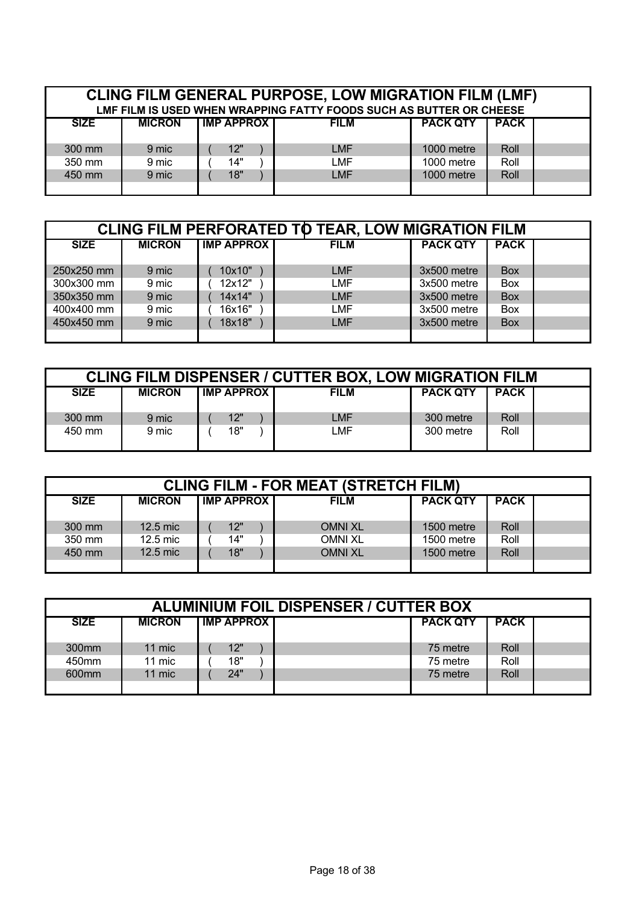## CLING FILM GENERAL PURPOSE, LOW MIGRATION FILM (LMF)

**LMF FILM IS USED WHEN WRAPPING FATTY FOODS SUCH AS BUTTER OR CHEESE**

| SIZE | MICRON | IMP APPROX | FILM | PACK QTY | PACK | |
|---|---|---|---|---|---|---|
| 300 mm | 9 mic | ( 12" ) | LMF | 1000 metre | Roll | |
| 350 mm | 9 mic | ( 14" ) | LMF | 1000 metre | Roll | |
| 450 mm | 9 mic | ( 18" ) | LMF | 1000 metre | Roll | |

## CLING FILM PERFORATED TO TEAR, LOW MIGRATION FILM

| SIZE | MICRON | IMP APPROX | FILM | PACK QTY | PACK | |
|---|---|---|---|---|---|---|
| 250x250 mm | 9 mic | ( 10x10" ) | LMF | 3x500 metre | Box | |
| 300x300 mm | 9 mic | ( 12x12" ) | LMF | 3x500 metre | Box | |
| 350x350 mm | 9 mic | ( 14x14" ) | LMF | 3x500 metre | Box | |
| 400x400 mm | 9 mic | ( 16x16" ) | LMF | 3x500 metre | Box | |
| 450x450 mm | 9 mic | ( 18x18" ) | LMF | 3x500 metre | Box | |

## CLING FILM DISPENSER / CUTTER BOX, LOW MIGRATION FILM

| SIZE | MICRON | IMP APPROX | FILM | PACK QTY | PACK | |
|---|---|---|---|---|---|---|
| 300 mm | 9 mic | ( 12" ) | LMF | 300 metre | Roll | |
| 450 mm | 9 mic | ( 18" ) | LMF | 300 metre | Roll | |

## CLING FILM - FOR MEAT (STRETCH FILM)

| SIZE | MICRON | IMP APPROX | FILM | PACK QTY | PACK | |
|---|---|---|---|---|---|---|
| 300 mm | 12.5 mic | ( 12" ) | OMNI XL | 1500 metre | Roll | |
| 350 mm | 12.5 mic | ( 14" ) | OMNI XL | 1500 metre | Roll | |
| 450 mm | 12.5 mic | ( 18" ) | OMNI XL | 1500 metre | Roll | |

## ALUMINIUM FOIL DISPENSER / CUTTER BOX

| SIZE | MICRON | IMP APPROX | | PACK QTY | PACK | |
|---|---|---|---|---|---|---|
| 300mm | 11 mic | ( 12" ) | | 75 metre | Roll | |
| 450mm | 11 mic | ( 18" ) | | 75 metre | Roll | |
| 600mm | 11 mic | ( 24" ) | | 75 metre | Roll | |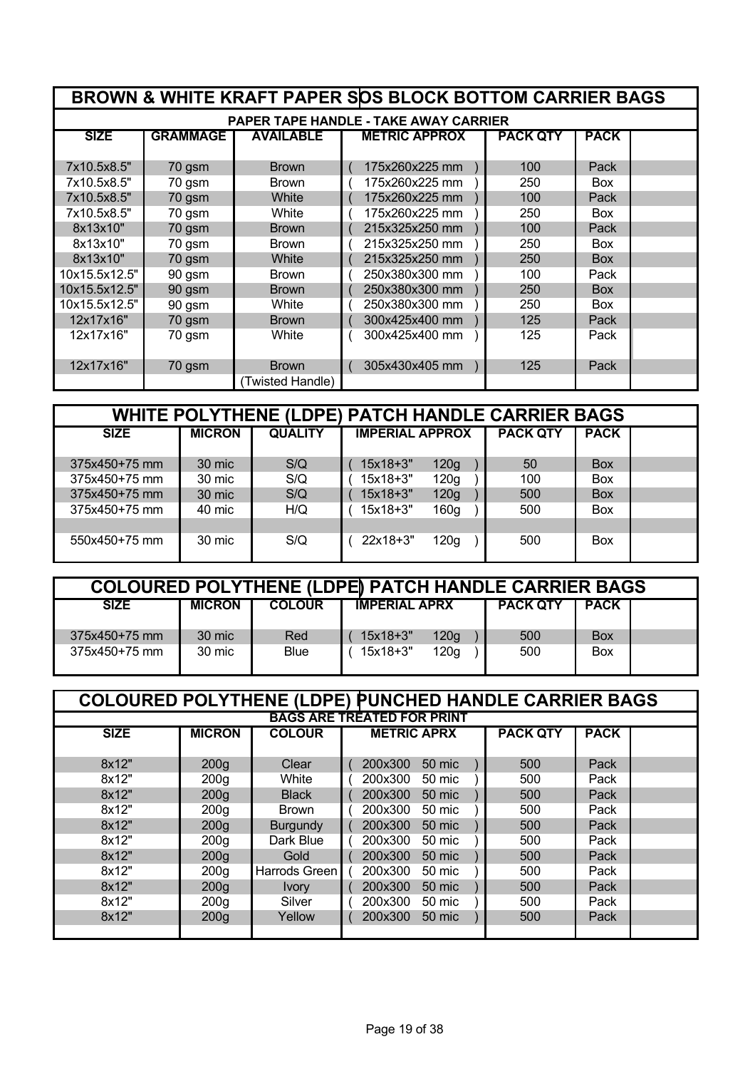## BROWN & WHITE KRAFT PAPER SOS BLOCK BOTTOM CARRIER BAGS

**PAPER TAPE HANDLE - TAKE AWAY CARRIER**

| SIZE | GRAMMAGE | AVAILABLE | METRIC APPROX | PACK QTY | PACK | |
|---|---|---|---|---|---|---|
| 7x10.5x8.5" | 70 gsm | Brown | ( 175x260x225 mm ) | 100 | Pack | |
| 7x10.5x8.5" | 70 gsm | Brown | ( 175x260x225 mm ) | 250 | Box | |
| 7x10.5x8.5" | 70 gsm | White | ( 175x260x225 mm ) | 100 | Pack | |
| 7x10.5x8.5" | 70 gsm | White | ( 175x260x225 mm ) | 250 | Box | |
| 8x13x10" | 70 gsm | Brown | ( 215x325x250 mm ) | 100 | Pack | |
| 8x13x10" | 70 gsm | Brown | ( 215x325x250 mm ) | 250 | Box | |
| 8x13x10" | 70 gsm | White | ( 215x325x250 mm ) | 250 | Box | |
| 10x15.5x12.5" | 90 gsm | Brown | ( 250x380x300 mm ) | 100 | Pack | |
| 10x15.5x12.5" | 90 gsm | Brown | ( 250x380x300 mm ) | 250 | Box | |
| 10x15.5x12.5" | 90 gsm | White | ( 250x380x300 mm ) | 250 | Box | |
| 12x17x16" | 70 gsm | Brown | ( 300x425x400 mm ) | 125 | Pack | |
| 12x17x16" | 70 gsm | White | ( 300x425x400 mm ) | 125 | Pack | |
| 12x17x16" | 70 gsm | Brown (Twisted Handle) | ( 305x430x405 mm ) | 125 | Pack | |

## WHITE POLYTHENE (LDPE) PATCH HANDLE CARRIER BAGS

| SIZE | MICRON | QUALITY | IMPERIAL APPROX | PACK QTY | PACK | |
|---|---|---|---|---|---|---|
| 375x450+75 mm | 30 mic | S/Q | ( 15x18+3" 120g ) | 50 | Box | |
| 375x450+75 mm | 30 mic | S/Q | ( 15x18+3" 120g ) | 100 | Box | |
| 375x450+75 mm | 30 mic | S/Q | ( 15x18+3" 120g ) | 500 | Box | |
| 375x450+75 mm | 40 mic | H/Q | ( 15x18+3" 160g ) | 500 | Box | |
| 550x450+75 mm | 30 mic | S/Q | ( 22x18+3" 120g ) | 500 | Box | |

## COLOURED POLYTHENE (LDPE) PATCH HANDLE CARRIER BAGS

| SIZE | MICRON | COLOUR | IMPERIAL APRX | PACK QTY | PACK | |
|---|---|---|---|---|---|---|
| 375x450+75 mm | 30 mic | Red | ( 15x18+3" 120g ) | 500 | Box | |
| 375x450+75 mm | 30 mic | Blue | ( 15x18+3" 120g ) | 500 | Box | |

## COLOURED POLYTHENE (LDPE) PUNCHED HANDLE CARRIER BAGS

**BAGS ARE TREATED FOR PRINT**

| SIZE | MICRON | COLOUR | METRIC APRX | PACK QTY | PACK | |
|---|---|---|---|---|---|---|
| 8x12" | 200g | Clear | ( 200x300 50 mic ) | 500 | Pack | |
| 8x12" | 200g | White | ( 200x300 50 mic ) | 500 | Pack | |
| 8x12" | 200g | Black | ( 200x300 50 mic ) | 500 | Pack | |
| 8x12" | 200g | Brown | ( 200x300 50 mic ) | 500 | Pack | |
| 8x12" | 200g | Burgundy | ( 200x300 50 mic ) | 500 | Pack | |
| 8x12" | 200g | Dark Blue | ( 200x300 50 mic ) | 500 | Pack | |
| 8x12" | 200g | Gold | ( 200x300 50 mic ) | 500 | Pack | |
| 8x12" | 200g | Harrods Green | ( 200x300 50 mic ) | 500 | Pack | |
| 8x12" | 200g | Ivory | ( 200x300 50 mic ) | 500 | Pack | |
| 8x12" | 200g | Silver | ( 200x300 50 mic ) | 500 | Pack | |
| 8x12" | 200g | Yellow | ( 200x300 50 mic ) | 500 | Pack | |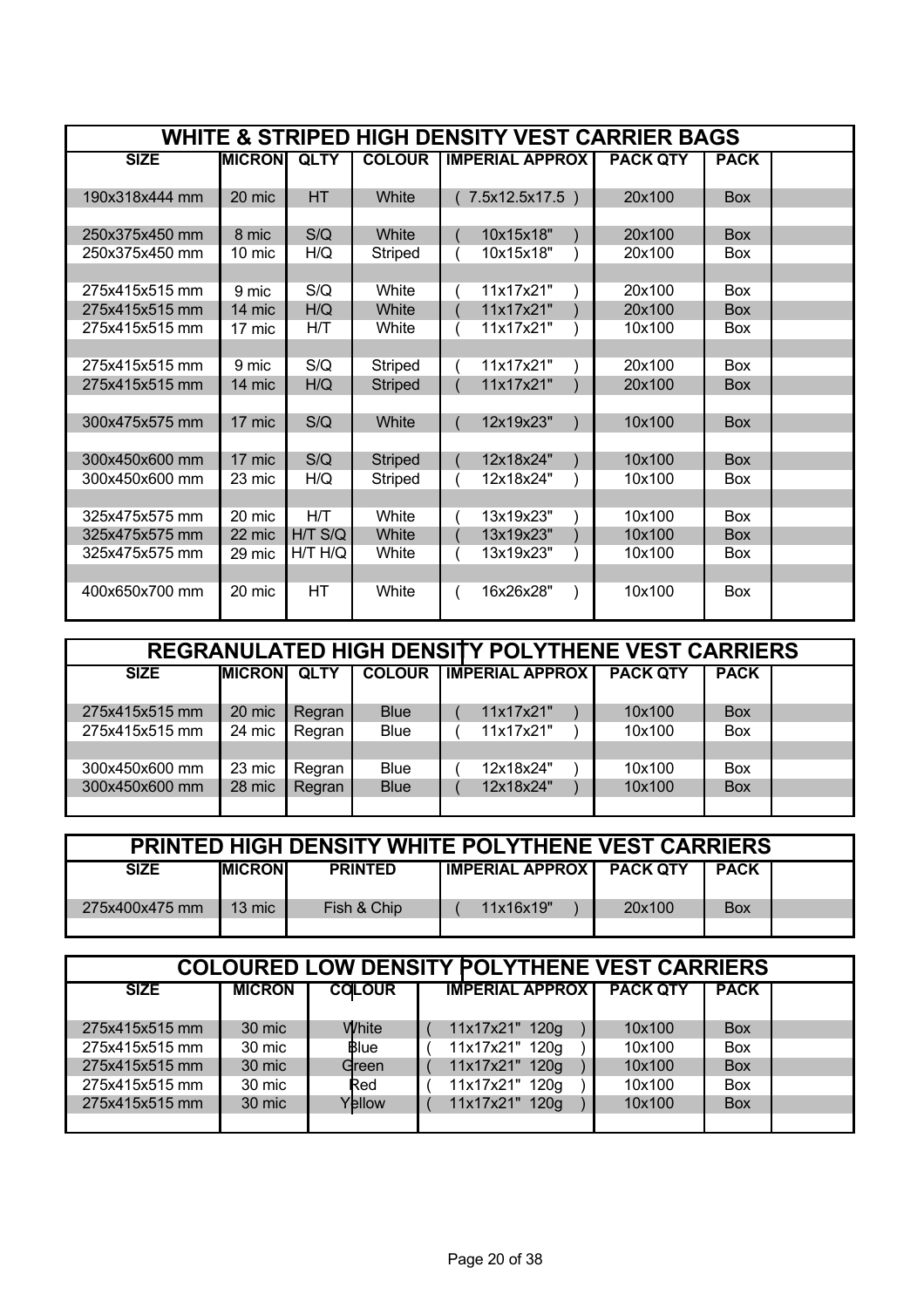## WHITE & STRIPED HIGH DENSITY VEST CARRIER BAGS

| SIZE | MICRON | QLTY | COLOUR | IMPERIAL APPROX | PACK QTY | PACK | |
|---|---|---|---|---|---|---|---|
| 190x318x444 mm | 20 mic | HT | White | ( 7.5x12.5x17.5 ) | 20x100 | Box | |
| | | | | | | | |
| 250x375x450 mm | 8 mic | S/Q | White | ( 10x15x18" ) | 20x100 | Box | |
| 250x375x450 mm | 10 mic | H/Q | Striped | ( 10x15x18" ) | 20x100 | Box | |
| | | | | | | | |
| 275x415x515 mm | 9 mic | S/Q | White | ( 11x17x21" ) | 20x100 | Box | |
| 275x415x515 mm | 14 mic | H/Q | White | ( 11x17x21" ) | 20x100 | Box | |
| 275x415x515 mm | 17 mic | H/T | White | ( 11x17x21" ) | 10x100 | Box | |
| | | | | | | | |
| 275x415x515 mm | 9 mic | S/Q | Striped | ( 11x17x21" ) | 20x100 | Box | |
| 275x415x515 mm | 14 mic | H/Q | Striped | ( 11x17x21" ) | 20x100 | Box | |
| | | | | | | | |
| 300x475x575 mm | 17 mic | S/Q | White | ( 12x19x23" ) | 10x100 | Box | |
| | | | | | | | |
| 300x450x600 mm | 17 mic | S/Q | Striped | ( 12x18x24" ) | 10x100 | Box | |
| 300x450x600 mm | 23 mic | H/Q | Striped | ( 12x18x24" ) | 10x100 | Box | |
| | | | | | | | |
| 325x475x575 mm | 20 mic | H/T | White | ( 13x19x23" ) | 10x100 | Box | |
| 325x475x575 mm | 22 mic | H/T S/Q | White | ( 13x19x23" ) | 10x100 | Box | |
| 325x475x575 mm | 29 mic | H/T H/Q | White | ( 13x19x23" ) | 10x100 | Box | |
| | | | | | | | |
| 400x650x700 mm | 20 mic | HT | White | ( 16x26x28" ) | 10x100 | Box | |

## REGRANULATED HIGH DENSITY POLYTHENE VEST CARRIERS

| SIZE | MICRON | QLTY | COLOUR | IMPERIAL APPROX | PACK QTY | PACK | |
|---|---|---|---|---|---|---|---|
| 275x415x515 mm | 20 mic | Regran | Blue | ( 11x17x21" ) | 10x100 | Box | |
| 275x415x515 mm | 24 mic | Regran | Blue | ( 11x17x21" ) | 10x100 | Box | |
| | | | | | | | |
| 300x450x600 mm | 23 mic | Regran | Blue | ( 12x18x24" ) | 10x100 | Box | |
| 300x450x600 mm | 28 mic | Regran | Blue | ( 12x18x24" ) | 10x100 | Box | |

## PRINTED HIGH DENSITY WHITE POLYTHENE VEST CARRIERS

| SIZE | MICRON | PRINTED | IMPERIAL APPROX | PACK QTY | PACK | |
|---|---|---|---|---|---|---|
| 275x400x475 mm | 13 mic | Fish & Chip | ( 11x16x19" ) | 20x100 | Box | |

## COLOURED LOW DENSITY POLYTHENE VEST CARRIERS

| SIZE | MICRON | COLOUR | IMPERIAL APPROX | PACK QTY | PACK | |
|---|---|---|---|---|---|---|
| 275x415x515 mm | 30 mic | White | ( 11x17x21" 120g ) | 10x100 | Box | |
| 275x415x515 mm | 30 mic | Blue | ( 11x17x21" 120g ) | 10x100 | Box | |
| 275x415x515 mm | 30 mic | Green | ( 11x17x21" 120g ) | 10x100 | Box | |
| 275x415x515 mm | 30 mic | Red | ( 11x17x21" 120g ) | 10x100 | Box | |
| 275x415x515 mm | 30 mic | Yellow | ( 11x17x21" 120g ) | 10x100 | Box | |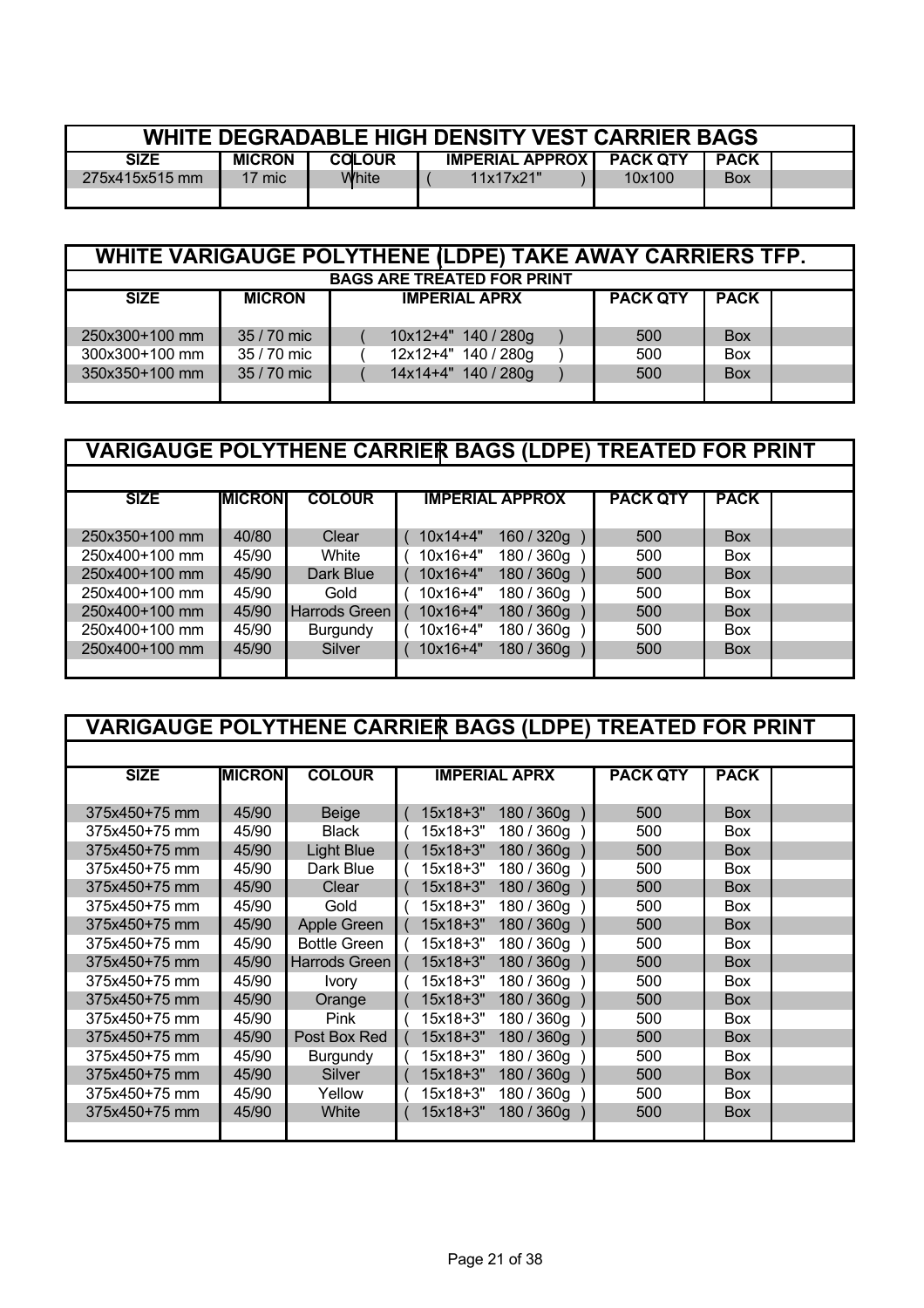## WHITE DEGRADABLE HIGH DENSITY VEST CARRIER BAGS

| SIZE | MICRON | COLOUR | IMPERIAL APPROX | PACK QTY | PACK | |
|---|---|---|---|---|---|---|
| 275x415x515 mm | 17 mic | White | ( 11x17x21" ) | 10x100 | Box | |

## WHITE VARIGAUGE POLYTHENE (LDPE) TAKE AWAY CARRIERS TFP.

**BAGS ARE TREATED FOR PRINT**

| SIZE | MICRON | IMPERIAL APRX | PACK QTY | PACK | |
|---|---|---|---|---|---|
| 250x300+100 mm | 35 / 70 mic | ( 10x12+4" 140 / 280g ) | 500 | Box | |
| 300x300+100 mm | 35 / 70 mic | ( 12x12+4" 140 / 280g ) | 500 | Box | |
| 350x350+100 mm | 35 / 70 mic | ( 14x14+4" 140 / 280g ) | 500 | Box | |

## VARIGAUGE POLYTHENE CARRIER BAGS (LDPE) TREATED FOR PRINT

| SIZE | MICRON | COLOUR | IMPERIAL APPROX | PACK QTY | PACK | |
|---|---|---|---|---|---|---|
| 250x350+100 mm | 40/80 | Clear | ( 10x14+4" 160 / 320g ) | 500 | Box | |
| 250x400+100 mm | 45/90 | White | ( 10x16+4" 180 / 360g ) | 500 | Box | |
| 250x400+100 mm | 45/90 | Dark Blue | ( 10x16+4" 180 / 360g ) | 500 | Box | |
| 250x400+100 mm | 45/90 | Gold | ( 10x16+4" 180 / 360g ) | 500 | Box | |
| 250x400+100 mm | 45/90 | Harrods Green | ( 10x16+4" 180 / 360g ) | 500 | Box | |
| 250x400+100 mm | 45/90 | Burgundy | ( 10x16+4" 180 / 360g ) | 500 | Box | |
| 250x400+100 mm | 45/90 | Silver | ( 10x16+4" 180 / 360g ) | 500 | Box | |

## VARIGAUGE POLYTHENE CARRIER BAGS (LDPE) TREATED FOR PRINT

| SIZE | MICRON | COLOUR | IMPERIAL APRX | PACK QTY | PACK | |
|---|---|---|---|---|---|---|
| 375x450+75 mm | 45/90 | Beige | ( 15x18+3" 180 / 360g ) | 500 | Box | |
| 375x450+75 mm | 45/90 | Black | ( 15x18+3" 180 / 360g ) | 500 | Box | |
| 375x450+75 mm | 45/90 | Light Blue | ( 15x18+3" 180 / 360g ) | 500 | Box | |
| 375x450+75 mm | 45/90 | Dark Blue | ( 15x18+3" 180 / 360g ) | 500 | Box | |
| 375x450+75 mm | 45/90 | Clear | ( 15x18+3" 180 / 360g ) | 500 | Box | |
| 375x450+75 mm | 45/90 | Gold | ( 15x18+3" 180 / 360g ) | 500 | Box | |
| 375x450+75 mm | 45/90 | Apple Green | ( 15x18+3" 180 / 360g ) | 500 | Box | |
| 375x450+75 mm | 45/90 | Bottle Green | ( 15x18+3" 180 / 360g ) | 500 | Box | |
| 375x450+75 mm | 45/90 | Harrods Green | ( 15x18+3" 180 / 360g ) | 500 | Box | |
| 375x450+75 mm | 45/90 | Ivory | ( 15x18+3" 180 / 360g ) | 500 | Box | |
| 375x450+75 mm | 45/90 | Orange | ( 15x18+3" 180 / 360g ) | 500 | Box | |
| 375x450+75 mm | 45/90 | Pink | ( 15x18+3" 180 / 360g ) | 500 | Box | |
| 375x450+75 mm | 45/90 | Post Box Red | ( 15x18+3" 180 / 360g ) | 500 | Box | |
| 375x450+75 mm | 45/90 | Burgundy | ( 15x18+3" 180 / 360g ) | 500 | Box | |
| 375x450+75 mm | 45/90 | Silver | ( 15x18+3" 180 / 360g ) | 500 | Box | |
| 375x450+75 mm | 45/90 | Yellow | ( 15x18+3" 180 / 360g ) | 500 | Box | |
| 375x450+75 mm | 45/90 | White | ( 15x18+3" 180 / 360g ) | 500 | Box | |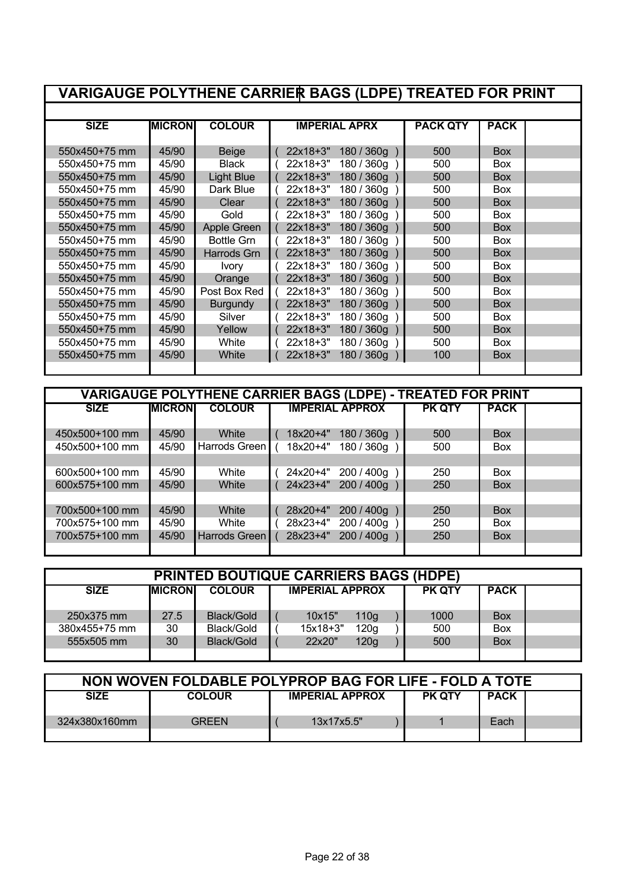## VARIGAUGE POLYTHENE CARRIER BAGS (LDPE) TREATED FOR PRINT

| SIZE | MICRON | COLOUR | IMPERIAL APRX | PACK QTY | PACK | |
|---|---|---|---|---|---|---|
| 550x450+75 mm | 45/90 | Beige | ( 22x18+3" 180 / 360g ) | 500 | Box | |
| 550x450+75 mm | 45/90 | Black | ( 22x18+3" 180 / 360g ) | 500 | Box | |
| 550x450+75 mm | 45/90 | Light Blue | ( 22x18+3" 180 / 360g ) | 500 | Box | |
| 550x450+75 mm | 45/90 | Dark Blue | ( 22x18+3" 180 / 360g ) | 500 | Box | |
| 550x450+75 mm | 45/90 | Clear | ( 22x18+3" 180 / 360g ) | 500 | Box | |
| 550x450+75 mm | 45/90 | Gold | ( 22x18+3" 180 / 360g ) | 500 | Box | |
| 550x450+75 mm | 45/90 | Apple Green | ( 22x18+3" 180 / 360g ) | 500 | Box | |
| 550x450+75 mm | 45/90 | Bottle Grn | ( 22x18+3" 180 / 360g ) | 500 | Box | |
| 550x450+75 mm | 45/90 | Harrods Grn | ( 22x18+3" 180 / 360g ) | 500 | Box | |
| 550x450+75 mm | 45/90 | Ivory | ( 22x18+3" 180 / 360g ) | 500 | Box | |
| 550x450+75 mm | 45/90 | Orange | ( 22x18+3" 180 / 360g ) | 500 | Box | |
| 550x450+75 mm | 45/90 | Post Box Red | ( 22x18+3" 180 / 360g ) | 500 | Box | |
| 550x450+75 mm | 45/90 | Burgundy | ( 22x18+3" 180 / 360g ) | 500 | Box | |
| 550x450+75 mm | 45/90 | Silver | ( 22x18+3" 180 / 360g ) | 500 | Box | |
| 550x450+75 mm | 45/90 | Yellow | ( 22x18+3" 180 / 360g ) | 500 | Box | |
| 550x450+75 mm | 45/90 | White | ( 22x18+3" 180 / 360g ) | 500 | Box | |
| 550x450+75 mm | 45/90 | White | ( 22x18+3" 180 / 360g ) | 100 | Box | |

## VARIGAUGE POLYTHENE CARRIER BAGS (LDPE) - TREATED FOR PRINT

| SIZE | MICRON | COLOUR | IMPERIAL APPROX | PK QTY | PACK | |
|---|---|---|---|---|---|---|
| 450x500+100 mm | 45/90 | White | ( 18x20+4" 180 / 360g ) | 500 | Box | |
| 450x500+100 mm | 45/90 | Harrods Green | ( 18x20+4" 180 / 360g ) | 500 | Box | |
| | | | | | | |
| 600x500+100 mm | 45/90 | White | ( 24x20+4" 200 / 400g ) | 250 | Box | |
| 600x575+100 mm | 45/90 | White | ( 24x23+4" 200 / 400g ) | 250 | Box | |
| | | | | | | |
| 700x500+100 mm | 45/90 | White | ( 28x20+4" 200 / 400g ) | 250 | Box | |
| 700x575+100 mm | 45/90 | White | ( 28x23+4" 200 / 400g ) | 250 | Box | |
| 700x575+100 mm | 45/90 | Harrods Green | ( 28x23+4" 200 / 400g ) | 250 | Box | |

## PRINTED BOUTIQUE CARRIERS BAGS (HDPE)

| SIZE | MICRON | COLOUR | IMPERIAL APPROX | PK QTY | PACK | |
|---|---|---|---|---|---|---|
| 250x375 mm | 27.5 | Black/Gold | ( 10x15" 110g ) | 1000 | Box | |
| 380x455+75 mm | 30 | Black/Gold | ( 15x18+3" 120g ) | 500 | Box | |
| 555x505 mm | 30 | Black/Gold | ( 22x20" 120g ) | 500 | Box | |

## NON WOVEN FOLDABLE POLYPROP BAG FOR LIFE - FOLD A TOTE

| SIZE | COLOUR | IMPERIAL APPROX | PK QTY | PACK | |
|---|---|---|---|---|---|
| 324x380x160mm | GREEN | ( 13x17x5.5" ) | 1 | Each | |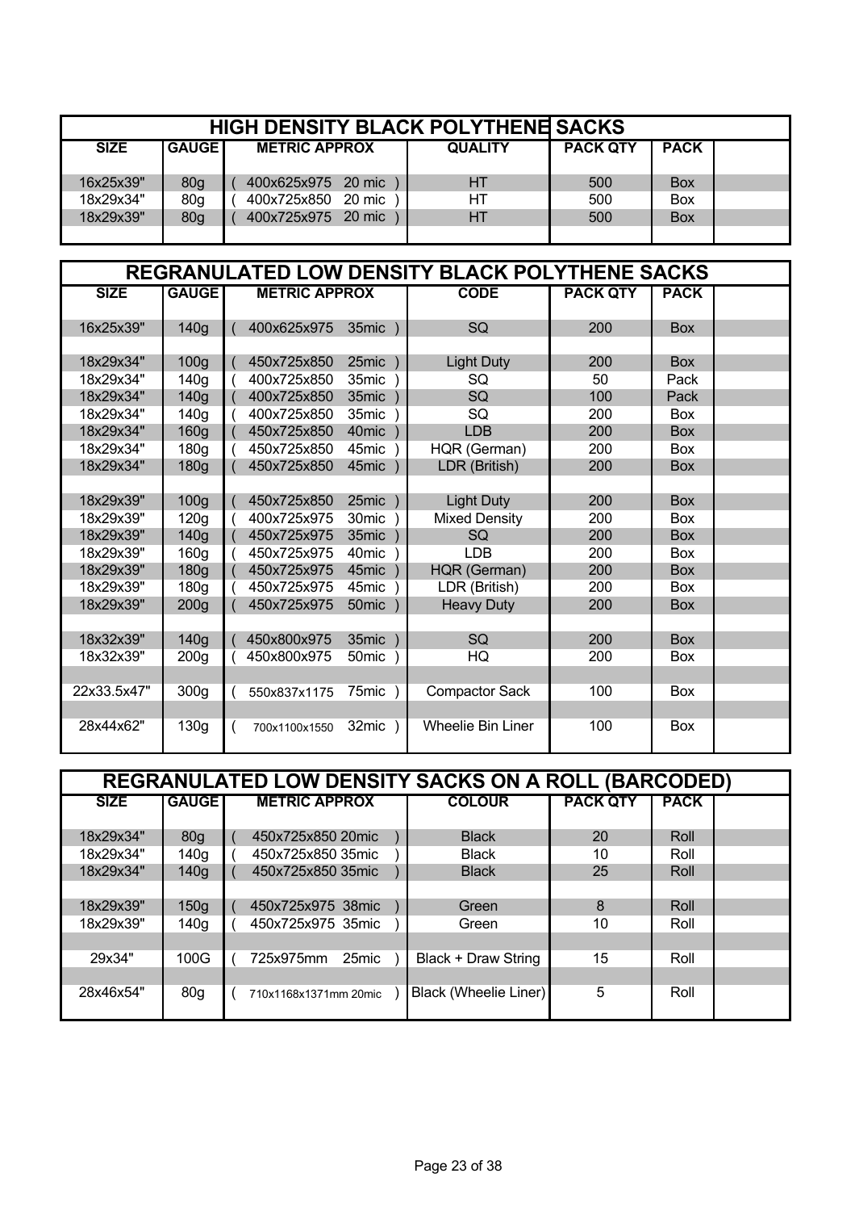## HIGH DENSITY BLACK POLYTHENE SACKS

| SIZE | GAUGE | METRIC APPROX | QUALITY | PACK QTY | PACK | |
|---|---|---|---|---|---|---|
| 16x25x39" | 80g | ( 400x625x975 20 mic ) | HT | 500 | Box | |
| 18x29x34" | 80g | ( 400x725x850 20 mic ) | HT | 500 | Box | |
| 18x29x39" | 80g | ( 400x725x975 20 mic ) | HT | 500 | Box | |

## REGRANULATED LOW DENSITY BLACK POLYTHENE SACKS

| SIZE | GAUGE | METRIC APPROX | CODE | PACK QTY | PACK | |
|---|---|---|---|---|---|---|
| 16x25x39" | 140g | ( 400x625x975 35mic ) | SQ | 200 | Box | |
| | | | | | | |
| 18x29x34" | 100g | ( 450x725x850 25mic ) | Light Duty | 200 | Box | |
| 18x29x34" | 140g | ( 400x725x850 35mic ) | SQ | 50 | Pack | |
| 18x29x34" | 140g | ( 400x725x850 35mic ) | SQ | 100 | Pack | |
| 18x29x34" | 140g | ( 400x725x850 35mic ) | SQ | 200 | Box | |
| 18x29x34" | 160g | ( 450x725x850 40mic ) | LDB | 200 | Box | |
| 18x29x34" | 180g | ( 450x725x850 45mic ) | HQR (German) | 200 | Box | |
| 18x29x34" | 180g | ( 450x725x850 45mic ) | LDR (British) | 200 | Box | |
| | | | | | | |
| 18x29x39" | 100g | ( 450x725x850 25mic ) | Light Duty | 200 | Box | |
| 18x29x39" | 120g | ( 400x725x975 30mic ) | Mixed Density | 200 | Box | |
| 18x29x39" | 140g | ( 450x725x975 35mic ) | SQ | 200 | Box | |
| 18x29x39" | 160g | ( 450x725x975 40mic ) | LDB | 200 | Box | |
| 18x29x39" | 180g | ( 450x725x975 45mic ) | HQR (German) | 200 | Box | |
| 18x29x39" | 180g | ( 450x725x975 45mic ) | LDR (British) | 200 | Box | |
| 18x29x39" | 200g | ( 450x725x975 50mic ) | Heavy Duty | 200 | Box | |
| | | | | | | |
| 18x32x39" | 140g | ( 450x800x975 35mic ) | SQ | 200 | Box | |
| 18x32x39" | 200g | ( 450x800x975 50mic ) | HQ | 200 | Box | |
| | | | | | | |
| 22x33.5x47" | 300g | ( 550x837x1175 75mic ) | Compactor Sack | 100 | Box | |
| | | | | | | |
| 28x44x62" | 130g | ( 700x1100x1550 32mic ) | Wheelie Bin Liner | 100 | Box | |

## REGRANULATED LOW DENSITY SACKS ON A ROLL (BARCODED)

| SIZE | GAUGE | METRIC APPROX | COLOUR | PACK QTY | PACK | |
|---|---|---|---|---|---|---|
| 18x29x34" | 80g | ( 450x725x850 20mic ) | Black | 20 | Roll | |
| 18x29x34" | 140g | ( 450x725x850 35mic ) | Black | 10 | Roll | |
| 18x29x34" | 140g | ( 450x725x850 35mic ) | Black | 25 | Roll | |
| | | | | | | |
| 18x29x39" | 150g | ( 450x725x975 38mic ) | Green | 8 | Roll | |
| 18x29x39" | 140g | ( 450x725x975 35mic ) | Green | 10 | Roll | |
| | | | | | | |
| 29x34" | 100G | ( 725x975mm 25mic ) | Black + Draw String | 15 | Roll | |
| | | | | | | |
| 28x46x54" | 80g | ( 710x1168x1371mm 20mic ) | Black (Wheelie Liner) | 5 | Roll | |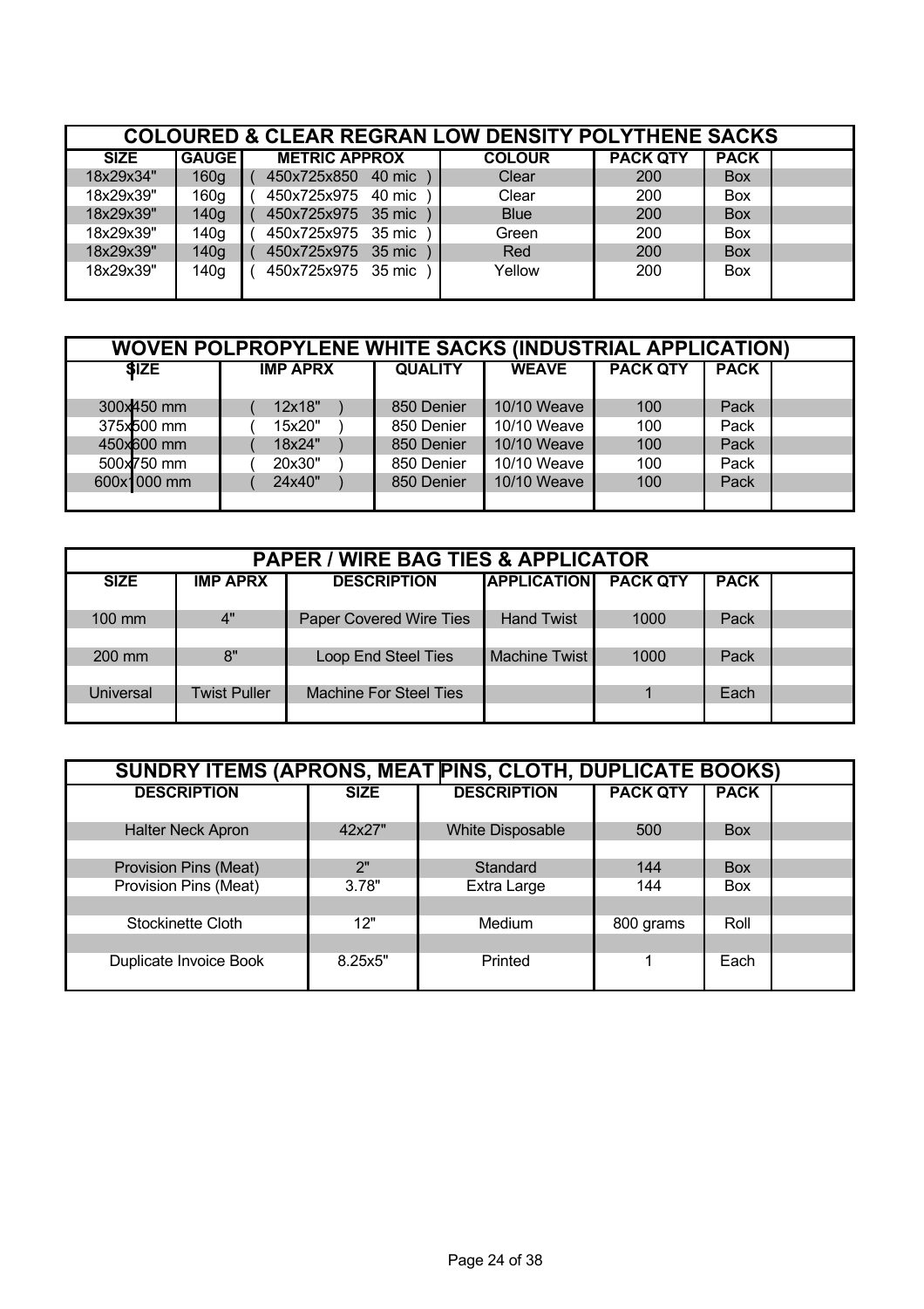## COLOURED & CLEAR REGRAN LOW DENSITY POLYTHENE SACKS

| SIZE | GAUGE | METRIC APPROX | COLOUR | PACK QTY | PACK | |
|---|---|---|---|---|---|---|
| 18x29x34" | 160g | ( 450x725x850 40 mic ) | Clear | 200 | Box | |
| 18x29x39" | 160g | ( 450x725x975 40 mic ) | Clear | 200 | Box | |
| 18x29x39" | 140g | ( 450x725x975 35 mic ) | Blue | 200 | Box | |
| 18x29x39" | 140g | ( 450x725x975 35 mic ) | Green | 200 | Box | |
| 18x29x39" | 140g | ( 450x725x975 35 mic ) | Red | 200 | Box | |
| 18x29x39" | 140g | ( 450x725x975 35 mic ) | Yellow | 200 | Box | |

## WOVEN POLPROPYLENE WHITE SACKS (INDUSTRIAL APPLICATION)

| SIZE | IMP APRX | QUALITY | WEAVE | PACK QTY | PACK | |
|---|---|---|---|---|---|---|
| 300x450 mm | ( 12x18" ) | 850 Denier | 10/10 Weave | 100 | Pack | |
| 375x500 mm | ( 15x20" ) | 850 Denier | 10/10 Weave | 100 | Pack | |
| 450x600 mm | ( 18x24" ) | 850 Denier | 10/10 Weave | 100 | Pack | |
| 500x750 mm | ( 20x30" ) | 850 Denier | 10/10 Weave | 100 | Pack | |
| 600x1000 mm | ( 24x40" ) | 850 Denier | 10/10 Weave | 100 | Pack | |

## PAPER / WIRE BAG TIES & APPLICATOR

| SIZE | IMP APRX | DESCRIPTION | APPLICATION | PACK QTY | PACK | |
|---|---|---|---|---|---|---|
| 100 mm | 4" | Paper Covered Wire Ties | Hand Twist | 1000 | Pack | |
| 200 mm | 8" | Loop End Steel Ties | Machine Twist | 1000 | Pack | |
| Universal | Twist Puller | Machine For Steel Ties | | 1 | Each | |

## SUNDRY ITEMS (APRONS, MEAT PINS, CLOTH, DUPLICATE BOOKS)

| DESCRIPTION | SIZE | DESCRIPTION | PACK QTY | PACK | |
|---|---|---|---|---|---|
| Halter Neck Apron | 42x27" | White Disposable | 500 | Box | |
| Provision Pins (Meat) | 2" | Standard | 144 | Box | |
| Provision Pins (Meat) | 3.78" | Extra Large | 144 | Box | |
| Stockinette Cloth | 12" | Medium | 800 grams | Roll | |
| Duplicate Invoice Book | 8.25x5" | Printed | 1 | Each | |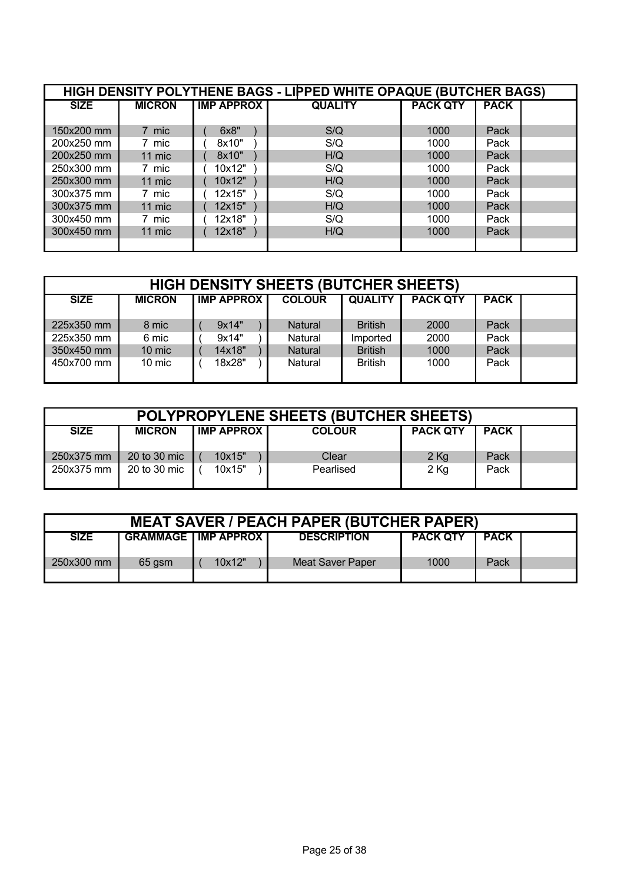## HIGH DENSITY POLYTHENE BAGS - LIPPED WHITE OPAQUE (BUTCHER BAGS)

| SIZE | MICRON | IMP APPROX | QUALITY | PACK QTY | PACK | |
|---|---|---|---|---|---|---|
| 150x200 mm | 7 mic | ( 6x8" ) | S/Q | 1000 | Pack | |
| 200x250 mm | 7 mic | ( 8x10" ) | S/Q | 1000 | Pack | |
| 200x250 mm | 11 mic | ( 8x10" ) | H/Q | 1000 | Pack | |
| 250x300 mm | 7 mic | ( 10x12" ) | S/Q | 1000 | Pack | |
| 250x300 mm | 11 mic | ( 10x12" ) | H/Q | 1000 | Pack | |
| 300x375 mm | 7 mic | ( 12x15" ) | S/Q | 1000 | Pack | |
| 300x375 mm | 11 mic | ( 12x15" ) | H/Q | 1000 | Pack | |
| 300x450 mm | 7 mic | ( 12x18" ) | S/Q | 1000 | Pack | |
| 300x450 mm | 11 mic | ( 12x18" ) | H/Q | 1000 | Pack | |

## HIGH DENSITY SHEETS (BUTCHER SHEETS)

| SIZE | MICRON | IMP APPROX | COLOUR | QUALITY | PACK QTY | PACK | |
|---|---|---|---|---|---|---|---|
| 225x350 mm | 8 mic | ( 9x14" ) | Natural | British | 2000 | Pack | |
| 225x350 mm | 6 mic | ( 9x14" ) | Natural | Imported | 2000 | Pack | |
| 350x450 mm | 10 mic | ( 14x18" ) | Natural | British | 1000 | Pack | |
| 450x700 mm | 10 mic | ( 18x28" ) | Natural | British | 1000 | Pack | |

## POLYPROPYLENE SHEETS (BUTCHER SHEETS)

| SIZE | MICRON | IMP APPROX | COLOUR | PACK QTY | PACK | |
|---|---|---|---|---|---|---|
| 250x375 mm | 20 to 30 mic | ( 10x15" ) | Clear | 2 Kg | Pack | |
| 250x375 mm | 20 to 30 mic | ( 10x15" ) | Pearlised | 2 Kg | Pack | |

## MEAT SAVER / PEACH PAPER (BUTCHER PAPER)

| SIZE | GRAMMAGE | IMP APPROX | DESCRIPTION | PACK QTY | PACK | |
|---|---|---|---|---|---|---|
| 250x300 mm | 65 gsm | ( 10x12" ) | Meat Saver Paper | 1000 | Pack | |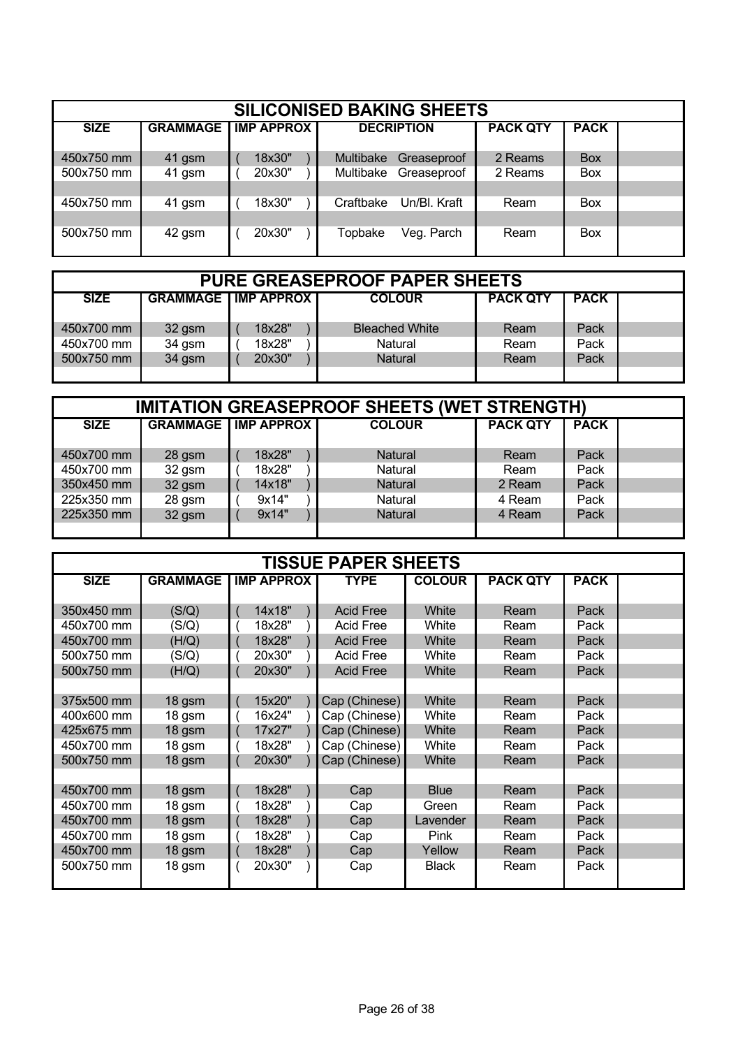## SILICONISED BAKING SHEETS

| SIZE | GRAMMAGE | IMP APPROX | DECRIPTION | | PACK QTY | PACK |
|---|---|---|---|---|---|---|
| 450x750 mm | 41 gsm | ( 18x30" ) | Multibake | Greaseproof | 2 Reams | Box |
| 500x750 mm | 41 gsm | ( 20x30" ) | Multibake | Greaseproof | 2 Reams | Box |
| | | | | | | |
| 450x750 mm | 41 gsm | ( 18x30" ) | Craftbake | Un/Bl. Kraft | Ream | Box |
| | | | | | | |
| 500x750 mm | 42 gsm | ( 20x30" ) | Topbake | Veg. Parch | Ream | Box |

## PURE GREASEPROOF PAPER SHEETS

| SIZE | GRAMMAGE | IMP APPROX | COLOUR | PACK QTY | PACK |
|---|---|---|---|---|---|
| 450x700 mm | 32 gsm | ( 18x28" ) | Bleached White | Ream | Pack |
| 450x700 mm | 34 gsm | ( 18x28" ) | Natural | Ream | Pack |
| 500x750 mm | 34 gsm | ( 20x30" ) | Natural | Ream | Pack |

## IMITATION GREASEPROOF SHEETS (WET STRENGTH)

| SIZE | GRAMMAGE | IMP APPROX | COLOUR | PACK QTY | PACK |
|---|---|---|---|---|---|
| 450x700 mm | 28 gsm | ( 18x28" ) | Natural | Ream | Pack |
| 450x700 mm | 32 gsm | ( 18x28" ) | Natural | Ream | Pack |
| 350x450 mm | 32 gsm | ( 14x18" ) | Natural | 2 Ream | Pack |
| 225x350 mm | 28 gsm | ( 9x14" ) | Natural | 4 Ream | Pack |
| 225x350 mm | 32 gsm | ( 9x14" ) | Natural | 4 Ream | Pack |

## TISSUE PAPER SHEETS

| SIZE | GRAMMAGE | IMP APPROX | TYPE | COLOUR | PACK QTY | PACK |
|---|---|---|---|---|---|---|
| 350x450 mm | (S/Q) | ( 14x18" ) | Acid Free | White | Ream | Pack |
| 450x700 mm | (S/Q) | ( 18x28" ) | Acid Free | White | Ream | Pack |
| 450x700 mm | (H/Q) | ( 18x28" ) | Acid Free | White | Ream | Pack |
| 500x750 mm | (S/Q) | ( 20x30" ) | Acid Free | White | Ream | Pack |
| 500x750 mm | (H/Q) | ( 20x30" ) | Acid Free | White | Ream | Pack |
| | | | | | | |
| 375x500 mm | 18 gsm | ( 15x20" ) | Cap (Chinese) | White | Ream | Pack |
| 400x600 mm | 18 gsm | ( 16x24" ) | Cap (Chinese) | White | Ream | Pack |
| 425x675 mm | 18 gsm | ( 17x27" ) | Cap (Chinese) | White | Ream | Pack |
| 450x700 mm | 18 gsm | ( 18x28" ) | Cap (Chinese) | White | Ream | Pack |
| 500x750 mm | 18 gsm | ( 20x30" ) | Cap (Chinese) | White | Ream | Pack |
| | | | | | | |
| 450x700 mm | 18 gsm | ( 18x28" ) | Cap | Blue | Ream | Pack |
| 450x700 mm | 18 gsm | ( 18x28" ) | Cap | Green | Ream | Pack |
| 450x700 mm | 18 gsm | ( 18x28" ) | Cap | Lavender | Ream | Pack |
| 450x700 mm | 18 gsm | ( 18x28" ) | Cap | Pink | Ream | Pack |
| 450x700 mm | 18 gsm | ( 18x28" ) | Cap | Yellow | Ream | Pack |
| 500x750 mm | 18 gsm | ( 20x30" ) | Cap | Black | Ream | Pack |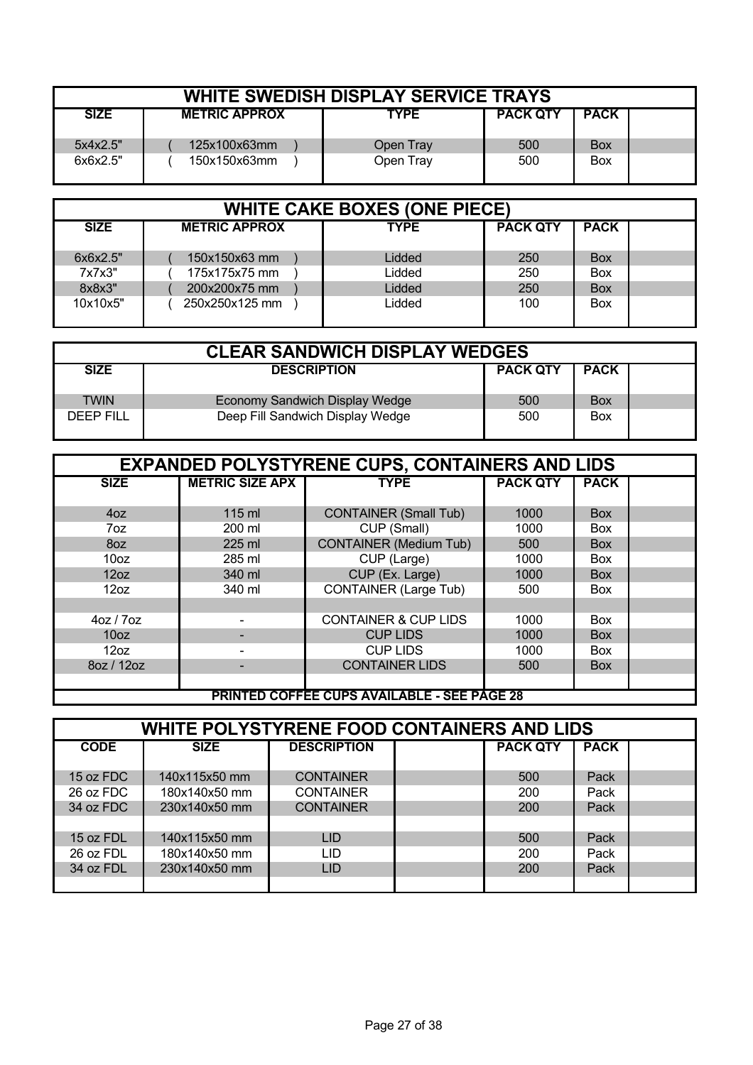## WHITE SWEDISH DISPLAY SERVICE TRAYS

| SIZE | METRIC APPROX | TYPE | PACK QTY | PACK | |
|---|---|---|---|---|---|
| 5x4x2.5" | ( 125x100x63mm ) | Open Tray | 500 | Box | |
| 6x6x2.5" | ( 150x150x63mm ) | Open Tray | 500 | Box | |

## WHITE CAKE BOXES (ONE PIECE)

| SIZE | METRIC APPROX | TYPE | PACK QTY | PACK | |
|---|---|---|---|---|---|
| 6x6x2.5" | ( 150x150x63 mm ) | Lidded | 250 | Box | |
| 7x7x3" | ( 175x175x75 mm ) | Lidded | 250 | Box | |
| 8x8x3" | ( 200x200x75 mm ) | Lidded | 250 | Box | |
| 10x10x5" | ( 250x250x125 mm ) | Lidded | 100 | Box | |

## CLEAR SANDWICH DISPLAY WEDGES

| SIZE | DESCRIPTION | PACK QTY | PACK | |
|---|---|---|---|---|
| TWIN | Economy Sandwich Display Wedge | 500 | Box | |
| DEEP FILL | Deep Fill Sandwich Display Wedge | 500 | Box | |

## EXPANDED POLYSTYRENE CUPS, CONTAINERS AND LIDS

| SIZE | METRIC SIZE APX | TYPE | PACK QTY | PACK | |
|---|---|---|---|---|---|
| 4oz | 115 ml | CONTAINER (Small Tub) | 1000 | Box | |
| 7oz | 200 ml | CUP (Small) | 1000 | Box | |
| 8oz | 225 ml | CONTAINER (Medium Tub) | 500 | Box | |
| 10oz | 285 ml | CUP (Large) | 1000 | Box | |
| 12oz | 340 ml | CUP (Ex. Large) | 1000 | Box | |
| 12oz | 340 ml | CONTAINER (Large Tub) | 500 | Box | |
| | | | | | |
| 4oz / 7oz | - | CONTAINER & CUP LIDS | 1000 | Box | |
| 10oz | - | CUP LIDS | 1000 | Box | |
| 12oz | - | CUP LIDS | 1000 | Box | |
| 8oz / 12oz | - | CONTAINER LIDS | 500 | Box | |

**PRINTED COFFEE CUPS AVAILABLE - SEE PAGE 28**

## WHITE POLYSTYRENE FOOD CONTAINERS AND LIDS

| CODE | SIZE | DESCRIPTION | | PACK QTY | PACK | |
|---|---|---|---|---|---|---|
| 15 oz FDC | 140x115x50 mm | CONTAINER | | 500 | Pack | |
| 26 oz FDC | 180x140x50 mm | CONTAINER | | 200 | Pack | |
| 34 oz FDC | 230x140x50 mm | CONTAINER | | 200 | Pack | |
| | | | | | | |
| 15 oz FDL | 140x115x50 mm | LID | | 500 | Pack | |
| 26 oz FDL | 180x140x50 mm | LID | | 200 | Pack | |
| 34 oz FDL | 230x140x50 mm | LID | | 200 | Pack | |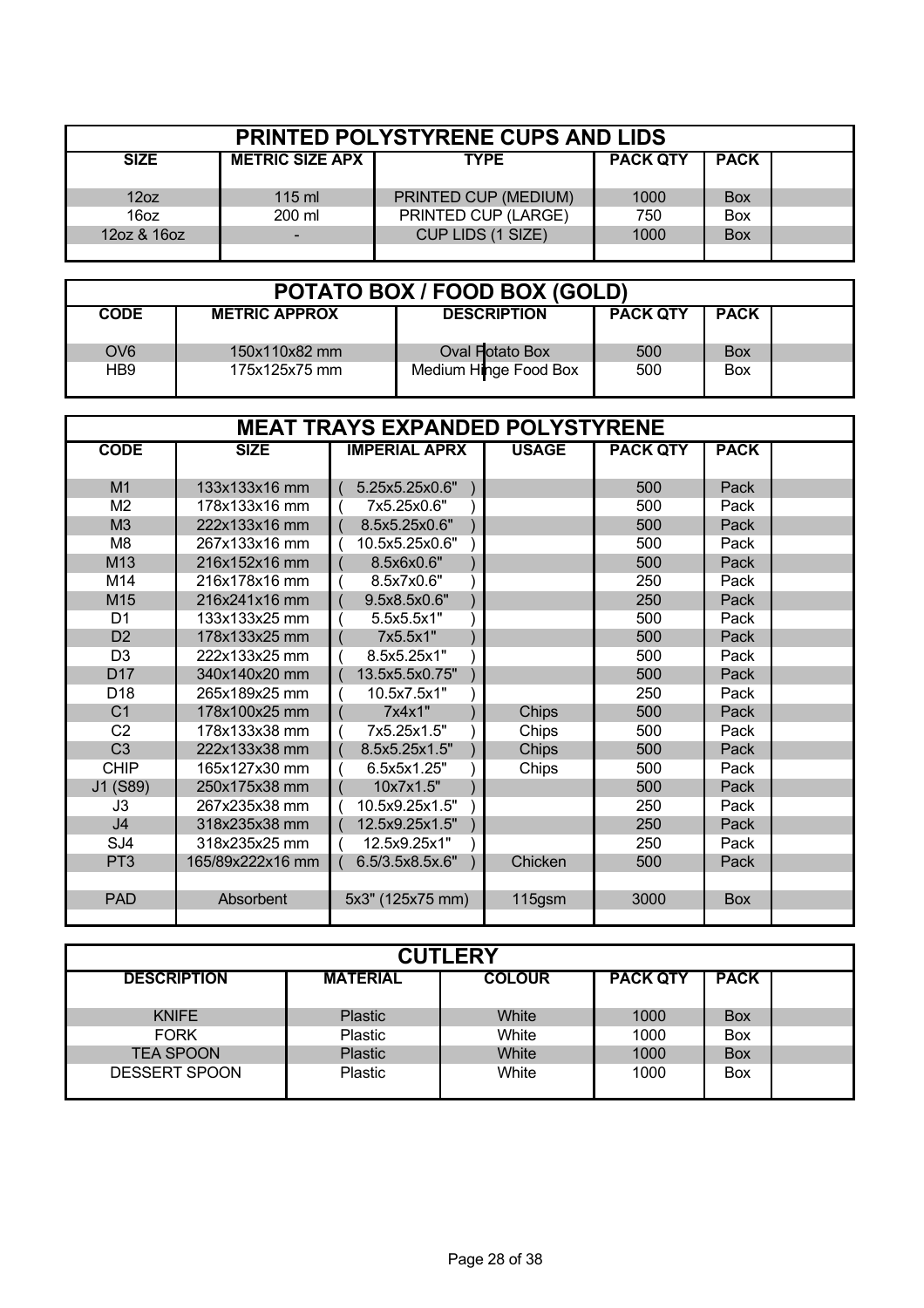## PRINTED POLYSTYRENE CUPS AND LIDS

| SIZE | METRIC SIZE APX | TYPE | PACK QTY | PACK | |
|---|---|---|---|---|---|
| 12oz | 115 ml | PRINTED CUP (MEDIUM) | 1000 | Box | |
| 16oz | 200 ml | PRINTED CUP (LARGE) | 750 | Box | |
| 12oz & 16oz | - | CUP LIDS (1 SIZE) | 1000 | Box | |

## POTATO BOX / FOOD BOX (GOLD)

| CODE | METRIC APPROX | DESCRIPTION | PACK QTY | PACK | |
|---|---|---|---|---|---|
| OV6 | 150x110x82 mm | Oval Potato Box | 500 | Box | |
| HB9 | 175x125x75 mm | Medium Hinge Food Box | 500 | Box | |

## MEAT TRAYS EXPANDED POLYSTYRENE

| CODE | SIZE | IMPERIAL APRX | USAGE | PACK QTY | PACK | |
|---|---|---|---|---|---|---|
| M1 | 133x133x16 mm | ( 5.25x5.25x0.6" ) | | 500 | Pack | |
| M2 | 178x133x16 mm | ( 7x5.25x0.6" ) | | 500 | Pack | |
| M3 | 222x133x16 mm | ( 8.5x5.25x0.6" ) | | 500 | Pack | |
| M8 | 267x133x16 mm | ( 10.5x5.25x0.6" ) | | 500 | Pack | |
| M13 | 216x152x16 mm | ( 8.5x6x0.6" ) | | 500 | Pack | |
| M14 | 216x178x16 mm | ( 8.5x7x0.6" ) | | 250 | Pack | |
| M15 | 216x241x16 mm | ( 9.5x8.5x0.6" ) | | 250 | Pack | |
| D1 | 133x133x25 mm | ( 5.5x5.5x1" ) | | 500 | Pack | |
| D2 | 178x133x25 mm | ( 7x5.5x1" ) | | 500 | Pack | |
| D3 | 222x133x25 mm | ( 8.5x5.25x1" ) | | 500 | Pack | |
| D17 | 340x140x20 mm | ( 13.5x5.5x0.75" ) | | 500 | Pack | |
| D18 | 265x189x25 mm | ( 10.5x7.5x1" ) | | 250 | Pack | |
| C1 | 178x100x25 mm | ( 7x4x1" ) | Chips | 500 | Pack | |
| C2 | 178x133x38 mm | ( 7x5.25x1.5" ) | Chips | 500 | Pack | |
| C3 | 222x133x38 mm | ( 8.5x5.25x1.5" ) | Chips | 500 | Pack | |
| CHIP | 165x127x30 mm | ( 6.5x5x1.25" ) | Chips | 500 | Pack | |
| J1 (S89) | 250x175x38 mm | ( 10x7x1.5" ) | | 500 | Pack | |
| J3 | 267x235x38 mm | ( 10.5x9.25x1.5" ) | | 250 | Pack | |
| J4 | 318x235x38 mm | ( 12.5x9.25x1.5" ) | | 250 | Pack | |
| SJ4 | 318x235x25 mm | ( 12.5x9.25x1" ) | | 250 | Pack | |
| PT3 | 165/89x222x16 mm | ( 6.5/3.5x8.5x.6" ) | Chicken | 500 | Pack | |
| | | | | | | |
| PAD | Absorbent | 5x3" (125x75 mm) | 115gsm | 3000 | Box | |

## CUTLERY

| DESCRIPTION | MATERIAL | COLOUR | PACK QTY | PACK | |
|---|---|---|---|---|---|
| KNIFE | Plastic | White | 1000 | Box | |
| FORK | Plastic | White | 1000 | Box | |
| TEA SPOON | Plastic | White | 1000 | Box | |
| DESSERT SPOON | Plastic | White | 1000 | Box | |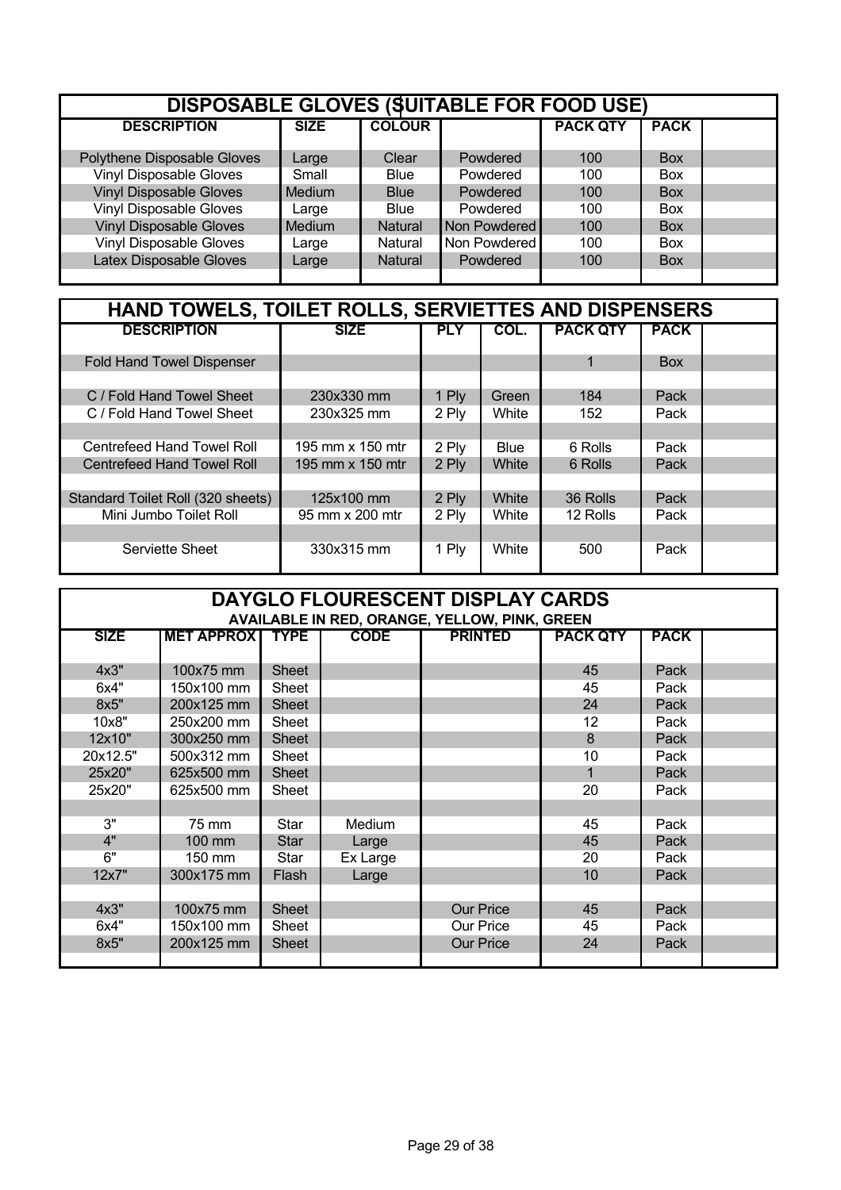## DISPOSABLE GLOVES (SUITABLE FOR FOOD USE)

| DESCRIPTION | SIZE | COLOUR | | PACK QTY | PACK | |
|---|---|---|---|---|---|---|
| Polythene Disposable Gloves | Large | Clear | Powdered | 100 | Box | |
| Vinyl Disposable Gloves | Small | Blue | Powdered | 100 | Box | |
| Vinyl Disposable Gloves | Medium | Blue | Powdered | 100 | Box | |
| Vinyl Disposable Gloves | Large | Blue | Powdered | 100 | Box | |
| Vinyl Disposable Gloves | Medium | Natural | Non Powdered | 100 | Box | |
| Vinyl Disposable Gloves | Large | Natural | Non Powdered | 100 | Box | |
| Latex Disposable Gloves | Large | Natural | Powdered | 100 | Box | |

## HAND TOWELS, TOILET ROLLS, SERVIETTES AND DISPENSERS

| DESCRIPTION | SIZE | PLY | COL. | PACK QTY | PACK | |
|---|---|---|---|---|---|---|
| Fold Hand Towel Dispenser | | | | 1 | Box | |
| C / Fold Hand Towel Sheet | 230x330 mm | 1 Ply | Green | 184 | Pack | |
| C / Fold Hand Towel Sheet | 230x325 mm | 2 Ply | White | 152 | Pack | |
| Centrefeed Hand Towel Roll | 195 mm x 150 mtr | 2 Ply | Blue | 6 Rolls | Pack | |
| Centrefeed Hand Towel Roll | 195 mm x 150 mtr | 2 Ply | White | 6 Rolls | Pack | |
| Standard Toilet Roll (320 sheets) | 125x100 mm | 2 Ply | White | 36 Rolls | Pack | |
| Mini Jumbo Toilet Roll | 95 mm x 200 mtr | 2 Ply | White | 12 Rolls | Pack | |
| Serviette Sheet | 330x315 mm | 1 Ply | White | 500 | Pack | |

## DAYGLO FLOURESCENT DISPLAY CARDS

**AVAILABLE IN RED, ORANGE, YELLOW, PINK, GREEN**

| SIZE | MET APPROX | TYPE | CODE | PRINTED | PACK QTY | PACK | |
|---|---|---|---|---|---|---|---|
| 4x3" | 100x75 mm | Sheet | | | 45 | Pack | |
| 6x4" | 150x100 mm | Sheet | | | 45 | Pack | |
| 8x5" | 200x125 mm | Sheet | | | 24 | Pack | |
| 10x8" | 250x200 mm | Sheet | | | 12 | Pack | |
| 12x10" | 300x250 mm | Sheet | | | 8 | Pack | |
| 20x12.5" | 500x312 mm | Sheet | | | 10 | Pack | |
| 25x20" | 625x500 mm | Sheet | | | 1 | Pack | |
| 25x20" | 625x500 mm | Sheet | | | 20 | Pack | |
| 3" | 75 mm | Star | Medium | | 45 | Pack | |
| 4" | 100 mm | Star | Large | | 45 | Pack | |
| 6" | 150 mm | Star | Ex Large | | 20 | Pack | |
| 12x7" | 300x175 mm | Flash | Large | | 10 | Pack | |
| 4x3" | 100x75 mm | Sheet | | Our Price | 45 | Pack | |
| 6x4" | 150x100 mm | Sheet | | Our Price | 45 | Pack | |
| 8x5" | 200x125 mm | Sheet | | Our Price | 24 | Pack | |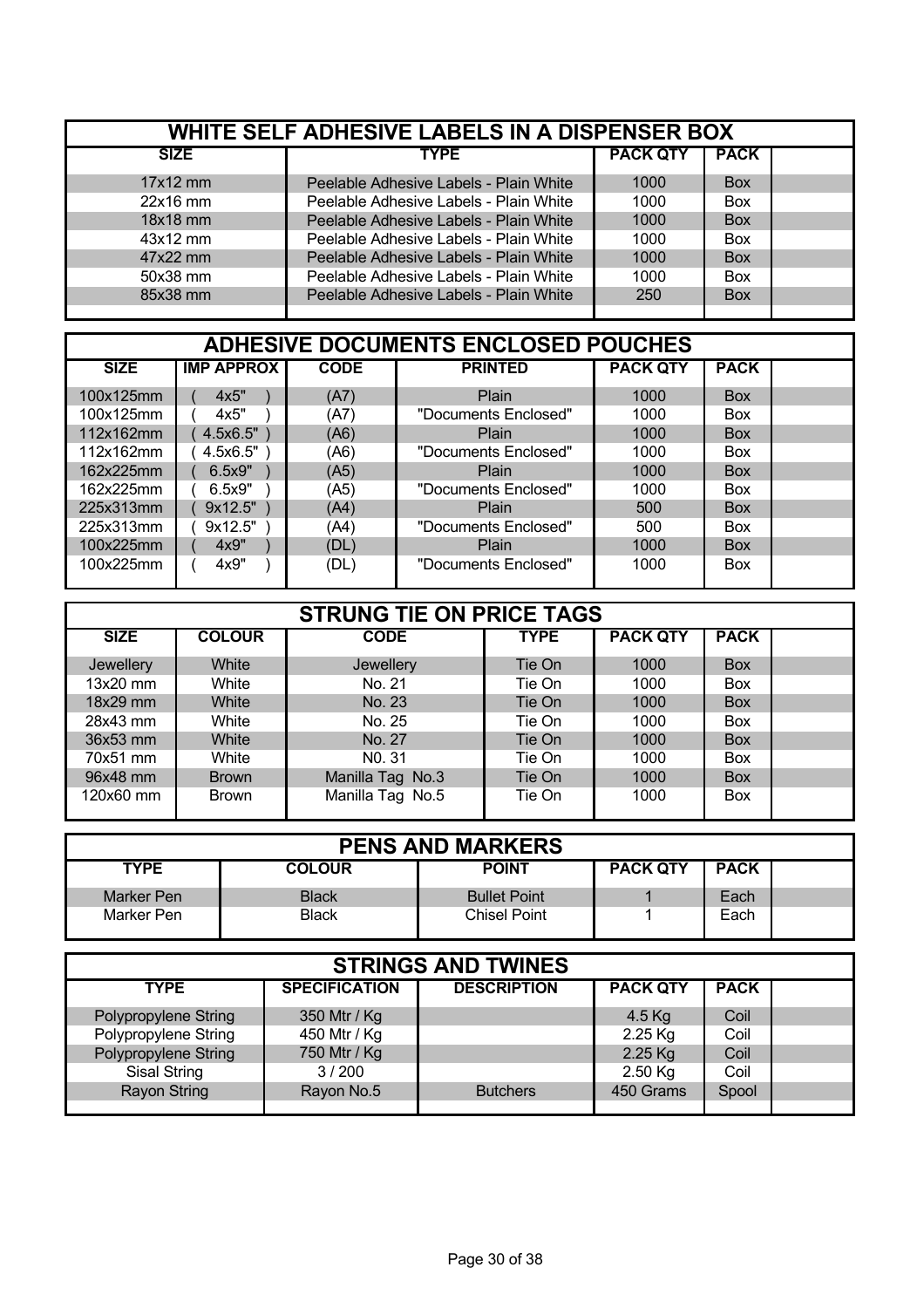## WHITE SELF ADHESIVE LABELS IN A DISPENSER BOX

| SIZE | TYPE | PACK QTY | PACK | |
|---|---|---|---|---|
| 17x12 mm | Peelable Adhesive Labels - Plain White | 1000 | Box | |
| 22x16 mm | Peelable Adhesive Labels - Plain White | 1000 | Box | |
| 18x18 mm | Peelable Adhesive Labels - Plain White | 1000 | Box | |
| 43x12 mm | Peelable Adhesive Labels - Plain White | 1000 | Box | |
| 47x22 mm | Peelable Adhesive Labels - Plain White | 1000 | Box | |
| 50x38 mm | Peelable Adhesive Labels - Plain White | 1000 | Box | |
| 85x38 mm | Peelable Adhesive Labels - Plain White | 250 | Box | |

## ADHESIVE DOCUMENTS ENCLOSED POUCHES

| SIZE | IMP APPROX | CODE | PRINTED | PACK QTY | PACK | |
|---|---|---|---|---|---|---|
| 100x125mm | ( 4x5" ) | (A7) | Plain | 1000 | Box | |
| 100x125mm | ( 4x5" ) | (A7) | "Documents Enclosed" | 1000 | Box | |
| 112x162mm | ( 4.5x6.5" ) | (A6) | Plain | 1000 | Box | |
| 112x162mm | ( 4.5x6.5" ) | (A6) | "Documents Enclosed" | 1000 | Box | |
| 162x225mm | ( 6.5x9" ) | (A5) | Plain | 1000 | Box | |
| 162x225mm | ( 6.5x9" ) | (A5) | "Documents Enclosed" | 1000 | Box | |
| 225x313mm | ( 9x12.5" ) | (A4) | Plain | 500 | Box | |
| 225x313mm | ( 9x12.5" ) | (A4) | "Documents Enclosed" | 500 | Box | |
| 100x225mm | ( 4x9" ) | (DL) | Plain | 1000 | Box | |
| 100x225mm | ( 4x9" ) | (DL) | "Documents Enclosed" | 1000 | Box | |

## STRUNG TIE ON PRICE TAGS

| SIZE | COLOUR | CODE | TYPE | PACK QTY | PACK | |
|---|---|---|---|---|---|---|
| Jewellery | White | Jewellery | Tie On | 1000 | Box | |
| 13x20 mm | White | No. 21 | Tie On | 1000 | Box | |
| 18x29 mm | White | No. 23 | Tie On | 1000 | Box | |
| 28x43 mm | White | No. 25 | Tie On | 1000 | Box | |
| 36x53 mm | White | No. 27 | Tie On | 1000 | Box | |
| 70x51 mm | White | N0. 31 | Tie On | 1000 | Box | |
| 96x48 mm | Brown | Manilla Tag No.3 | Tie On | 1000 | Box | |
| 120x60 mm | Brown | Manilla Tag No.5 | Tie On | 1000 | Box | |

## PENS AND MARKERS

| TYPE | COLOUR | POINT | PACK QTY | PACK | |
|---|---|---|---|---|---|
| Marker Pen | Black | Bullet Point | 1 | Each | |
| Marker Pen | Black | Chisel Point | 1 | Each | |

## STRINGS AND TWINES

| TYPE | SPECIFICATION | DESCRIPTION | PACK QTY | PACK | |
|---|---|---|---|---|---|
| Polypropylene String | 350 Mtr / Kg | | 4.5 Kg | Coil | |
| Polypropylene String | 450 Mtr / Kg | | 2.25 Kg | Coil | |
| Polypropylene String | 750 Mtr / Kg | | 2.25 Kg | Coil | |
| Sisal String | 3 / 200 | | 2.50 Kg | Coil | |
| Rayon String | Rayon No.5 | Butchers | 450 Grams | Spool | |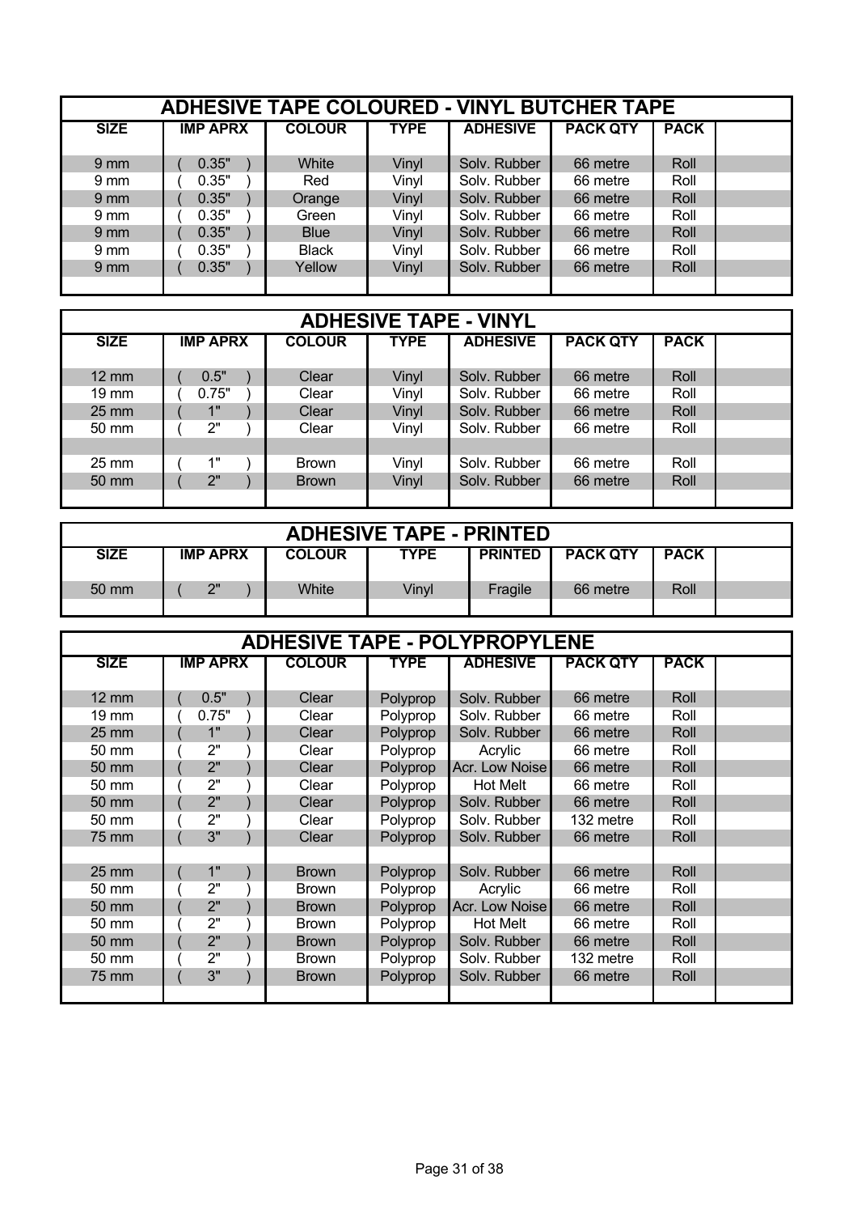## ADHESIVE TAPE COLOURED - VINYL BUTCHER TAPE

| SIZE | IMP APRX | COLOUR | TYPE | ADHESIVE | PACK QTY | PACK | |
|---|---|---|---|---|---|---|---|
| 9 mm | ( 0.35" ) | White | Vinyl | Solv. Rubber | 66 metre | Roll | |
| 9 mm | ( 0.35" ) | Red | Vinyl | Solv. Rubber | 66 metre | Roll | |
| 9 mm | ( 0.35" ) | Orange | Vinyl | Solv. Rubber | 66 metre | Roll | |
| 9 mm | ( 0.35" ) | Green | Vinyl | Solv. Rubber | 66 metre | Roll | |
| 9 mm | ( 0.35" ) | Blue | Vinyl | Solv. Rubber | 66 metre | Roll | |
| 9 mm | ( 0.35" ) | Black | Vinyl | Solv. Rubber | 66 metre | Roll | |
| 9 mm | ( 0.35" ) | Yellow | Vinyl | Solv. Rubber | 66 metre | Roll | |

## ADHESIVE TAPE - VINYL

| SIZE | IMP APRX | COLOUR | TYPE | ADHESIVE | PACK QTY | PACK | |
|---|---|---|---|---|---|---|---|
| 12 mm | ( 0.5" ) | Clear | Vinyl | Solv. Rubber | 66 metre | Roll | |
| 19 mm | ( 0.75" ) | Clear | Vinyl | Solv. Rubber | 66 metre | Roll | |
| 25 mm | ( 1" ) | Clear | Vinyl | Solv. Rubber | 66 metre | Roll | |
| 50 mm | ( 2" ) | Clear | Vinyl | Solv. Rubber | 66 metre | Roll | |
| | | | | | | | |
| 25 mm | ( 1" ) | Brown | Vinyl | Solv. Rubber | 66 metre | Roll | |
| 50 mm | ( 2" ) | Brown | Vinyl | Solv. Rubber | 66 metre | Roll | |

## ADHESIVE TAPE - PRINTED

| SIZE | IMP APRX | COLOUR | TYPE | PRINTED | PACK QTY | PACK | |
|---|---|---|---|---|---|---|---|
| 50 mm | ( 2" ) | White | Vinyl | Fragile | 66 metre | Roll | |

## ADHESIVE TAPE - POLYPROPYLENE

| SIZE | IMP APRX | COLOUR | TYPE | ADHESIVE | PACK QTY | PACK | |
|---|---|---|---|---|---|---|---|
| 12 mm | ( 0.5" ) | Clear | Polyprop | Solv. Rubber | 66 metre | Roll | |
| 19 mm | ( 0.75" ) | Clear | Polyprop | Solv. Rubber | 66 metre | Roll | |
| 25 mm | ( 1" ) | Clear | Polyprop | Solv. Rubber | 66 metre | Roll | |
| 50 mm | ( 2" ) | Clear | Polyprop | Acrylic | 66 metre | Roll | |
| 50 mm | ( 2" ) | Clear | Polyprop | Acr. Low Noise | 66 metre | Roll | |
| 50 mm | ( 2" ) | Clear | Polyprop | Hot Melt | 66 metre | Roll | |
| 50 mm | ( 2" ) | Clear | Polyprop | Solv. Rubber | 66 metre | Roll | |
| 50 mm | ( 2" ) | Clear | Polyprop | Solv. Rubber | 132 metre | Roll | |
| 75 mm | ( 3" ) | Clear | Polyprop | Solv. Rubber | 66 metre | Roll | |
| | | | | | | | |
| 25 mm | ( 1" ) | Brown | Polyprop | Solv. Rubber | 66 metre | Roll | |
| 50 mm | ( 2" ) | Brown | Polyprop | Acrylic | 66 metre | Roll | |
| 50 mm | ( 2" ) | Brown | Polyprop | Acr. Low Noise | 66 metre | Roll | |
| 50 mm | ( 2" ) | Brown | Polyprop | Hot Melt | 66 metre | Roll | |
| 50 mm | ( 2" ) | Brown | Polyprop | Solv. Rubber | 66 metre | Roll | |
| 50 mm | ( 2" ) | Brown | Polyprop | Solv. Rubber | 132 metre | Roll | |
| 75 mm | ( 3" ) | Brown | Polyprop | Solv. Rubber | 66 metre | Roll | |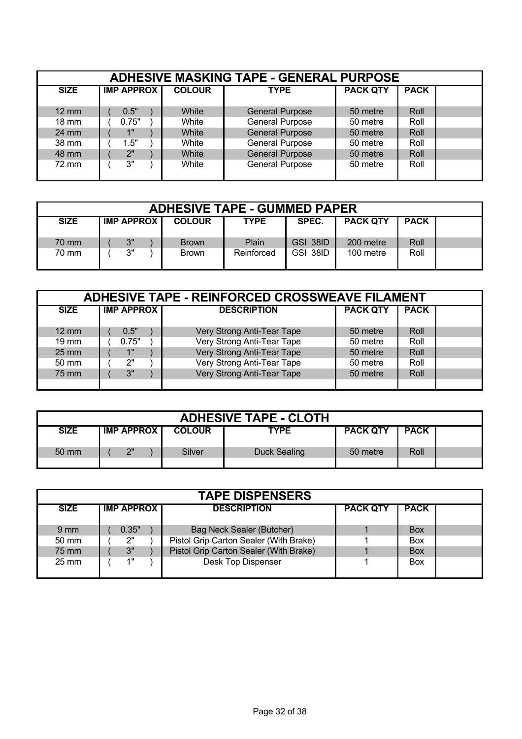## ADHESIVE MASKING TAPE - GENERAL PURPOSE

| SIZE | IMP APPROX | COLOUR | TYPE | PACK QTY | PACK | |
|---|---|---|---|---|---|---|
| 12 mm | ( 0.5" ) | White | General Purpose | 50 metre | Roll | |
| 18 mm | ( 0.75" ) | White | General Purpose | 50 metre | Roll | |
| 24 mm | ( 1" ) | White | General Purpose | 50 metre | Roll | |
| 38 mm | ( 1.5" ) | White | General Purpose | 50 metre | Roll | |
| 48 mm | ( 2" ) | White | General Purpose | 50 metre | Roll | |
| 72 mm | ( 3" ) | White | General Purpose | 50 metre | Roll | |

## ADHESIVE TAPE - GUMMED PAPER

| SIZE | IMP APPROX | COLOUR | TYPE | SPEC. | PACK QTY | PACK | |
|---|---|---|---|---|---|---|---|
| 70 mm | ( 3" ) | Brown | Plain | GSI 38ID | 200 metre | Roll | |
| 70 mm | ( 3" ) | Brown | Reinforced | GSI 38ID | 100 metre | Roll | |

## ADHESIVE TAPE - REINFORCED CROSSWEAVE FILAMENT

| SIZE | IMP APPROX | DESCRIPTION | PACK QTY | PACK | |
|---|---|---|---|---|---|
| 12 mm | ( 0.5" ) | Very Strong Anti-Tear Tape | 50 metre | Roll | |
| 19 mm | ( 0.75" ) | Very Strong Anti-Tear Tape | 50 metre | Roll | |
| 25 mm | ( 1" ) | Very Strong Anti-Tear Tape | 50 metre | Roll | |
| 50 mm | ( 2" ) | Very Strong Anti-Tear Tape | 50 metre | Roll | |
| 75 mm | ( 3" ) | Very Strong Anti-Tear Tape | 50 metre | Roll | |

## ADHESIVE TAPE - CLOTH

| SIZE | IMP APPROX | COLOUR | TYPE | PACK QTY | PACK | |
|---|---|---|---|---|---|---|
| 50 mm | ( 2" ) | Silver | Duck Sealing | 50 metre | Roll | |

## TAPE DISPENSERS

| SIZE | IMP APPROX | DESCRIPTION | PACK QTY | PACK | |
|---|---|---|---|---|---|
| 9 mm | ( 0.35" ) | Bag Neck Sealer (Butcher) | 1 | Box | |
| 50 mm | ( 2" ) | Pistol Grip Carton Sealer (With Brake) | 1 | Box | |
| 75 mm | ( 3" ) | Pistol Grip Carton Sealer (With Brake) | 1 | Box | |
| 25 mm | ( 1" ) | Desk Top Dispenser | 1 | Box | |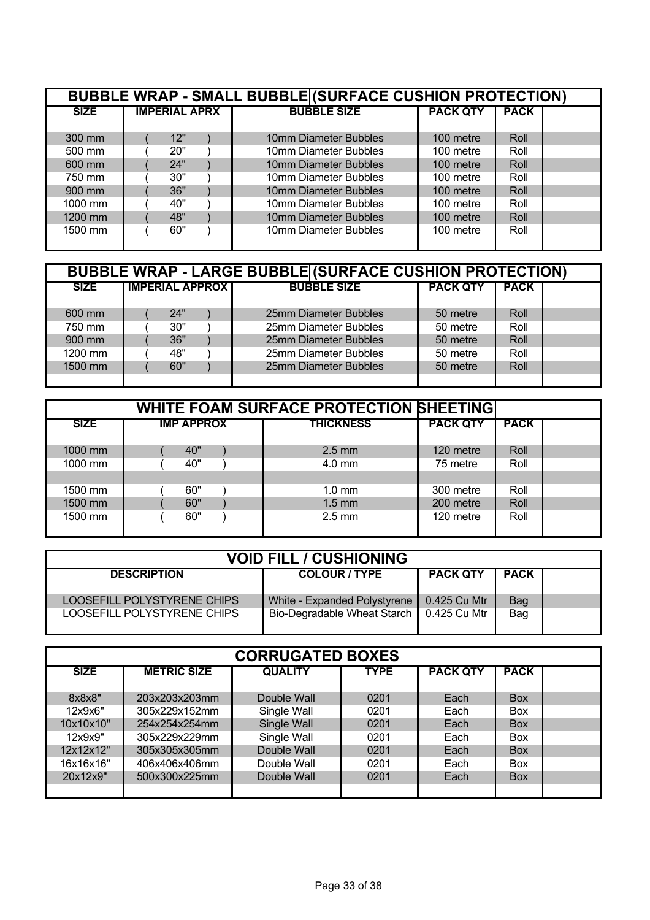## BUBBLE WRAP - SMALL BUBBLE (SURFACE CUSHION PROTECTION)

| SIZE | IMPERIAL APRX | BUBBLE SIZE | PACK QTY | PACK | |
|---|---|---|---|---|---|
| 300 mm | ( 12" ) | 10mm Diameter Bubbles | 100 metre | Roll | |
| 500 mm | ( 20" ) | 10mm Diameter Bubbles | 100 metre | Roll | |
| 600 mm | ( 24" ) | 10mm Diameter Bubbles | 100 metre | Roll | |
| 750 mm | ( 30" ) | 10mm Diameter Bubbles | 100 metre | Roll | |
| 900 mm | ( 36" ) | 10mm Diameter Bubbles | 100 metre | Roll | |
| 1000 mm | ( 40" ) | 10mm Diameter Bubbles | 100 metre | Roll | |
| 1200 mm | ( 48" ) | 10mm Diameter Bubbles | 100 metre | Roll | |
| 1500 mm | ( 60" ) | 10mm Diameter Bubbles | 100 metre | Roll | |

## BUBBLE WRAP - LARGE BUBBLE (SURFACE CUSHION PROTECTION)

| SIZE | IMPERIAL APPROX | BUBBLE SIZE | PACK QTY | PACK | |
|---|---|---|---|---|---|
| 600 mm | ( 24" ) | 25mm Diameter Bubbles | 50 metre | Roll | |
| 750 mm | ( 30" ) | 25mm Diameter Bubbles | 50 metre | Roll | |
| 900 mm | ( 36" ) | 25mm Diameter Bubbles | 50 metre | Roll | |
| 1200 mm | ( 48" ) | 25mm Diameter Bubbles | 50 metre | Roll | |
| 1500 mm | ( 60" ) | 25mm Diameter Bubbles | 50 metre | Roll | |

## WHITE FOAM SURFACE PROTECTION SHEETING

| SIZE | IMP APPROX | THICKNESS | PACK QTY | PACK | |
|---|---|---|---|---|---|
| 1000 mm | ( 40" ) | 2.5 mm | 120 metre | Roll | |
| 1000 mm | ( 40" ) | 4.0 mm | 75 metre | Roll | |
| | | | | | |
| 1500 mm | ( 60" ) | 1.0 mm | 300 metre | Roll | |
| 1500 mm | ( 60" ) | 1.5 mm | 200 metre | Roll | |
| 1500 mm | ( 60" ) | 2.5 mm | 120 metre | Roll | |

## VOID FILL / CUSHIONING

| DESCRIPTION | COLOUR / TYPE | PACK QTY | PACK | |
|---|---|---|---|---|
| LOOSEFILL POLYSTYRENE CHIPS | White - Expanded Polystyrene | 0.425 Cu Mtr | Bag | |
| LOOSEFILL POLYSTYRENE CHIPS | Bio-Degradable Wheat Starch | 0.425 Cu Mtr | Bag | |

## CORRUGATED BOXES

| SIZE | METRIC SIZE | QUALITY | TYPE | PACK QTY | PACK | |
|---|---|---|---|---|---|---|
| 8x8x8" | 203x203x203mm | Double Wall | 0201 | Each | Box | |
| 12x9x6" | 305x229x152mm | Single Wall | 0201 | Each | Box | |
| 10x10x10" | 254x254x254mm | Single Wall | 0201 | Each | Box | |
| 12x9x9" | 305x229x229mm | Single Wall | 0201 | Each | Box | |
| 12x12x12" | 305x305x305mm | Double Wall | 0201 | Each | Box | |
| 16x16x16" | 406x406x406mm | Double Wall | 0201 | Each | Box | |
| 20x12x9" | 500x300x225mm | Double Wall | 0201 | Each | Box | |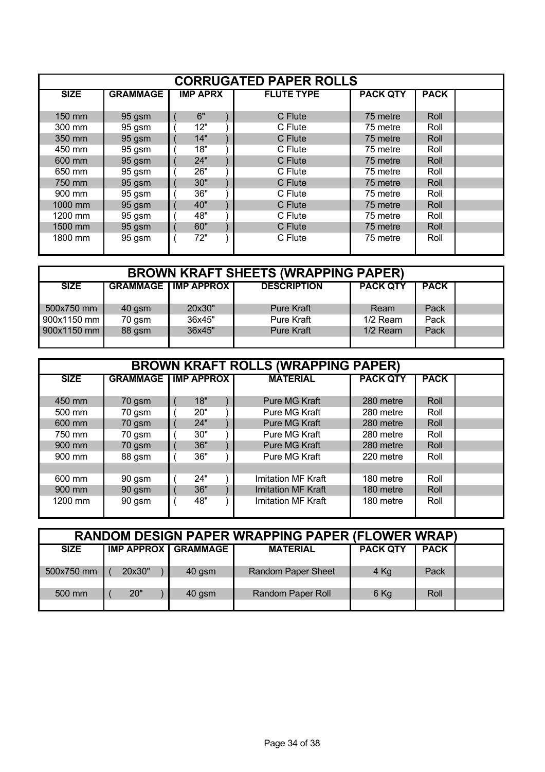## CORRUGATED PAPER ROLLS

| SIZE | GRAMMAGE | IMP APRX | FLUTE TYPE | PACK QTY | PACK | |
|---|---|---|---|---|---|---|
| 150 mm | 95 gsm | ( 6" ) | C Flute | 75 metre | Roll | |
| 300 mm | 95 gsm | ( 12" ) | C Flute | 75 metre | Roll | |
| 350 mm | 95 gsm | ( 14" ) | C Flute | 75 metre | Roll | |
| 450 mm | 95 gsm | ( 18" ) | C Flute | 75 metre | Roll | |
| 600 mm | 95 gsm | ( 24" ) | C Flute | 75 metre | Roll | |
| 650 mm | 95 gsm | ( 26" ) | C Flute | 75 metre | Roll | |
| 750 mm | 95 gsm | ( 30" ) | C Flute | 75 metre | Roll | |
| 900 mm | 95 gsm | ( 36" ) | C Flute | 75 metre | Roll | |
| 1000 mm | 95 gsm | ( 40" ) | C Flute | 75 metre | Roll | |
| 1200 mm | 95 gsm | ( 48" ) | C Flute | 75 metre | Roll | |
| 1500 mm | 95 gsm | ( 60" ) | C Flute | 75 metre | Roll | |
| 1800 mm | 95 gsm | ( 72" ) | C Flute | 75 metre | Roll | |

## BROWN KRAFT SHEETS (WRAPPING PAPER)

| SIZE | GRAMMAGE | IMP APPROX | DESCRIPTION | PACK QTY | PACK | |
|---|---|---|---|---|---|---|
| 500x750 mm | 40 gsm | 20x30" | Pure Kraft | Ream | Pack | |
| 900x1150 mm | 70 gsm | 36x45" | Pure Kraft | 1/2 Ream | Pack | |
| 900x1150 mm | 88 gsm | 36x45" | Pure Kraft | 1/2 Ream | Pack | |

## BROWN KRAFT ROLLS (WRAPPING PAPER)

| SIZE | GRAMMAGE | IMP APPROX | MATERIAL | PACK QTY | PACK | |
|---|---|---|---|---|---|---|
| 450 mm | 70 gsm | ( 18" ) | Pure MG Kraft | 280 metre | Roll | |
| 500 mm | 70 gsm | ( 20" ) | Pure MG Kraft | 280 metre | Roll | |
| 600 mm | 70 gsm | ( 24" ) | Pure MG Kraft | 280 metre | Roll | |
| 750 mm | 70 gsm | ( 30" ) | Pure MG Kraft | 280 metre | Roll | |
| 900 mm | 70 gsm | ( 36" ) | Pure MG Kraft | 280 metre | Roll | |
| 900 mm | 88 gsm | ( 36" ) | Pure MG Kraft | 220 metre | Roll | |
| | | | | | | |
| 600 mm | 90 gsm | ( 24" ) | Imitation MF Kraft | 180 metre | Roll | |
| 900 mm | 90 gsm | ( 36" ) | Imitation MF Kraft | 180 metre | Roll | |
| 1200 mm | 90 gsm | ( 48" ) | Imitation MF Kraft | 180 metre | Roll | |

## RANDOM DESIGN PAPER WRAPPING PAPER (FLOWER WRAP)

| SIZE | IMP APPROX | GRAMMAGE | MATERIAL | PACK QTY | PACK | |
|---|---|---|---|---|---|---|
| 500x750 mm | ( 20x30" ) | 40 gsm | Random Paper Sheet | 4 Kg | Pack | |
| | | | | | | |
| 500 mm | ( 20" ) | 40 gsm | Random Paper Roll | 6 Kg | Roll | |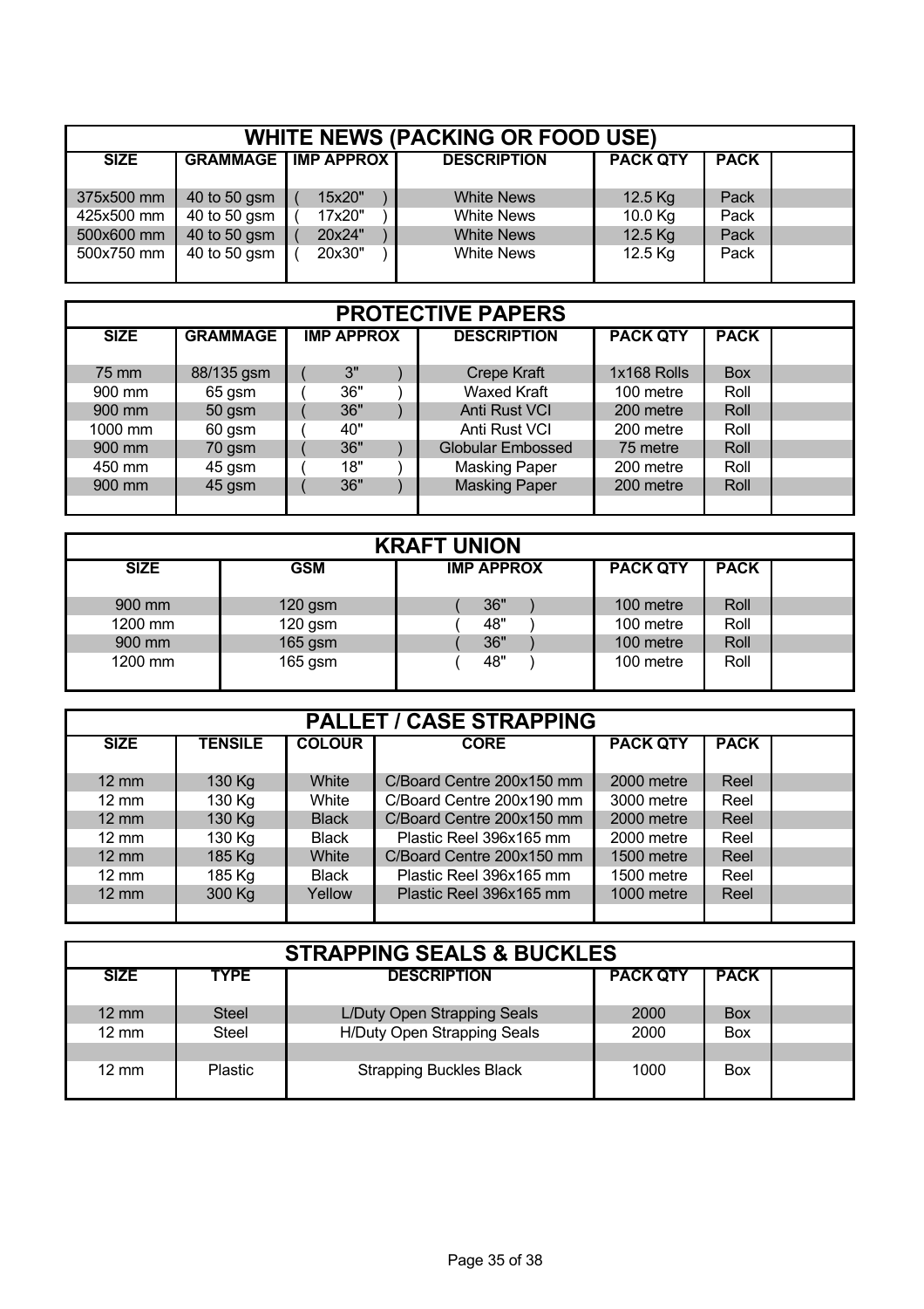## WHITE NEWS (PACKING OR FOOD USE)

| SIZE | GRAMMAGE | IMP APPROX | DESCRIPTION | PACK QTY | PACK | |
|---|---|---|---|---|---|---|
| 375x500 mm | 40 to 50 gsm | ( 15x20" ) | White News | 12.5 Kg | Pack | |
| 425x500 mm | 40 to 50 gsm | ( 17x20" ) | White News | 10.0 Kg | Pack | |
| 500x600 mm | 40 to 50 gsm | ( 20x24" ) | White News | 12.5 Kg | Pack | |
| 500x750 mm | 40 to 50 gsm | ( 20x30" ) | White News | 12.5 Kg | Pack | |

## PROTECTIVE PAPERS

| SIZE | GRAMMAGE | IMP APPROX | DESCRIPTION | PACK QTY | PACK | |
|---|---|---|---|---|---|---|
| 75 mm | 88/135 gsm | ( 3" ) | Crepe Kraft | 1x168 Rolls | Box | |
| 900 mm | 65 gsm | ( 36" ) | Waxed Kraft | 100 metre | Roll | |
| 900 mm | 50 gsm | ( 36" ) | Anti Rust VCI | 200 metre | Roll | |
| 1000 mm | 60 gsm | ( 40" | Anti Rust VCI | 200 metre | Roll | |
| 900 mm | 70 gsm | ( 36" ) | Globular Embossed | 75 metre | Roll | |
| 450 mm | 45 gsm | ( 18" ) | Masking Paper | 200 metre | Roll | |
| 900 mm | 45 gsm | ( 36" ) | Masking Paper | 200 metre | Roll | |

## KRAFT UNION

| SIZE | GSM | IMP APPROX | PACK QTY | PACK | |
|---|---|---|---|---|---|
| 900 mm | 120 gsm | ( 36" ) | 100 metre | Roll | |
| 1200 mm | 120 gsm | ( 48" ) | 100 metre | Roll | |
| 900 mm | 165 gsm | ( 36" ) | 100 metre | Roll | |
| 1200 mm | 165 gsm | ( 48" ) | 100 metre | Roll | |

## PALLET / CASE STRAPPING

| SIZE | TENSILE | COLOUR | CORE | PACK QTY | PACK | |
|---|---|---|---|---|---|---|
| 12 mm | 130 Kg | White | C/Board Centre 200x150 mm | 2000 metre | Reel | |
| 12 mm | 130 Kg | White | C/Board Centre 200x190 mm | 3000 metre | Reel | |
| 12 mm | 130 Kg | Black | C/Board Centre 200x150 mm | 2000 metre | Reel | |
| 12 mm | 130 Kg | Black | Plastic Reel 396x165 mm | 2000 metre | Reel | |
| 12 mm | 185 Kg | White | C/Board Centre 200x150 mm | 1500 metre | Reel | |
| 12 mm | 185 Kg | Black | Plastic Reel 396x165 mm | 1500 metre | Reel | |
| 12 mm | 300 Kg | Yellow | Plastic Reel 396x165 mm | 1000 metre | Reel | |

## STRAPPING SEALS & BUCKLES

| SIZE | TYPE | DESCRIPTION | PACK QTY | PACK | |
|---|---|---|---|---|---|
| 12 mm | Steel | L/Duty Open Strapping Seals | 2000 | Box | |
| 12 mm | Steel | H/Duty Open Strapping Seals | 2000 | Box | |
| | | | | | |
| 12 mm | Plastic | Strapping Buckles Black | 1000 | Box | |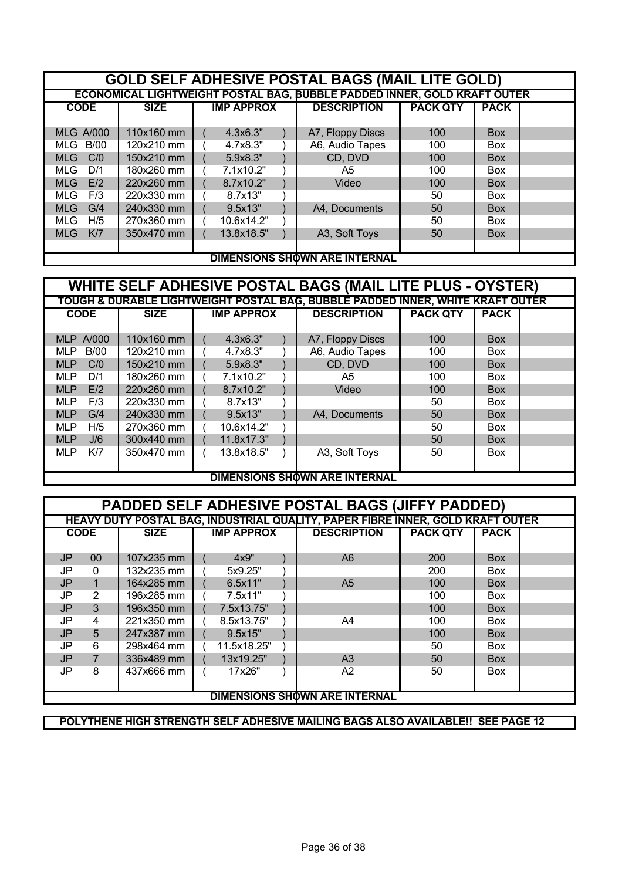## GOLD SELF ADHESIVE POSTAL BAGS (MAIL LITE GOLD)

**ECONOMICAL LIGHTWEIGHT POSTAL BAG, BUBBLE PADDED INNER, GOLD KRAFT OUTER**

| CODE | SIZE | IMP APPROX | DESCRIPTION | PACK QTY | PACK |
|---|---|---|---|---|---|
| MLG A/000 | 110x160 mm | ( 4.3x6.3" ) | A7, Floppy Discs | 100 | Box |
| MLG B/00 | 120x210 mm | ( 4.7x8.3" ) | A6, Audio Tapes | 100 | Box |
| MLG C/0 | 150x210 mm | ( 5.9x8.3" ) | CD, DVD | 100 | Box |
| MLG D/1 | 180x260 mm | ( 7.1x10.2" ) | A5 | 100 | Box |
| MLG E/2 | 220x260 mm | ( 8.7x10.2" ) | Video | 100 | Box |
| MLG F/3 | 220x330 mm | ( 8.7x13" ) | | 50 | Box |
| MLG G/4 | 240x330 mm | ( 9.5x13" ) | A4, Documents | 50 | Box |
| MLG H/5 | 270x360 mm | ( 10.6x14.2" ) | | 50 | Box |
| MLG K/7 | 350x470 mm | ( 13.8x18.5" ) | A3, Soft Toys | 50 | Box |

**DIMENSIONS SHOWN ARE INTERNAL**

## WHITE SELF ADHESIVE POSTAL BAGS (MAIL LITE PLUS - OYSTER)

**TOUGH & DURABLE LIGHTWEIGHT POSTAL BAG, BUBBLE PADDED INNER, WHITE KRAFT OUTER**

| CODE | SIZE | IMP APPROX | DESCRIPTION | PACK QTY | PACK |
|---|---|---|---|---|---|
| MLP A/000 | 110x160 mm | ( 4.3x6.3" ) | A7, Floppy Discs | 100 | Box |
| MLP B/00 | 120x210 mm | ( 4.7x8.3" ) | A6, Audio Tapes | 100 | Box |
| MLP C/0 | 150x210 mm | ( 5.9x8.3" ) | CD, DVD | 100 | Box |
| MLP D/1 | 180x260 mm | ( 7.1x10.2" ) | A5 | 100 | Box |
| MLP E/2 | 220x260 mm | ( 8.7x10.2" ) | Video | 100 | Box |
| MLP F/3 | 220x330 mm | ( 8.7x13" ) | | 50 | Box |
| MLP G/4 | 240x330 mm | ( 9.5x13" ) | A4, Documents | 50 | Box |
| MLP H/5 | 270x360 mm | ( 10.6x14.2" ) | | 50 | Box |
| MLP J/6 | 300x440 mm | ( 11.8x17.3" ) | | 50 | Box |
| MLP K/7 | 350x470 mm | ( 13.8x18.5" ) | A3, Soft Toys | 50 | Box |

**DIMENSIONS SHOWN ARE INTERNAL**

## PADDED SELF ADHESIVE POSTAL BAGS (JIFFY PADDED)

**HEAVY DUTY POSTAL BAG, INDUSTRIAL QUALITY, PAPER FIBRE INNER, GOLD KRAFT OUTER**

| CODE | SIZE | IMP APPROX | DESCRIPTION | PACK QTY | PACK |
|---|---|---|---|---|---|
| JP 00 | 107x235 mm | ( 4x9" ) | A6 | 200 | Box |
| JP 0 | 132x235 mm | ( 5x9.25" ) | | 200 | Box |
| JP 1 | 164x285 mm | ( 6.5x11" ) | A5 | 100 | Box |
| JP 2 | 196x285 mm | ( 7.5x11" ) | | 100 | Box |
| JP 3 | 196x350 mm | ( 7.5x13.75" ) | | 100 | Box |
| JP 4 | 221x350 mm | ( 8.5x13.75" ) | A4 | 100 | Box |
| JP 5 | 247x387 mm | ( 9.5x15" ) | | 100 | Box |
| JP 6 | 298x464 mm | ( 11.5x18.25" ) | | 50 | Box |
| JP 7 | 336x489 mm | ( 13x19.25" ) | A3 | 50 | Box |
| JP 8 | 437x666 mm | ( 17x26" ) | A2 | 50 | Box |

**DIMENSIONS SHOWN ARE INTERNAL**

**POLYTHENE HIGH STRENGTH SELF ADHESIVE MAILING BAGS ALSO AVAILABLE!! SEE PAGE 12**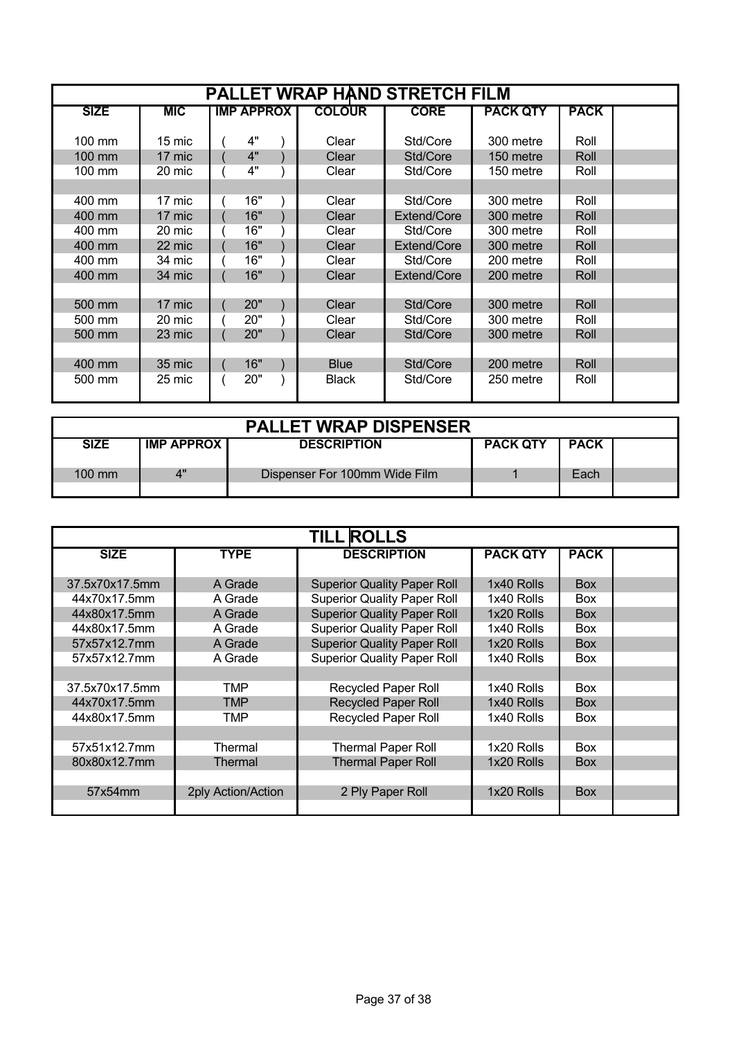## PALLET WRAP HAND STRETCH FILM

| SIZE | MIC | IMP APPROX | COLOUR | CORE | PACK QTY | PACK | |
|---|---|---|---|---|---|---|---|
| 100 mm | 15 mic | ( 4" ) | Clear | Std/Core | 300 metre | Roll | |
| 100 mm | 17 mic | ( 4" ) | Clear | Std/Core | 150 metre | Roll | |
| 100 mm | 20 mic | ( 4" ) | Clear | Std/Core | 150 metre | Roll | |
| | | | | | | | |
| 400 mm | 17 mic | ( 16" ) | Clear | Std/Core | 300 metre | Roll | |
| 400 mm | 17 mic | ( 16" ) | Clear | Extend/Core | 300 metre | Roll | |
| 400 mm | 20 mic | ( 16" ) | Clear | Std/Core | 300 metre | Roll | |
| 400 mm | 22 mic | ( 16" ) | Clear | Extend/Core | 300 metre | Roll | |
| 400 mm | 34 mic | ( 16" ) | Clear | Std/Core | 200 metre | Roll | |
| 400 mm | 34 mic | ( 16" ) | Clear | Extend/Core | 200 metre | Roll | |
| | | | | | | | |
| 500 mm | 17 mic | ( 20" ) | Clear | Std/Core | 300 metre | Roll | |
| 500 mm | 20 mic | ( 20" ) | Clear | Std/Core | 300 metre | Roll | |
| 500 mm | 23 mic | ( 20" ) | Clear | Std/Core | 300 metre | Roll | |
| | | | | | | | |
| 400 mm | 35 mic | ( 16" ) | Blue | Std/Core | 200 metre | Roll | |
| 500 mm | 25 mic | ( 20" ) | Black | Std/Core | 250 metre | Roll | |

## PALLET WRAP DISPENSER

| SIZE | IMP APPROX | DESCRIPTION | PACK QTY | PACK | |
|---|---|---|---|---|---|
| 100 mm | 4" | Dispenser For 100mm Wide Film | 1 | Each | |

## TILL ROLLS

| SIZE | TYPE | DESCRIPTION | PACK QTY | PACK | |
|---|---|---|---|---|---|
| 37.5x70x17.5mm | A Grade | Superior Quality Paper Roll | 1x40 Rolls | Box | |
| 44x70x17.5mm | A Grade | Superior Quality Paper Roll | 1x40 Rolls | Box | |
| 44x80x17.5mm | A Grade | Superior Quality Paper Roll | 1x20 Rolls | Box | |
| 44x80x17.5mm | A Grade | Superior Quality Paper Roll | 1x40 Rolls | Box | |
| 57x57x12.7mm | A Grade | Superior Quality Paper Roll | 1x20 Rolls | Box | |
| 57x57x12.7mm | A Grade | Superior Quality Paper Roll | 1x40 Rolls | Box | |
| | | | | | |
| 37.5x70x17.5mm | TMP | Recycled Paper Roll | 1x40 Rolls | Box | |
| 44x70x17.5mm | TMP | Recycled Paper Roll | 1x40 Rolls | Box | |
| 44x80x17.5mm | TMP | Recycled Paper Roll | 1x40 Rolls | Box | |
| | | | | | |
| 57x51x12.7mm | Thermal | Thermal Paper Roll | 1x20 Rolls | Box | |
| 80x80x12.7mm | Thermal | Thermal Paper Roll | 1x20 Rolls | Box | |
| | | | | | |
| 57x54mm | 2ply Action/Action | 2 Ply Paper Roll | 1x20 Rolls | Box | |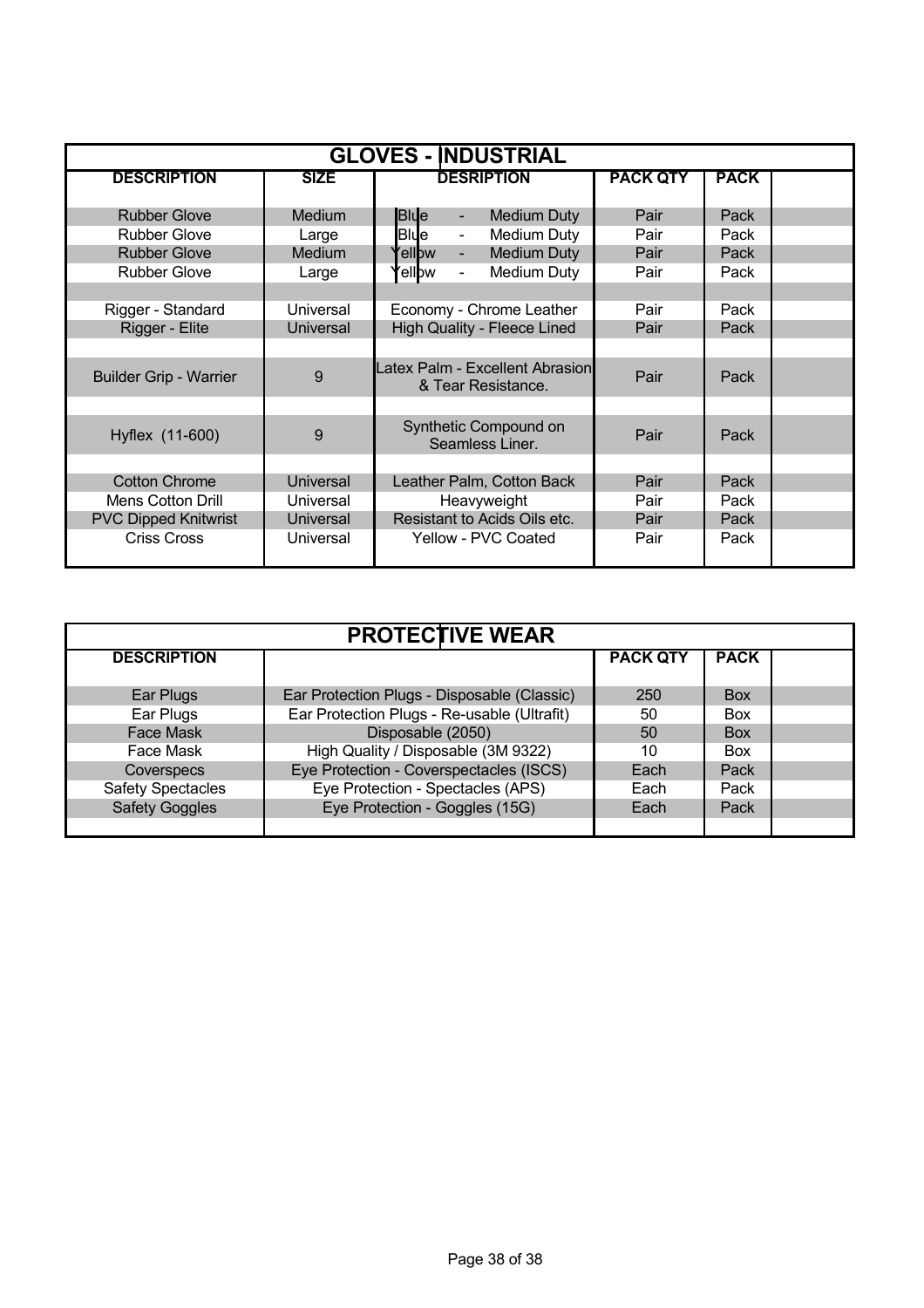## GLOVES - INDUSTRIAL

| DESCRIPTION | SIZE | DESRIPTION | PACK QTY | PACK | |
|---|---|---|---|---|---|
| Rubber Glove | Medium | Blue - Medium Duty | Pair | Pack | |
| Rubber Glove | Large | Blue - Medium Duty | Pair | Pack | |
| Rubber Glove | Medium | Yellow - Medium Duty | Pair | Pack | |
| Rubber Glove | Large | Yellow - Medium Duty | Pair | Pack | |
| | | | | | |
| Rigger - Standard | Universal | Economy - Chrome Leather | Pair | Pack | |
| Rigger - Elite | Universal | High Quality - Fleece Lined | Pair | Pack | |
| | | | | | |
| Builder Grip - Warrier | 9 | Latex Palm - Excellent Abrasion & Tear Resistance. | Pair | Pack | |
| | | | | | |
| Hyflex (11-600) | 9 | Synthetic Compound on Seamless Liner. | Pair | Pack | |
| | | | | | |
| Cotton Chrome | Universal | Leather Palm, Cotton Back | Pair | Pack | |
| Mens Cotton Drill | Universal | Heavyweight | Pair | Pack | |
| PVC Dipped Knitwrist | Universal | Resistant to Acids Oils etc. | Pair | Pack | |
| Criss Cross | Universal | Yellow - PVC Coated | Pair | Pack | |

## PROTECTIVE WEAR

| DESCRIPTION | | PACK QTY | PACK | |
|---|---|---|---|---|
| Ear Plugs | Ear Protection Plugs - Disposable (Classic) | 250 | Box | |
| Ear Plugs | Ear Protection Plugs - Re-usable (Ultrafit) | 50 | Box | |
| Face Mask | Disposable (2050) | 50 | Box | |
| Face Mask | High Quality / Disposable (3M 9322) | 10 | Box | |
| Coverspecs | Eye Protection - Coverspectacles (ISCS) | Each | Pack | |
| Safety Spectacles | Eye Protection - Spectacles (APS) | Each | Pack | |
| Safety Goggles | Eye Protection - Goggles (15G) | Each | Pack | |
| | | | | |